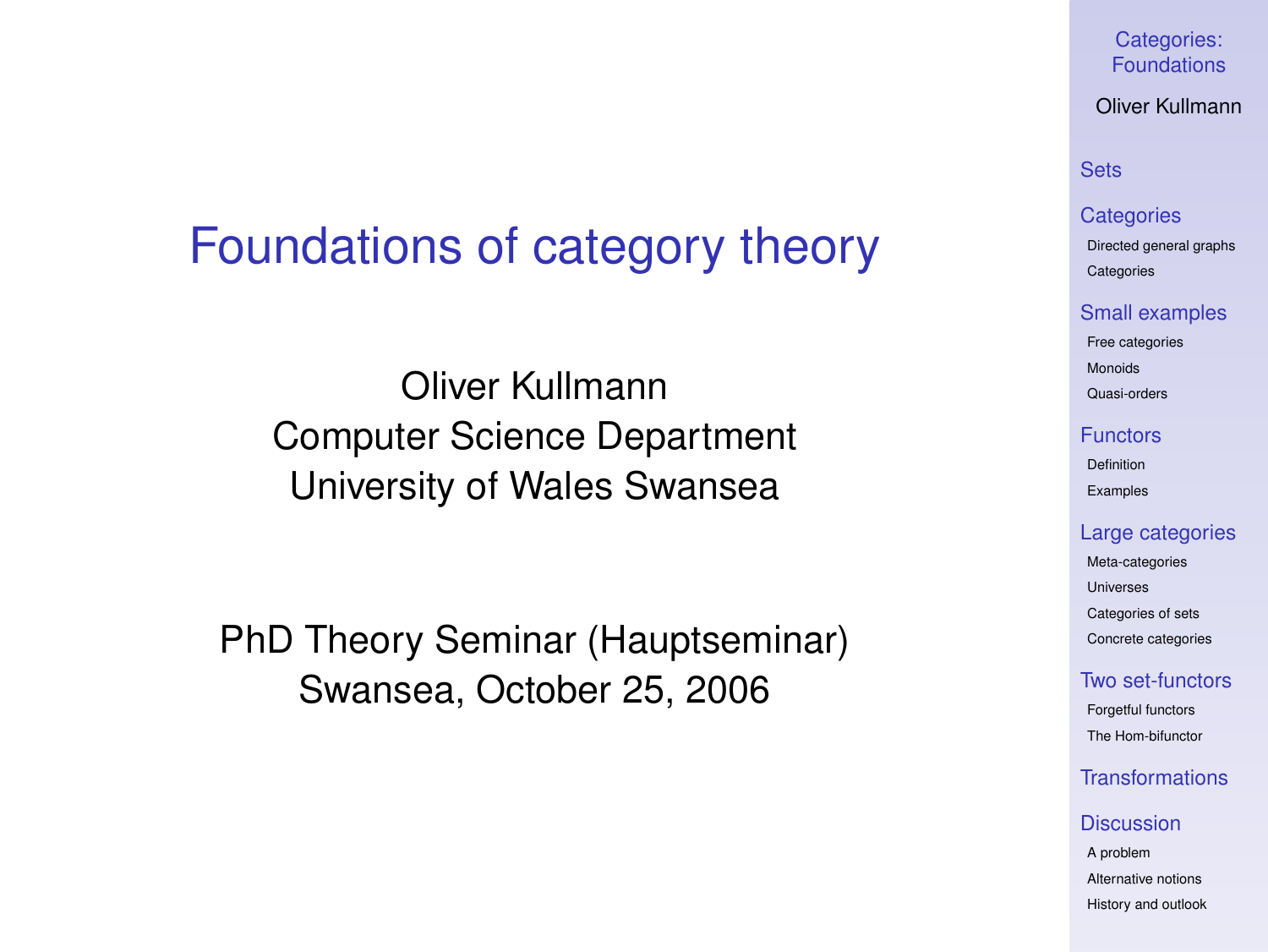# Foundations of category theory

Oliver Kullmann
Computer Science Department
University of Wales Swansea

PhD Theory Seminar (Hauptseminar)
Swansea, October 25, 2006

Categories: Foundations

Oliver Kullmann

Sets

Categories
- Directed general graphs
- Categories

Small examples
- Free categories
- Monoids
- Quasi-orders

Functors
- Definition
- Examples

Large categories
- Meta-categories
- Universes
- Categories of sets
- Concrete categories

Two set-functors
- Forgetful functors
- The Hom-bifunctor

Transformations

Discussion
- A problem
- Alternative notions
- History and outlook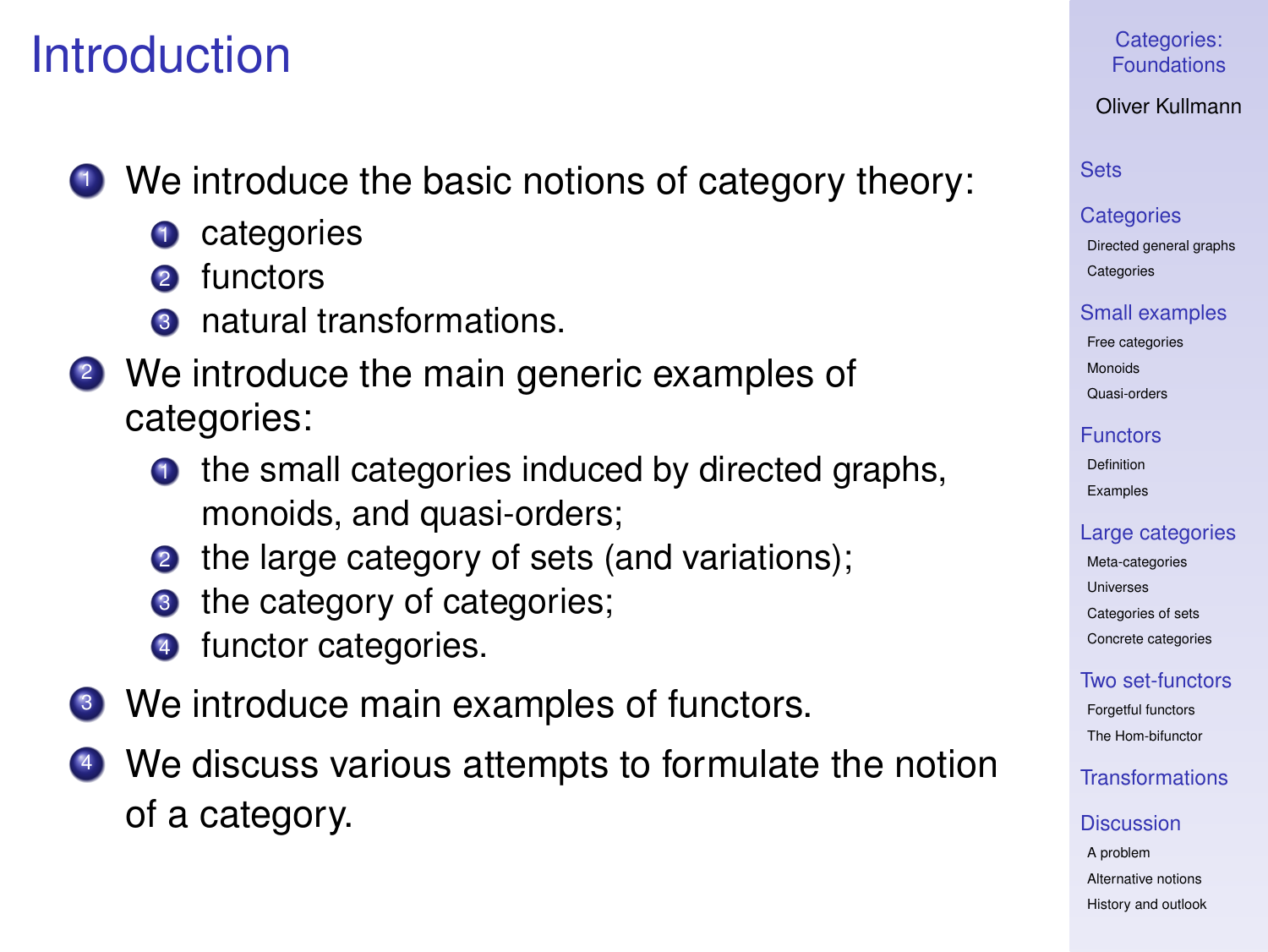# Introduction

1. We introduce the basic notions of category theory:
   1. categories
   2. functors
   3. natural transformations.
2. We introduce the main generic examples of categories:
   1. the small categories induced by directed graphs, monoids, and quasi-orders;
   2. the large category of sets (and variations);
   3. the category of categories;
   4. functor categories.
3. We introduce main examples of functors.
4. We discuss various attempts to formulate the notion of a category.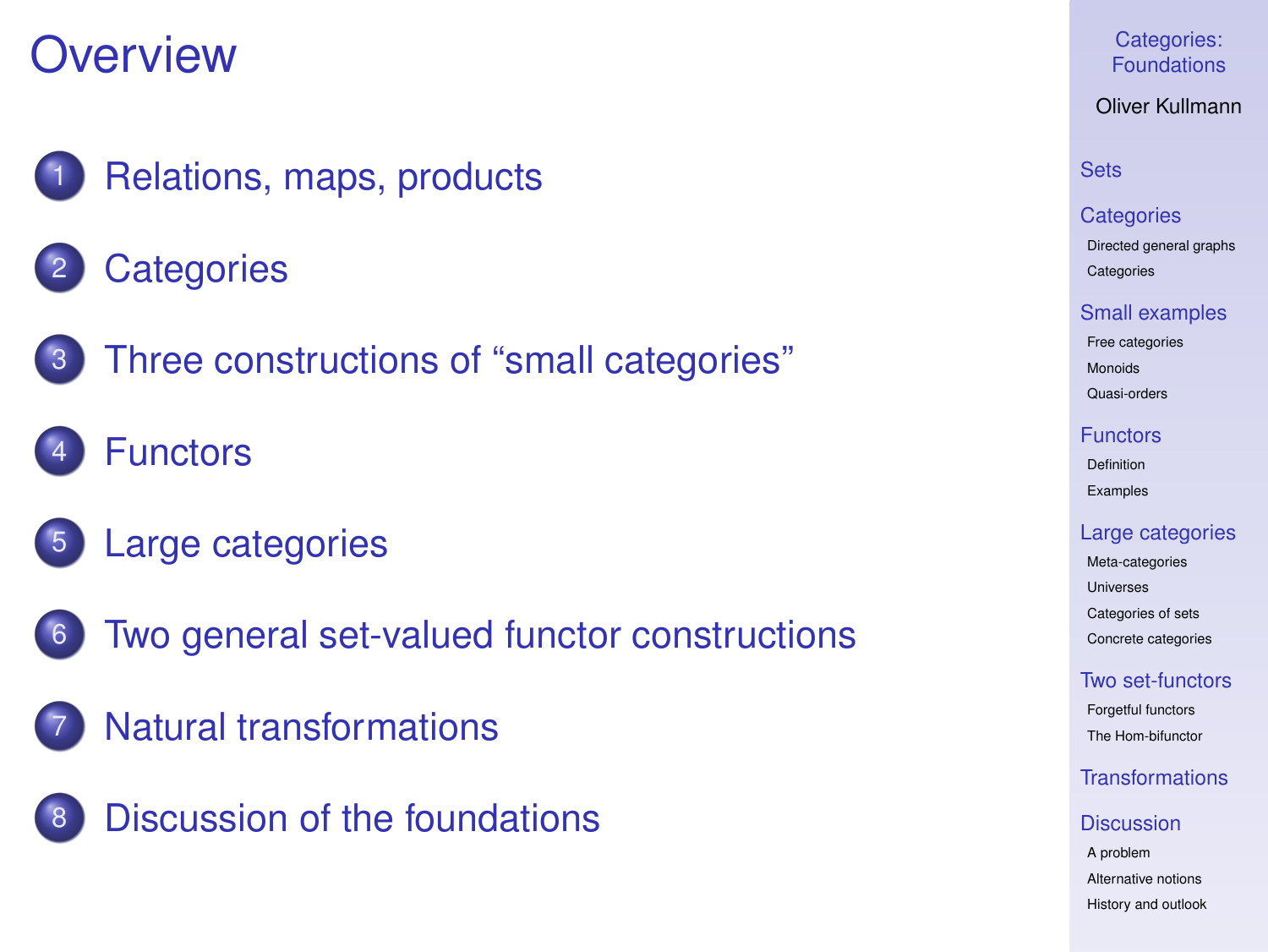# Overview

1. Relations, maps, products
2. Categories
3. Three constructions of “small categories”
4. Functors
5. Large categories
6. Two general set-valued functor constructions
7. Natural transformations
8. Discussion of the foundations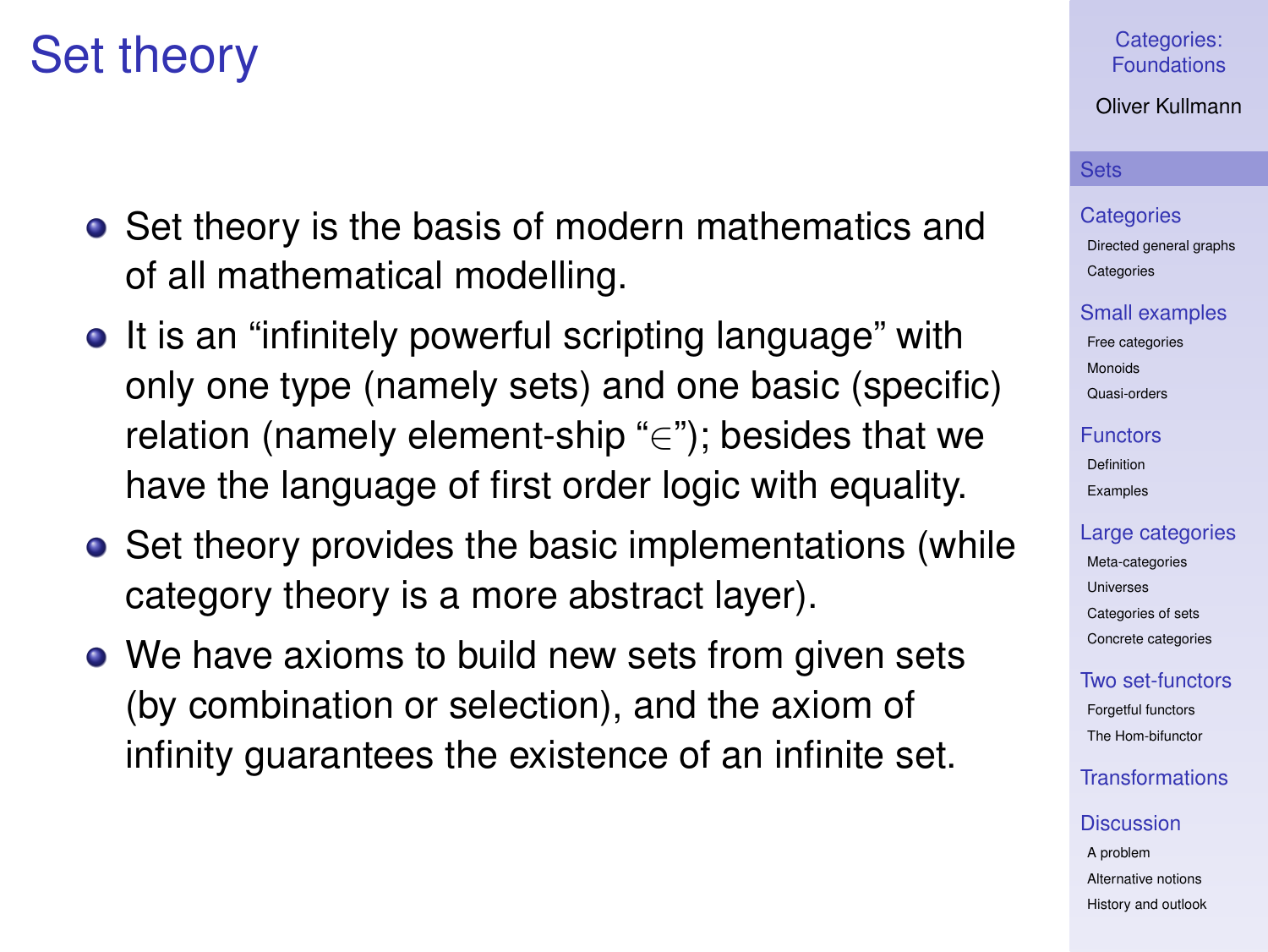# Set theory

- Set theory is the basis of modern mathematics and of all mathematical modelling.
- It is an “infinitely powerful scripting language” with only one type (namely sets) and one basic (specific) relation (namely element-ship “$\in$”); besides that we have the language of first order logic with equality.
- Set theory provides the basic implementations (while category theory is a more abstract layer).
- We have axioms to build new sets from given sets (by combination or selection), and the axiom of infinity guarantees the existence of an infinite set.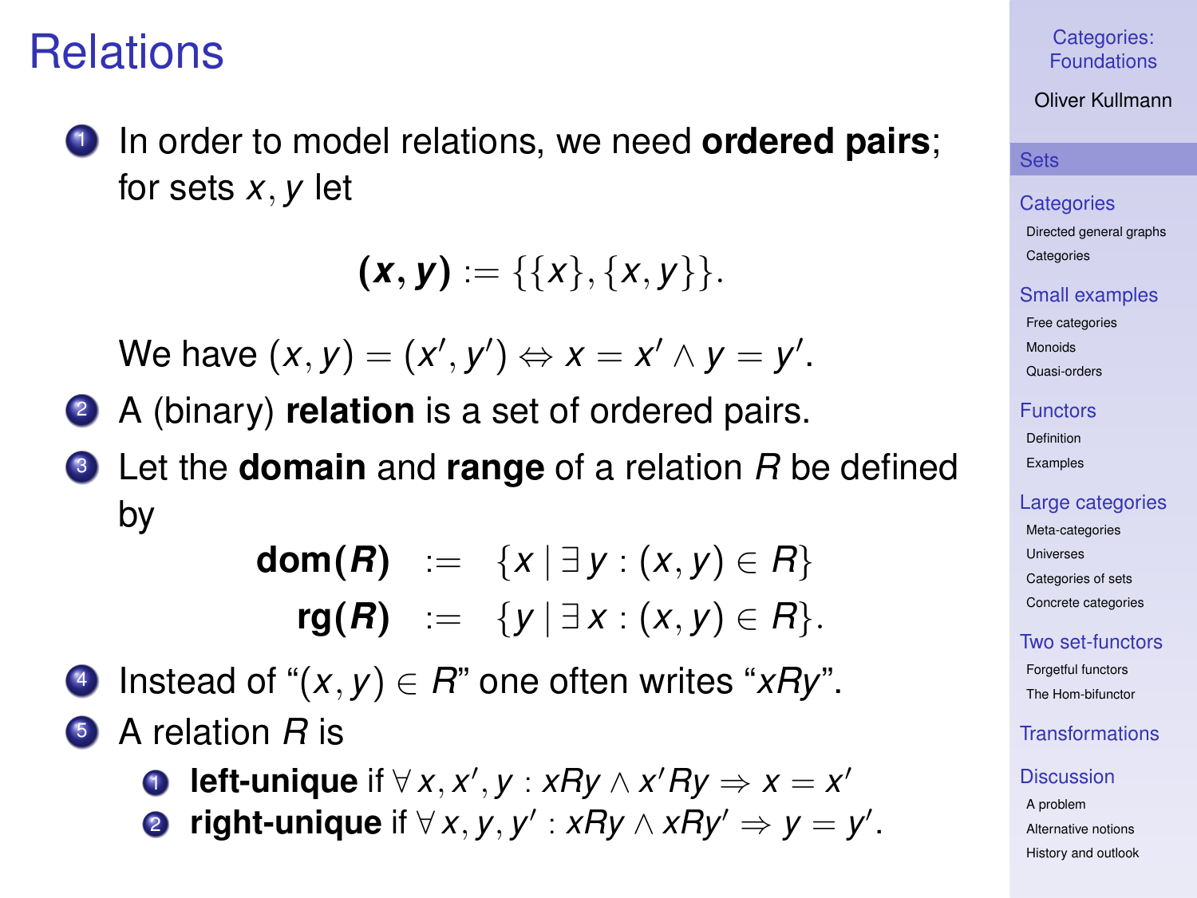# Relations

1. In order to model relations, we need **ordered pairs**; for sets $x, y$ let

$$\boldsymbol{(x, y)} := \{\{x\}, \{x, y\}\}.$$

   We have $(x, y) = (x', y') \Leftrightarrow x = x' \wedge y = y'$.

2. A (binary) **relation** is a set of ordered pairs.

3. Let the **domain** and **range** of a relation $R$ be defined by

$$\begin{aligned} \mathbf{dom}(\boldsymbol{R}) &:= \{x \mid \exists\, y : (x, y) \in R\} \\ \mathbf{rg}(\boldsymbol{R}) &:= \{y \mid \exists\, x : (x, y) \in R\}. \end{aligned}$$

4. Instead of "$(x, y) \in R$" one often writes "$xRy$".

5. A relation $R$ is
   1. **left-unique** if $\forall\, x, x', y : xRy \wedge x'Ry \Rightarrow x = x'$
   2. **right-unique** if $\forall\, x, y, y' : xRy \wedge xRy' \Rightarrow y = y'$.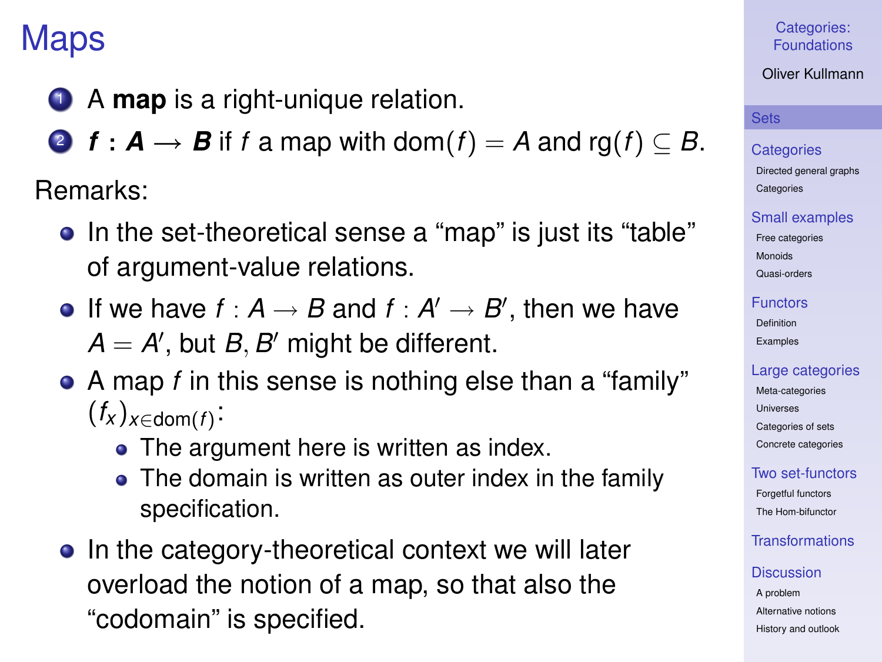# Maps

1. A **map** is a right-unique relation.
2. $\boldsymbol{f : A \longrightarrow B}$ if $f$ a map with $\mathrm{dom}(f) = A$ and $\mathrm{rg}(f) \subseteq B$.

Remarks:

- In the set-theoretical sense a "map" is just its "table" of argument-value relations.
- If we have $f : A \to B$ and $f : A' \to B'$, then we have $A = A'$, but $B, B'$ might be different.
- A map $f$ in this sense is nothing else than a "family" $(f_x)_{x \in \mathrm{dom}(f)}$:
  - The argument here is written as index.
  - The domain is written as outer index in the family specification.
- In the category-theoretical context we will later overload the notion of a map, so that also the "codomain" is specified.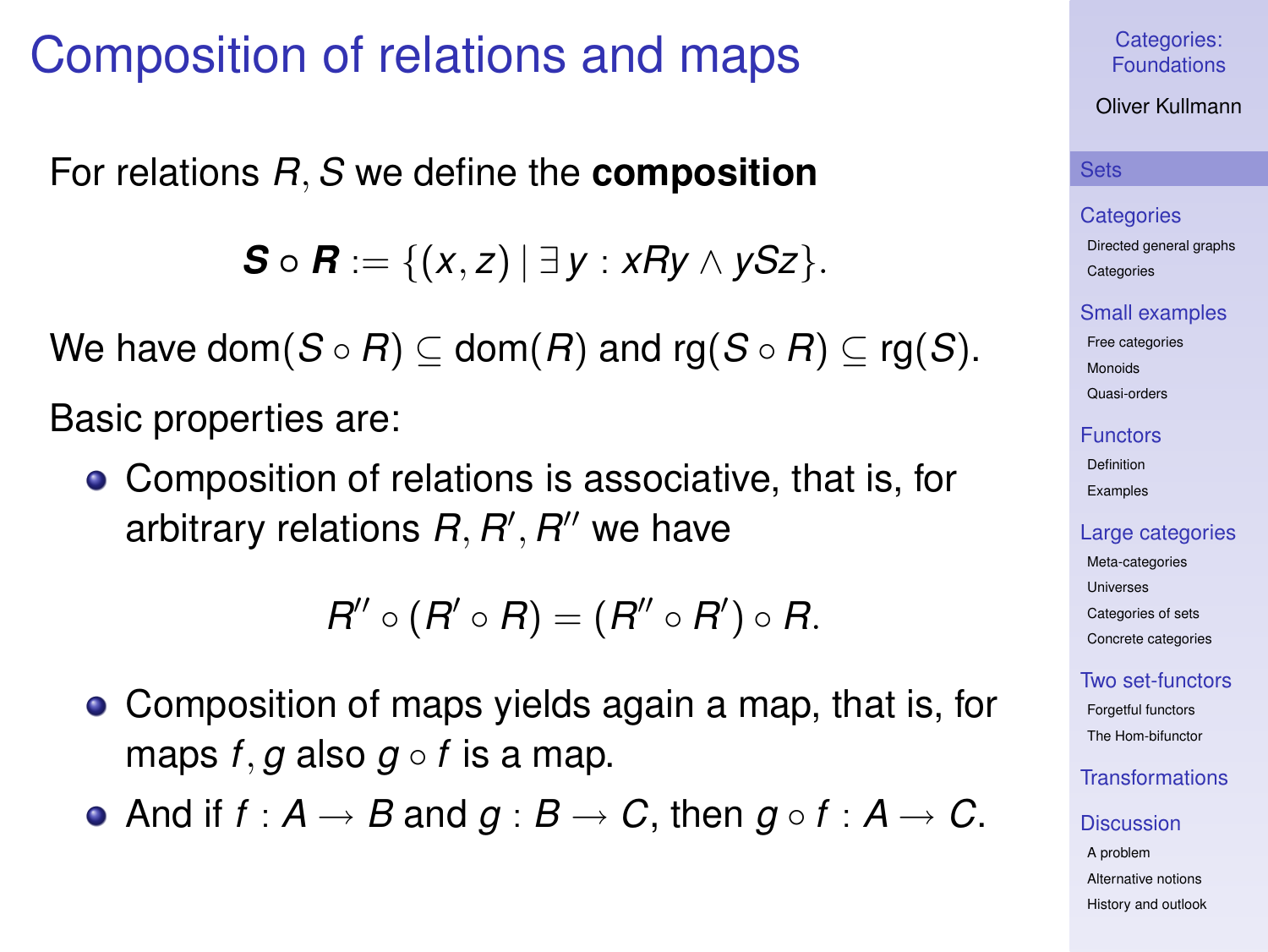# Composition of relations and maps

For relations $R, S$ we define the **composition**

$$\boldsymbol{S} \circ \boldsymbol{R} := \{(x, z) \mid \exists\, y : xRy \wedge ySz\}.$$

We have $\operatorname{dom}(S \circ R) \subseteq \operatorname{dom}(R)$ and $\operatorname{rg}(S \circ R) \subseteq \operatorname{rg}(S)$.

Basic properties are:

- Composition of relations is associative, that is, for arbitrary relations $R, R', R''$ we have

$$R'' \circ (R' \circ R) = (R'' \circ R') \circ R.$$

- Composition of maps yields again a map, that is, for maps $f, g$ also $g \circ f$ is a map.
- And if $f : A \to B$ and $g : B \to C$, then $g \circ f : A \to C$.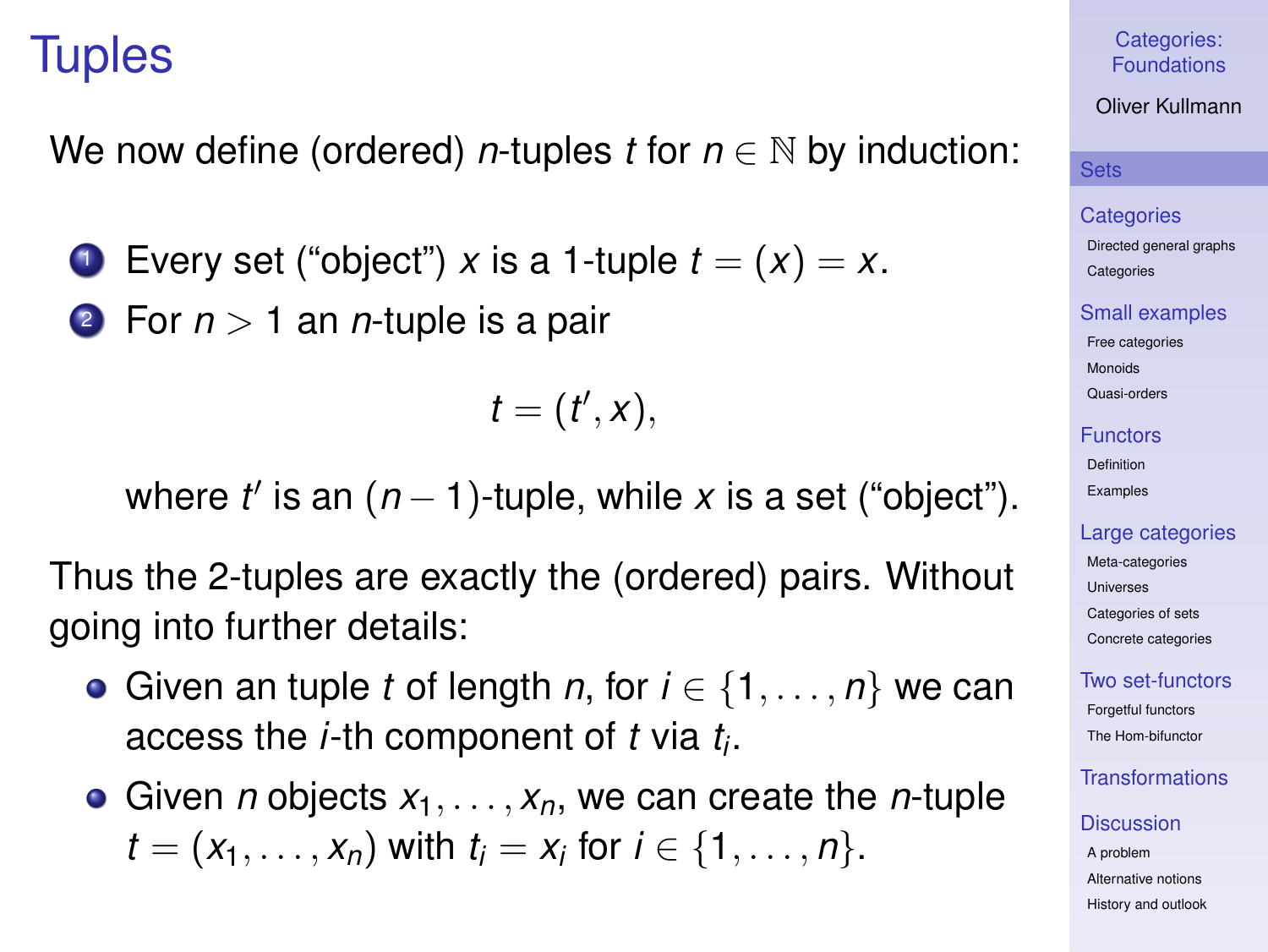# Tuples

We now define (ordered) $n$-tuples $t$ for $n \in \mathbb{N}$ by induction:

1. Every set ("object") $x$ is a 1-tuple $t = (x) = x$.
2. For $n > 1$ an $n$-tuple is a pair

$$t = (t', x),$$

   where $t'$ is an $(n-1)$-tuple, while $x$ is a set ("object").

Thus the 2-tuples are exactly the (ordered) pairs. Without going into further details:

- Given an tuple $t$ of length $n$, for $i \in \{1, \ldots, n\}$ we can access the $i$-th component of $t$ via $t_i$.
- Given $n$ objects $x_1, \ldots, x_n$, we can create the $n$-tuple $t = (x_1, \ldots, x_n)$ with $t_i = x_i$ for $i \in \{1, \ldots, n\}$.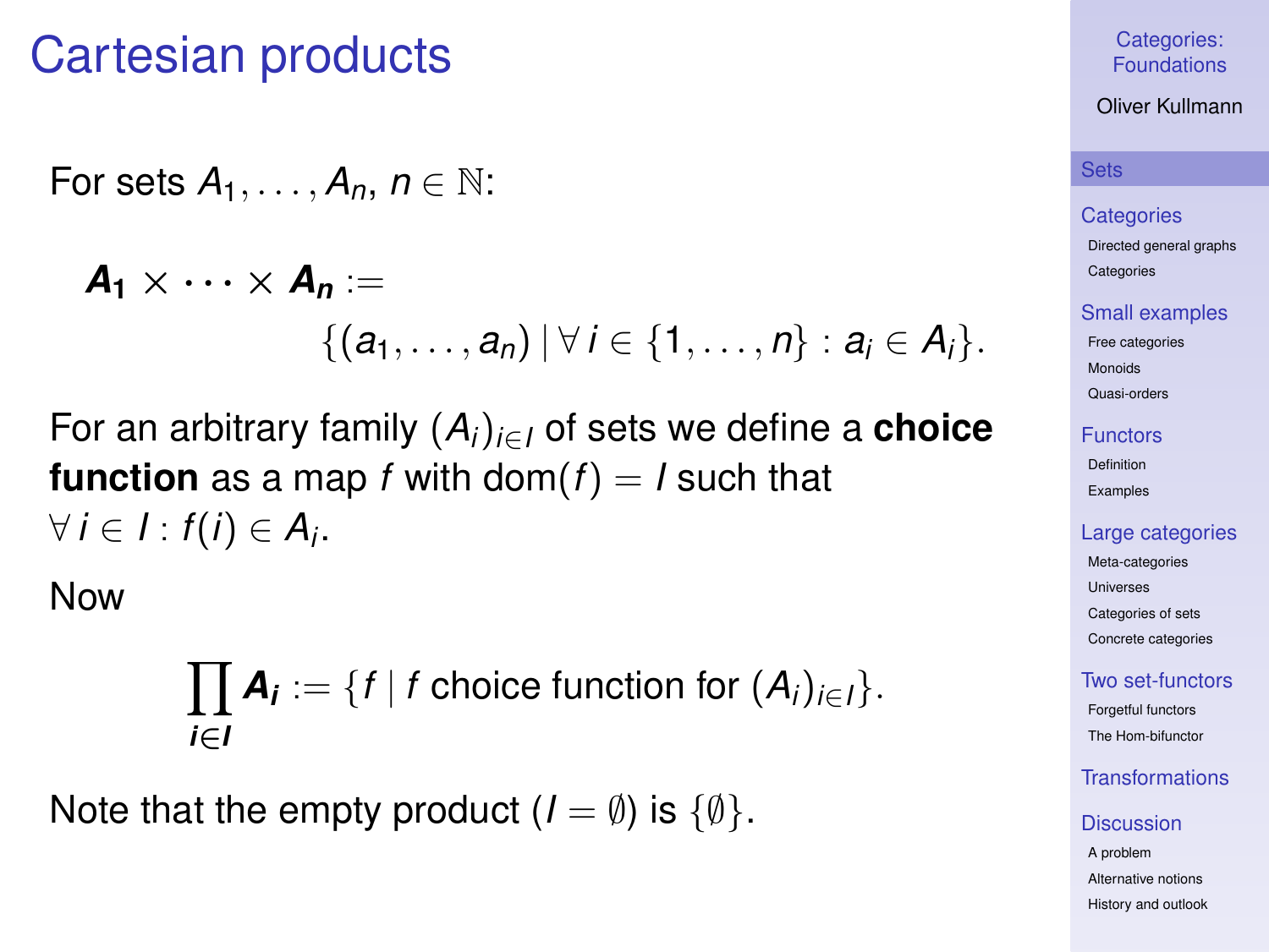# Cartesian products

For sets $A_1, \dots, A_n$, $n \in \mathbb{N}$:

$$\boldsymbol{A_1} \times \cdots \times \boldsymbol{A_n} := \{(a_1, \dots, a_n) \mid \forall\, i \in \{1, \dots, n\} : a_i \in A_i\}.$$

For an arbitrary family $(A_i)_{i \in I}$ of sets we define a **choice function** as a map $f$ with $\mathrm{dom}(f) = I$ such that $\forall\, i \in I : f(i) \in A_i$.

Now

$$\boldsymbol{\prod_{i \in I} A_i} := \{f \mid f \text{ choice function for } (A_i)_{i \in I}\}.$$

Note that the empty product ($I = \emptyset$) is $\{\emptyset\}$.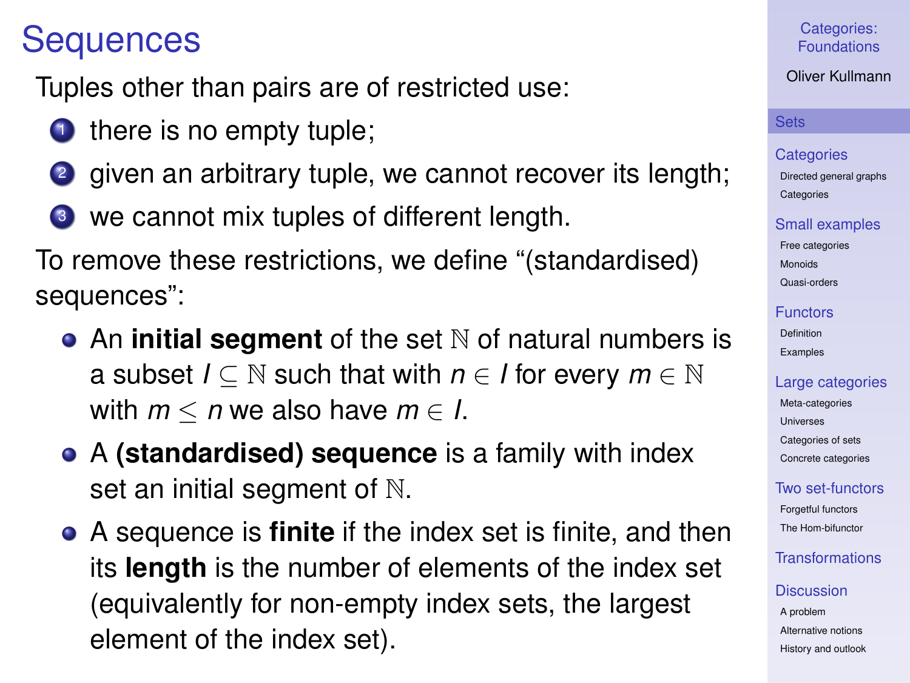# Sequences

Tuples other than pairs are of restricted use:

1. there is no empty tuple;
2. given an arbitrary tuple, we cannot recover its length;
3. we cannot mix tuples of different length.

To remove these restrictions, we define "(standardised) sequences":

- An **initial segment** of the set $\mathbb{N}$ of natural numbers is a subset $I \subseteq \mathbb{N}$ such that with $n \in I$ for every $m \in \mathbb{N}$ with $m \leq n$ we also have $m \in I$.
- A **(standardised) sequence** is a family with index set an initial segment of $\mathbb{N}$.
- A sequence is **finite** if the index set is finite, and then its **length** is the number of elements of the index set (equivalently for non-empty index sets, the largest element of the index set).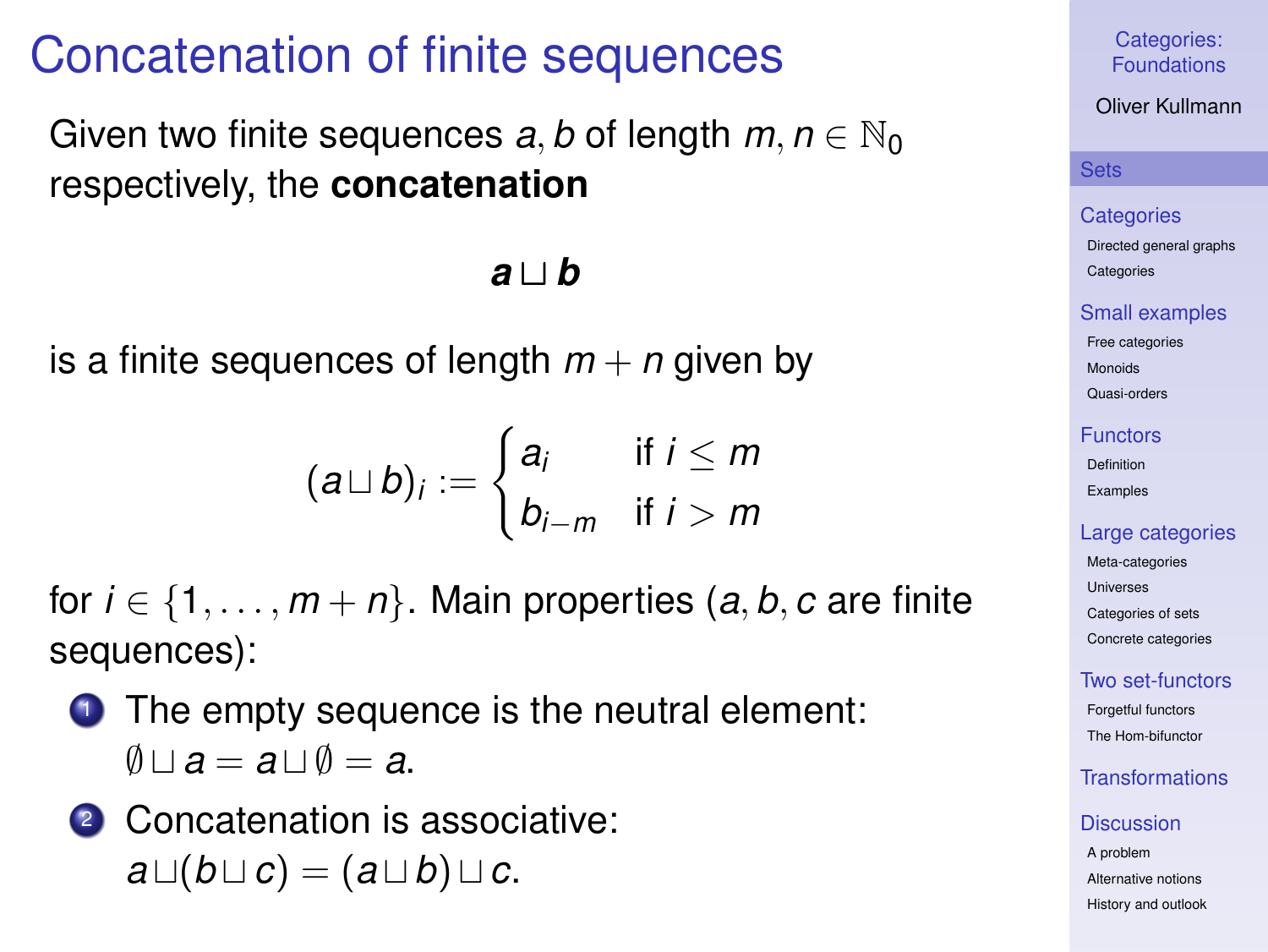# Concatenation of finite sequences

Given two finite sequences $a, b$ of length $m, n \in \mathbb{N}_0$ respectively, the **concatenation**

$$\boldsymbol{a \sqcup b}$$

is a finite sequences of length $m + n$ given by

$$(a \sqcup b)_i := \begin{cases} a_i & \text{if } i \leq m \\ b_{i-m} & \text{if } i > m \end{cases}$$

for $i \in \{1, \ldots, m + n\}$. Main properties ($a, b, c$ are finite sequences):

1. The empty sequence is the neutral element: $\emptyset \sqcup a = a \sqcup \emptyset = a$.
2. Concatenation is associative: $a \sqcup (b \sqcup c) = (a \sqcup b) \sqcup c$.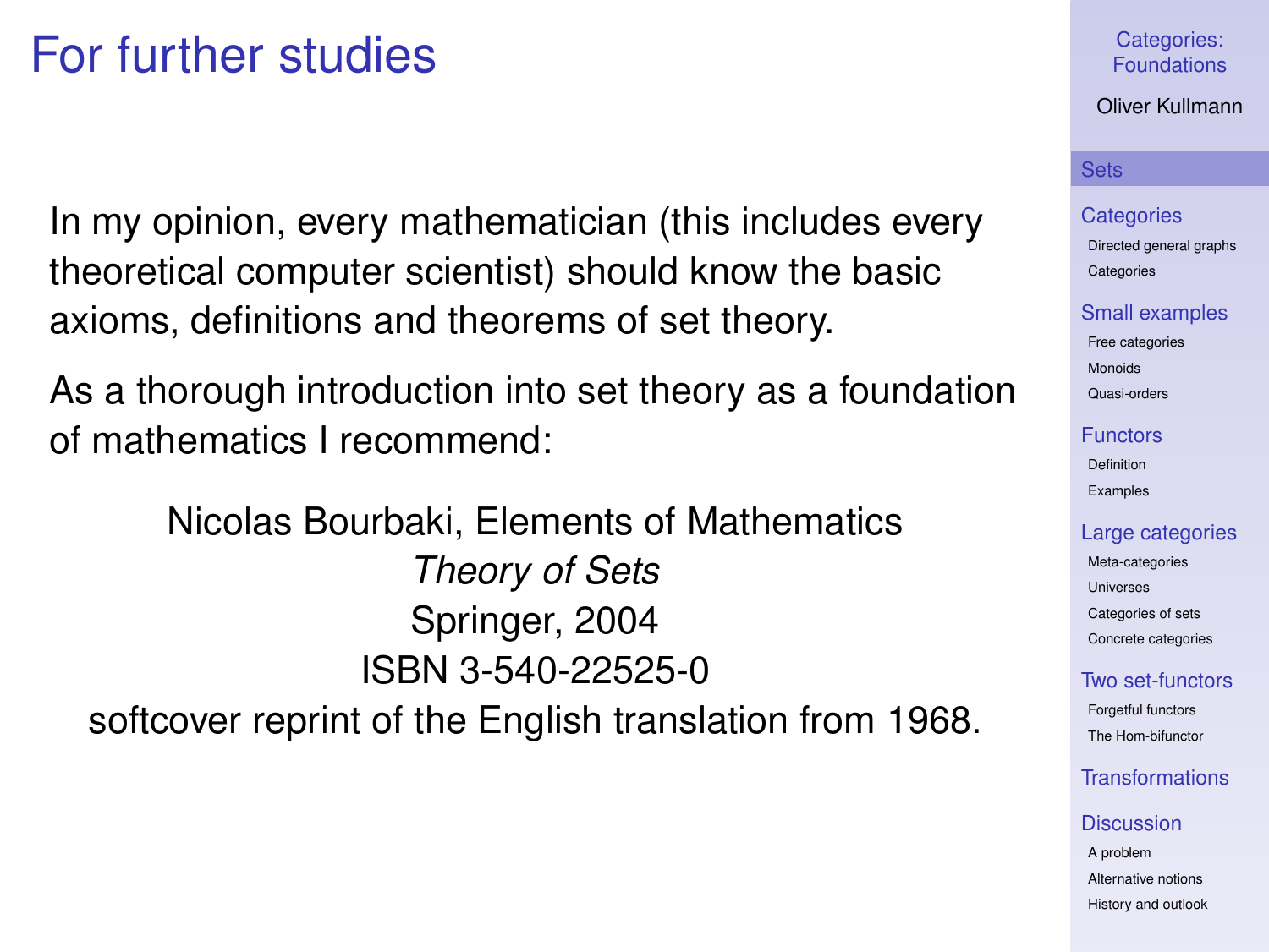# For further studies

In my opinion, every mathematician (this includes every theoretical computer scientist) should know the basic axioms, definitions and theorems of set theory.

As a thorough introduction into set theory as a foundation of mathematics I recommend:

Nicolas Bourbaki, Elements of Mathematics
*Theory of Sets*
Springer, 2004
ISBN 3-540-22525-0
softcover reprint of the English translation from 1968.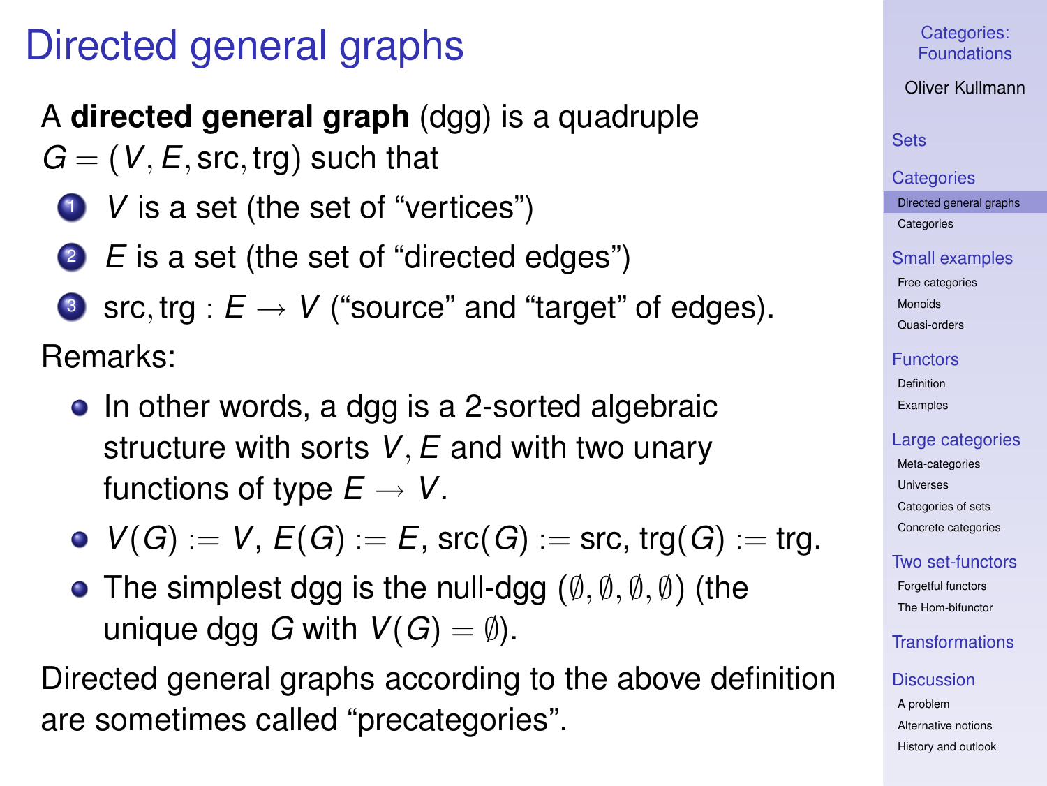# Directed general graphs

A **directed general graph** (dgg) is a quadruple $G = (V, E, \mathrm{src}, \mathrm{trg})$ such that

1. $V$ is a set (the set of "vertices")
2. $E$ is a set (the set of "directed edges")
3. $\mathrm{src}, \mathrm{trg} : E \to V$ ("source" and "target" of edges).

Remarks:

- In other words, a dgg is a 2-sorted algebraic structure with sorts $V, E$ and with two unary functions of type $E \to V$.
- $V(G) := V$, $E(G) := E$, $\mathrm{src}(G) := \mathrm{src}$, $\mathrm{trg}(G) := \mathrm{trg}$.
- The simplest dgg is the null-dgg $(\emptyset, \emptyset, \emptyset, \emptyset)$ (the unique dgg $G$ with $V(G) = \emptyset$).

Directed general graphs according to the above definition are sometimes called "precategories".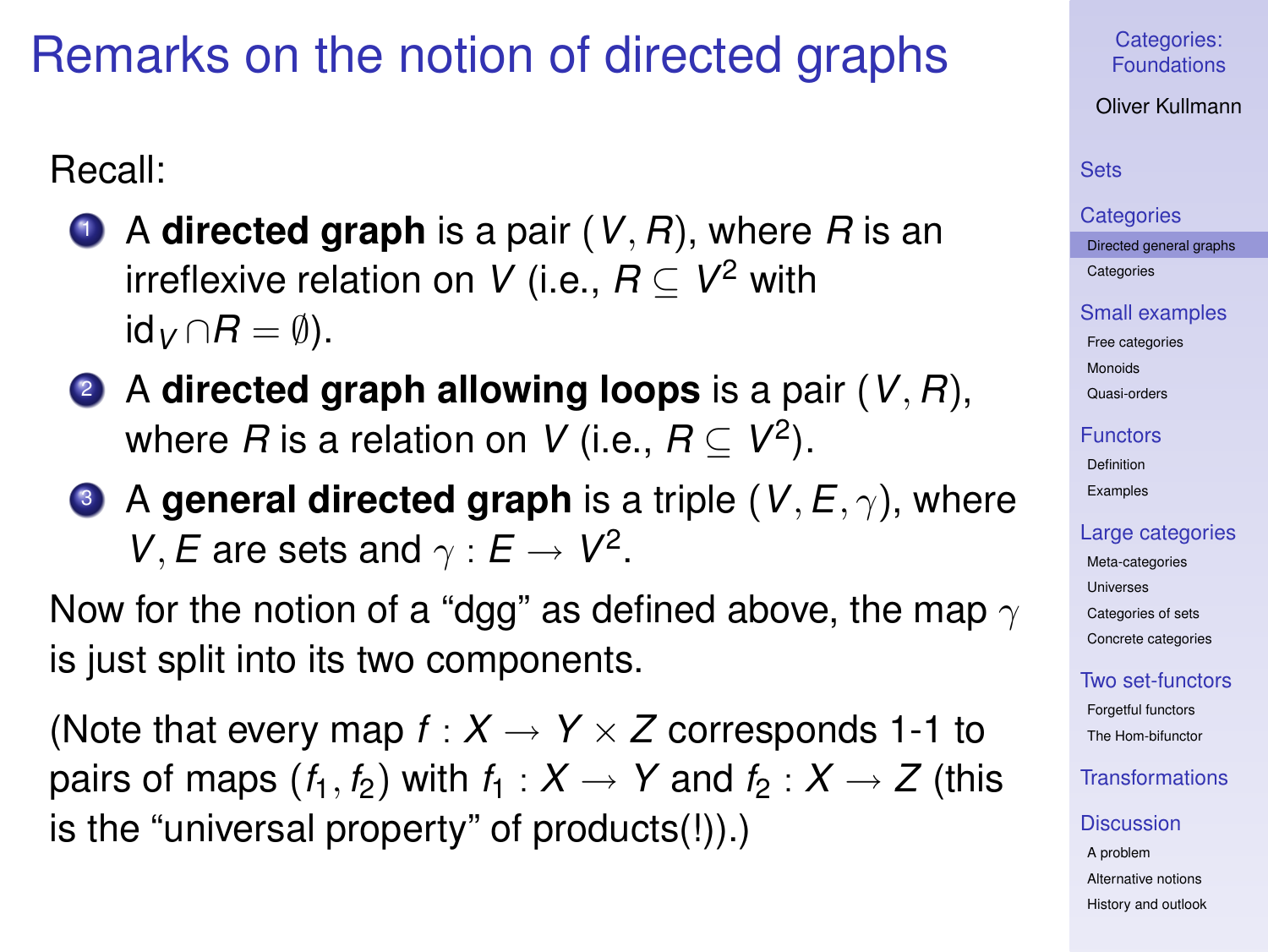# Remarks on the notion of directed graphs

Recall:

1. A **directed graph** is a pair $(V, R)$, where $R$ is an irreflexive relation on $V$ (i.e., $R \subseteq V^2$ with $\mathrm{id}_V \cap R = \emptyset$).
2. A **directed graph allowing loops** is a pair $(V, R)$, where $R$ is a relation on $V$ (i.e., $R \subseteq V^2$).
3. A **general directed graph** is a triple $(V, E, \gamma)$, where $V, E$ are sets and $\gamma : E \to V^2$.

Now for the notion of a "dgg" as defined above, the map $\gamma$ is just split into its two components.

(Note that every map $f : X \to Y \times Z$ corresponds 1-1 to pairs of maps $(f_1, f_2)$ with $f_1 : X \to Y$ and $f_2 : X \to Z$ (this is the "universal property" of products(!)).)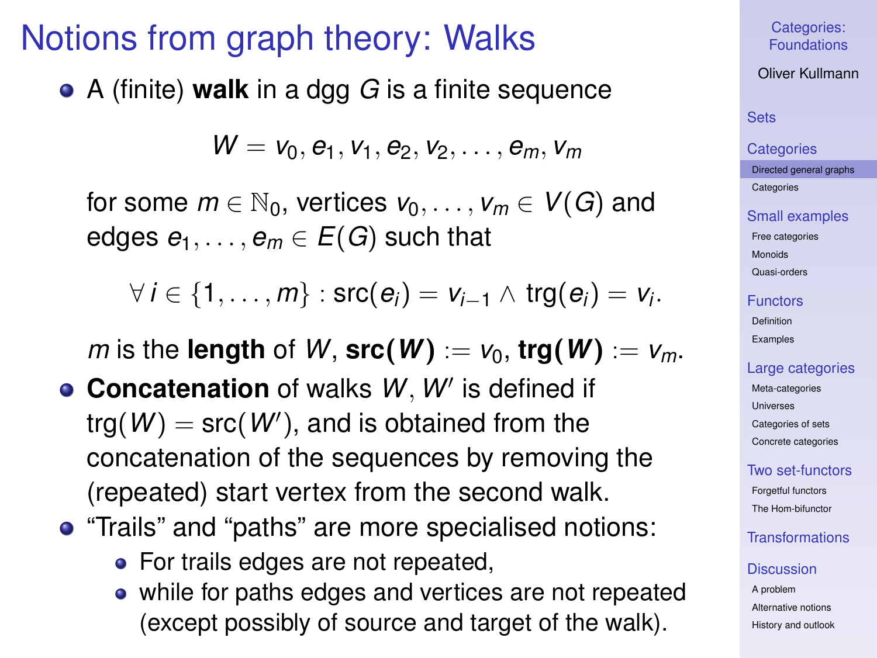# Notions from graph theory: Walks

- A (finite) **walk** in a dgg $G$ is a finite sequence

  $$W = v_0, e_1, v_1, e_2, v_2, \ldots, e_m, v_m$$

  for some $m \in \mathbb{N}_0$, vertices $v_0, \ldots, v_m \in V(G)$ and edges $e_1, \ldots, e_m \in E(G)$ such that

  $$\forall\, i \in \{1, \ldots, m\} : \operatorname{src}(e_i) = v_{i-1} \wedge \operatorname{trg}(e_i) = v_i.$$

  $m$ is the **length** of $W$, $\mathbf{src(}\boldsymbol{W}\mathbf{)} := v_0$, $\mathbf{trg(}\boldsymbol{W}\mathbf{)} := v_m$.
- **Concatenation** of walks $W, W'$ is defined if $\operatorname{trg}(W) = \operatorname{src}(W')$, and is obtained from the concatenation of the sequences by removing the (repeated) start vertex from the second walk.
- "Trails" and "paths" are more specialised notions:
  - For trails edges are not repeated,
  - while for paths edges and vertices are not repeated (except possibly of source and target of the walk).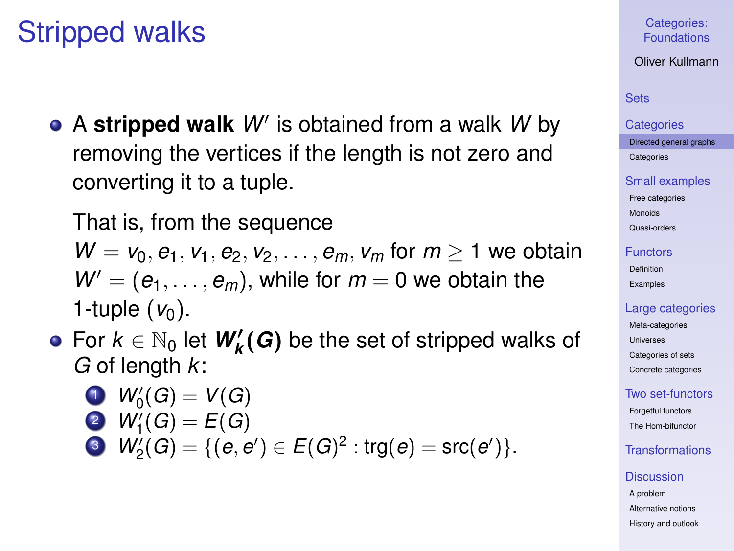# Stripped walks

- A **stripped walk** $W'$ is obtained from a walk $W$ by removing the vertices if the length is not zero and converting it to a tuple.

  That is, from the sequence $W = v_0, e_1, v_1, e_2, v_2, \ldots, e_m, v_m$ for $m \geq 1$ we obtain $W' = (e_1, \ldots, e_m)$, while for $m = 0$ we obtain the 1-tuple $(v_0)$.

- For $k \in \mathbb{N}_0$ let $\boldsymbol{W'_k(G)}$ be the set of stripped walks of $G$ of length $k$:
  1. $W'_0(G) = V(G)$
  2. $W'_1(G) = E(G)$
  3. $W'_2(G) = \{(e, e') \in E(G)^2 : \mathrm{trg}(e) = \mathrm{src}(e')\}$.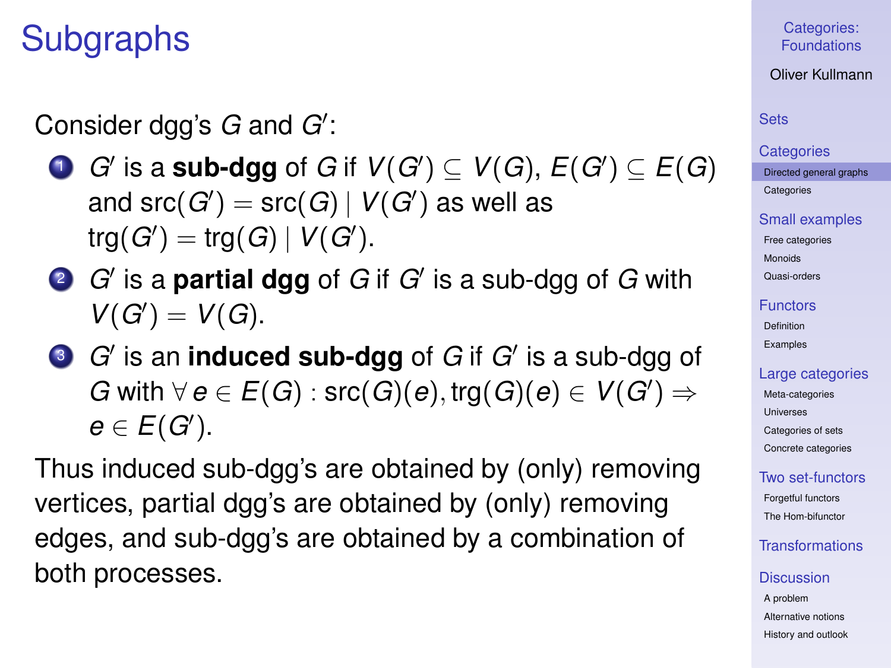# Subgraphs

Consider dgg's $G$ and $G'$:

1. $G'$ is a **sub-dgg** of $G$ if $V(G') \subseteq V(G)$, $E(G') \subseteq E(G)$ and $\operatorname{src}(G') = \operatorname{src}(G) \mid V(G')$ as well as $\operatorname{trg}(G') = \operatorname{trg}(G) \mid V(G')$.
2. $G'$ is a **partial dgg** of $G$ if $G'$ is a sub-dgg of $G$ with $V(G') = V(G)$.
3. $G'$ is an **induced sub-dgg** of $G$ if $G'$ is a sub-dgg of $G$ with $\forall\, e \in E(G) : \operatorname{src}(G)(e), \operatorname{trg}(G)(e) \in V(G') \Rightarrow e \in E(G')$.

Thus induced sub-dgg's are obtained by (only) removing vertices, partial dgg's are obtained by (only) removing edges, and sub-dgg's are obtained by a combination of both processes.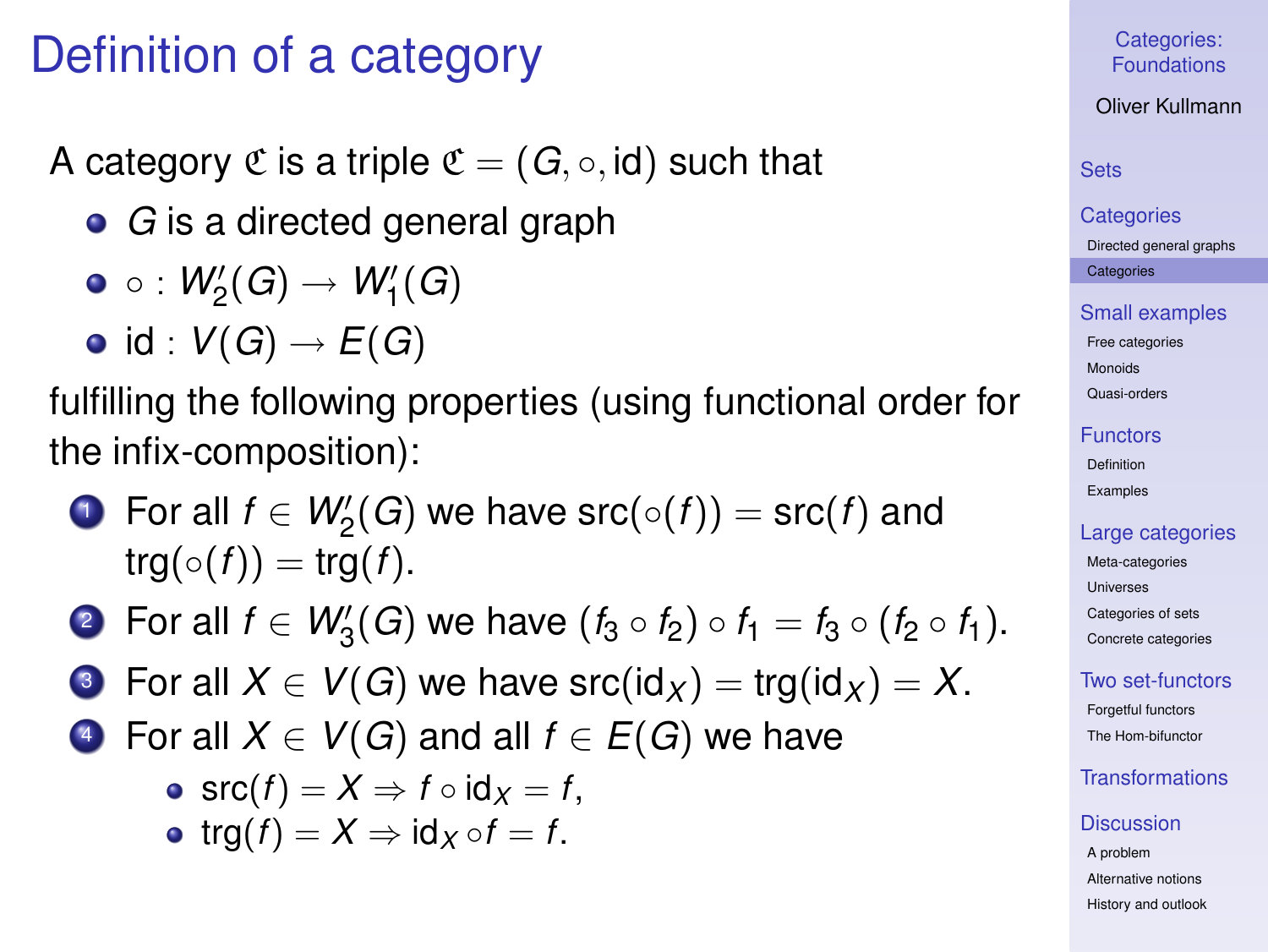# Definition of a category

A category $\mathfrak{C}$ is a triple $\mathfrak{C} = (G, \circ, \mathrm{id})$ such that

- $G$ is a directed general graph
- $\circ : W_2'(G) \to W_1'(G)$
- $\mathrm{id} : V(G) \to E(G)$

fulfilling the following properties (using functional order for the infix-composition):

1. For all $f \in W_2'(G)$ we have $\mathrm{src}(\circ(f)) = \mathrm{src}(f)$ and $\mathrm{trg}(\circ(f)) = \mathrm{trg}(f)$.
2. For all $f \in W_3'(G)$ we have $(f_3 \circ f_2) \circ f_1 = f_3 \circ (f_2 \circ f_1)$.
3. For all $X \in V(G)$ we have $\mathrm{src}(\mathrm{id}_X) = \mathrm{trg}(\mathrm{id}_X) = X$.
4. For all $X \in V(G)$ and all $f \in E(G)$ we have
   - $\mathrm{src}(f) = X \Rightarrow f \circ \mathrm{id}_X = f$,
   - $\mathrm{trg}(f) = X \Rightarrow \mathrm{id}_X \circ f = f$.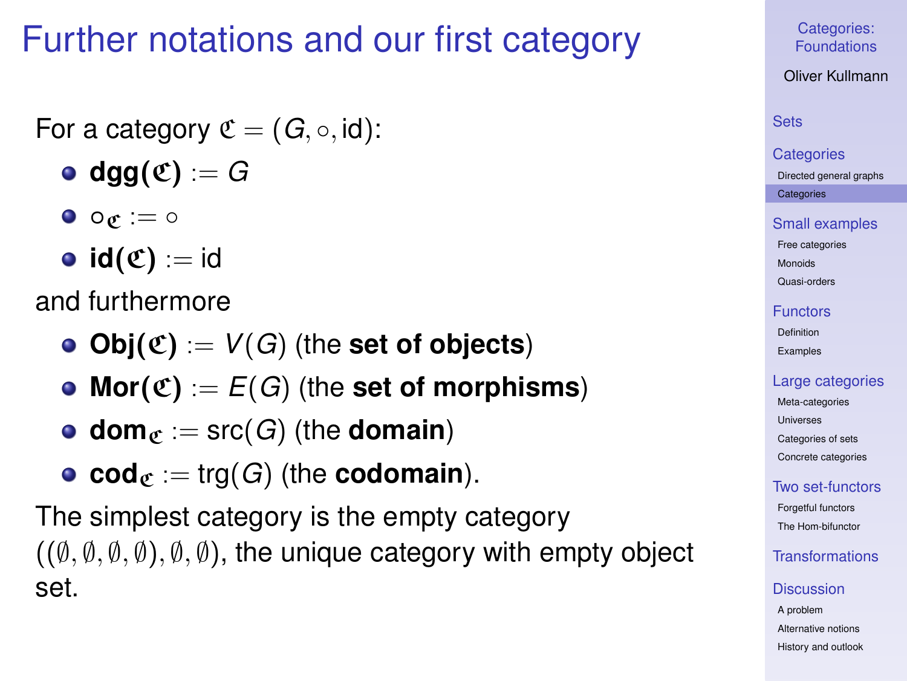# Further notations and our first category

For a category $\mathfrak{C} = (G, \circ, \mathrm{id})$:

- **dgg($\mathfrak{C}$)** $:= G$
- $\circ_{\mathfrak{C}} := \circ$
- **id($\mathfrak{C}$)** $:= \mathrm{id}$

and furthermore

- **Obj($\mathfrak{C}$)** $:= V(G)$ (the **set of objects**)
- **Mor($\mathfrak{C}$)** $:= E(G)$ (the **set of morphisms**)
- **dom**$_{\mathfrak{C}} := \mathrm{src}(G)$ (the **domain**)
- **cod**$_{\mathfrak{C}} := \mathrm{trg}(G)$ (the **codomain**).

The simplest category is the empty category $((\emptyset, \emptyset, \emptyset, \emptyset), \emptyset, \emptyset)$, the unique category with empty object set.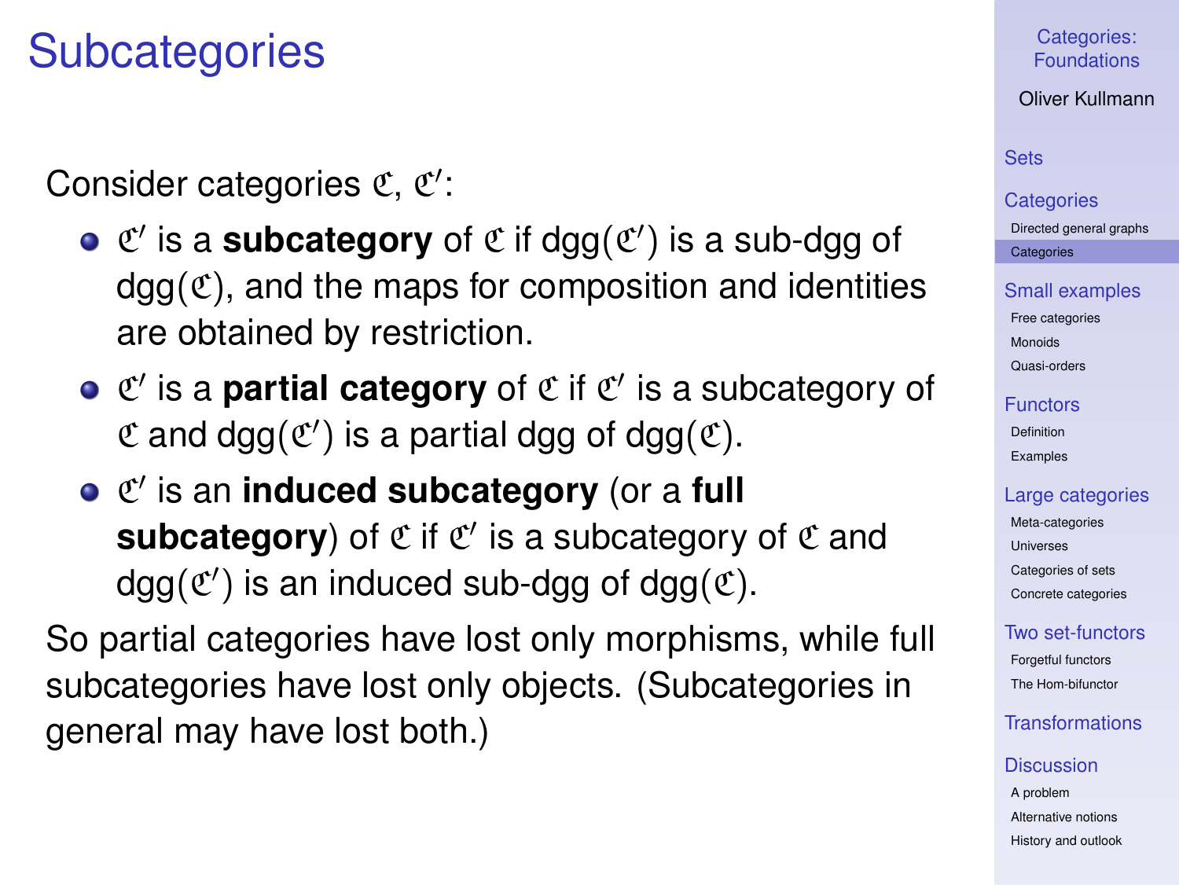# Subcategories

Consider categories $\mathfrak{C}$, $\mathfrak{C}'$:

- $\mathfrak{C}'$ is a **subcategory** of $\mathfrak{C}$ if $\mathrm{dgg}(\mathfrak{C}')$ is a sub-dgg of $\mathrm{dgg}(\mathfrak{C})$, and the maps for composition and identities are obtained by restriction.
- $\mathfrak{C}'$ is a **partial category** of $\mathfrak{C}$ if $\mathfrak{C}'$ is a subcategory of $\mathfrak{C}$ and $\mathrm{dgg}(\mathfrak{C}')$ is a partial dgg of $\mathrm{dgg}(\mathfrak{C})$.
- $\mathfrak{C}'$ is an **induced subcategory** (or a **full subcategory**) of $\mathfrak{C}$ if $\mathfrak{C}'$ is a subcategory of $\mathfrak{C}$ and $\mathrm{dgg}(\mathfrak{C}')$ is an induced sub-dgg of $\mathrm{dgg}(\mathfrak{C})$.

So partial categories have lost only morphisms, while full subcategories have lost only objects. (Subcategories in general may have lost both.)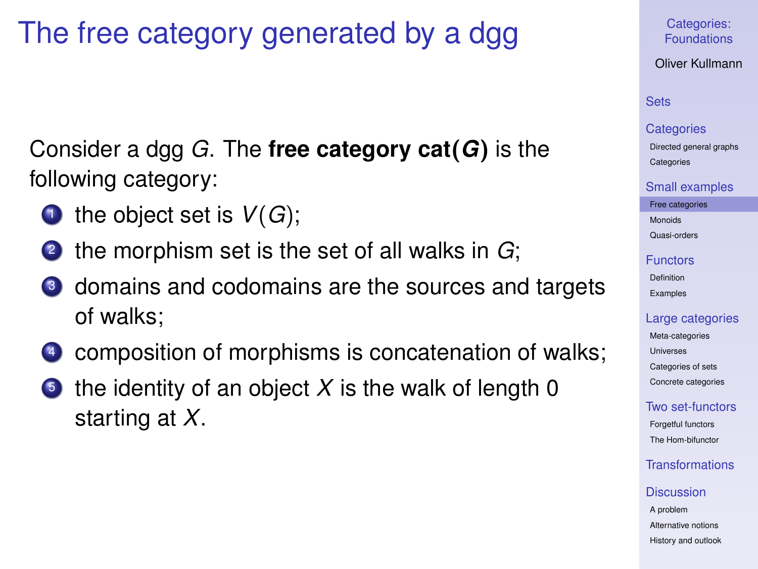# The free category generated by a dgg

Consider a dgg $G$. The **free category cat($G$)** is the following category:

1. the object set is $V(G)$;
2. the morphism set is the set of all walks in $G$;
3. domains and codomains are the sources and targets of walks;
4. composition of morphisms is concatenation of walks;
5. the identity of an object $X$ is the walk of length 0 starting at $X$.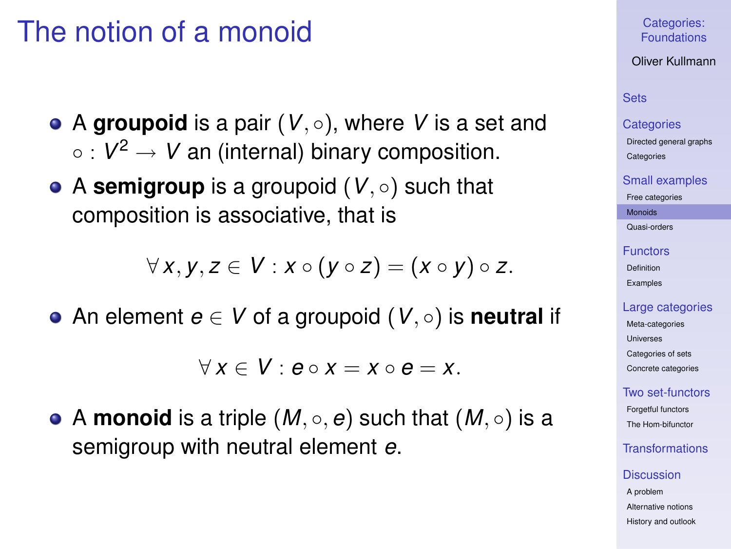# The notion of a monoid

- A **groupoid** is a pair $(V, \circ)$, where $V$ is a set and $\circ : V^2 \to V$ an (internal) binary composition.
- A **semigroup** is a groupoid $(V, \circ)$ such that composition is associative, that is

$$\forall x, y, z \in V : x \circ (y \circ z) = (x \circ y) \circ z.$$

- An element $e \in V$ of a groupoid $(V, \circ)$ is **neutral** if

$$\forall x \in V : e \circ x = x \circ e = x.$$

- A **monoid** is a triple $(M, \circ, e)$ such that $(M, \circ)$ is a semigroup with neutral element $e$.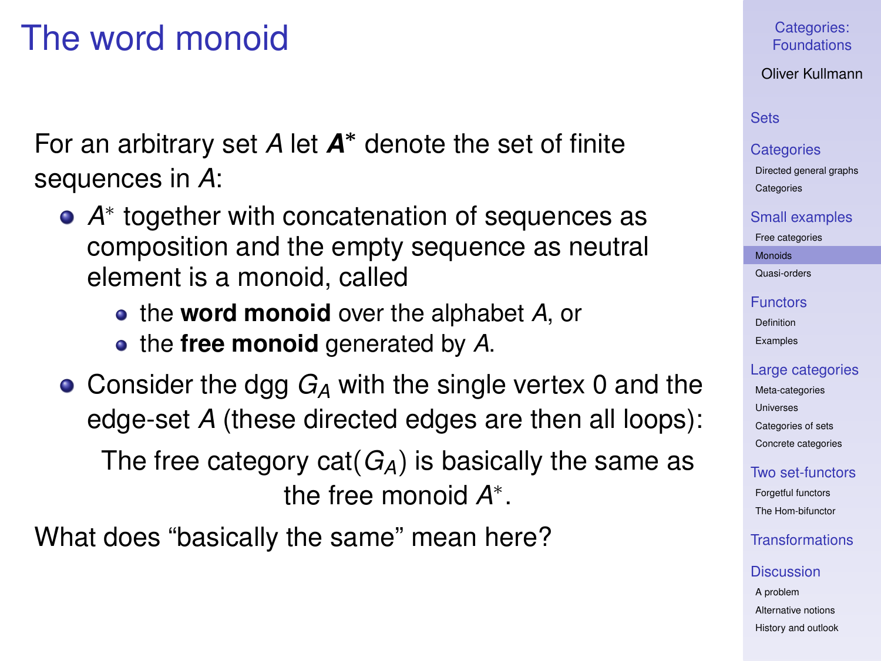# The word monoid

For an arbitrary set $A$ let $\boldsymbol{A^*}$ denote the set of finite sequences in $A$:

- $A^*$ together with concatenation of sequences as composition and the empty sequence as neutral element is a monoid, called
  - the **word monoid** over the alphabet $A$, or
  - the **free monoid** generated by $A$.
- Consider the dgg $G_A$ with the single vertex 0 and the edge-set $A$ (these directed edges are then all loops):

  The free category $\mathrm{cat}(G_A)$ is basically the same as the free monoid $A^*$.

What does "basically the same" mean here?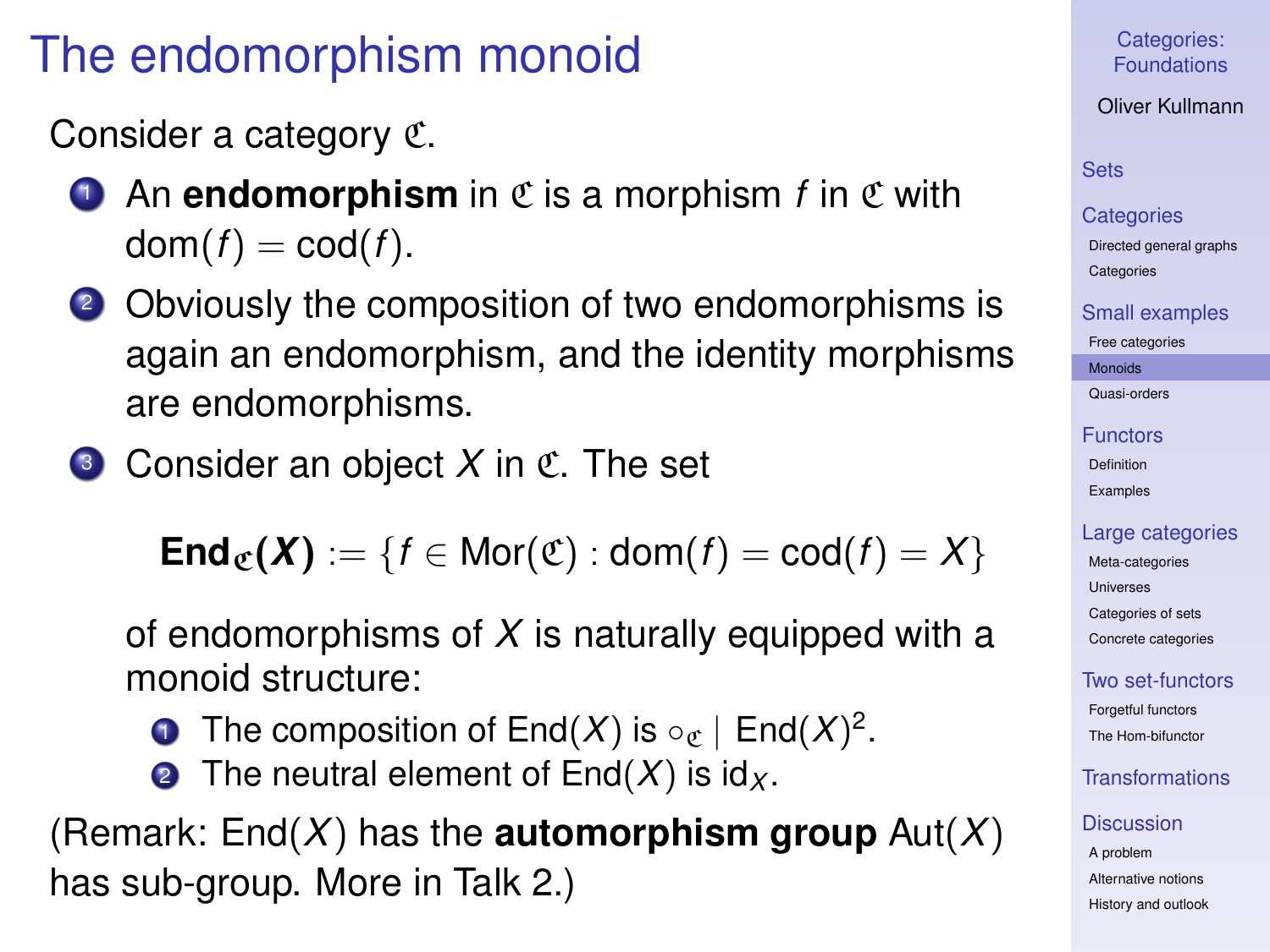# The endomorphism monoid

Consider a category $\mathfrak{C}$.

1. An **endomorphism** in $\mathfrak{C}$ is a morphism $f$ in $\mathfrak{C}$ with $\mathrm{dom}(f) = \mathrm{cod}(f)$.
2. Obviously the composition of two endomorphisms is again an endomorphism, and the identity morphisms are endomorphisms.
3. Consider an object $X$ in $\mathfrak{C}$. The set

$$\mathbf{End}_{\mathfrak{C}}(\boldsymbol{X}) := \{f \in \mathrm{Mor}(\mathfrak{C}) : \mathrm{dom}(f) = \mathrm{cod}(f) = X\}$$

   of endomorphisms of $X$ is naturally equipped with a monoid structure:

   1. The composition of $\mathrm{End}(X)$ is $\circ_{\mathfrak{C}} \mid \mathrm{End}(X)^2$.
   2. The neutral element of $\mathrm{End}(X)$ is $\mathrm{id}_X$.

(Remark: $\mathrm{End}(X)$ has the **automorphism group** $\mathrm{Aut}(X)$ has sub-group. More in Talk 2.)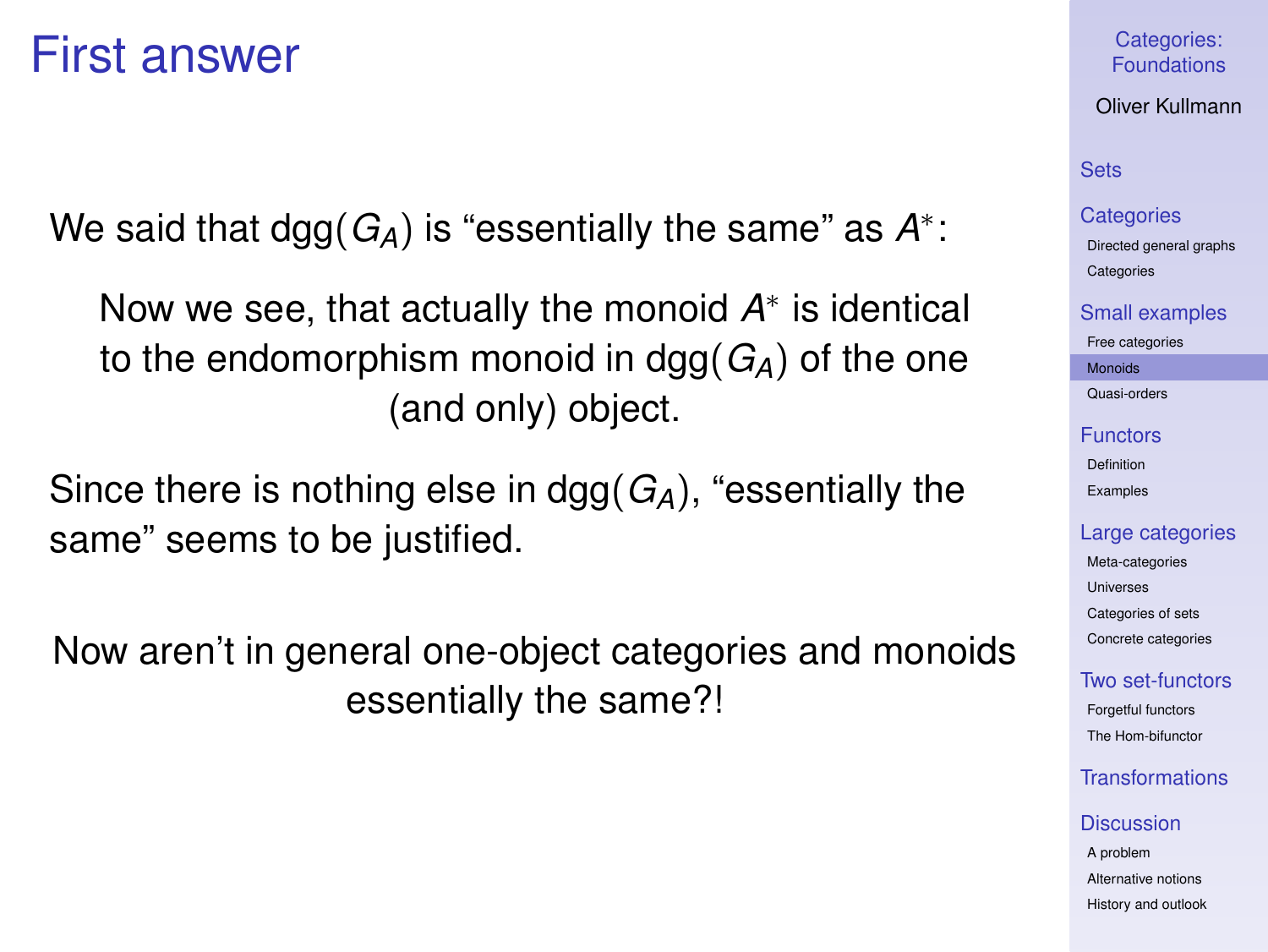# First answer

We said that $\mathrm{dgg}(G_A)$ is "essentially the same" as $A^*$:

> Now we see, that actually the monoid $A^*$ is identical to the endomorphism monoid in $\mathrm{dgg}(G_A)$ of the one (and only) object.

Since there is nothing else in $\mathrm{dgg}(G_A)$, "essentially the same" seems to be justified.

Now aren't in general one-object categories and monoids essentially the same?!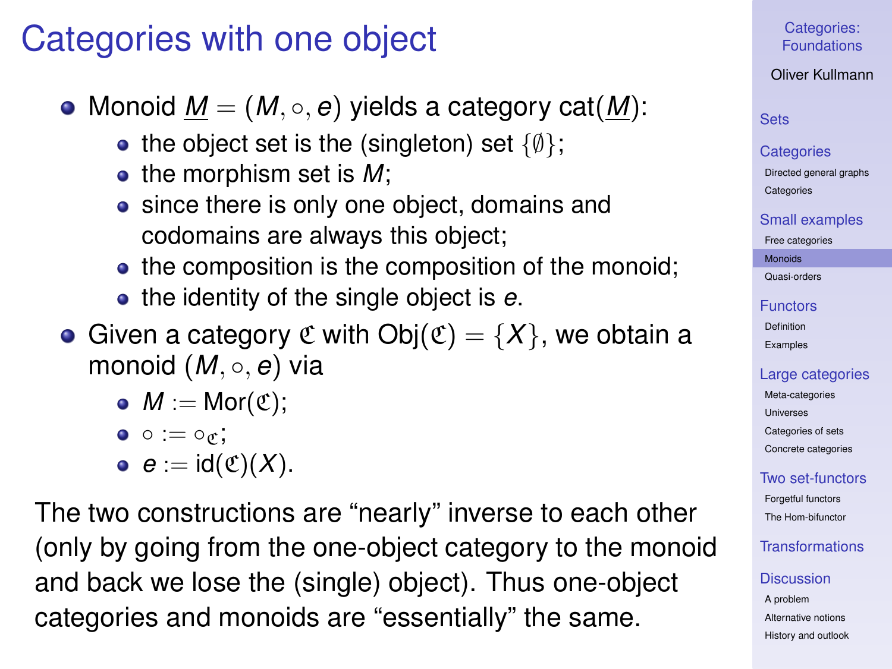# Categories with one object

- Monoid $\underline{M} = (M, \circ, e)$ yields a category $\text{cat}(\underline{M})$:
  - the object set is the (singleton) set $\{\emptyset\}$;
  - the morphism set is $M$;
  - since there is only one object, domains and codomains are always this object;
  - the composition is the composition of the monoid;
  - the identity of the single object is $e$.
- Given a category $\mathfrak{C}$ with $\text{Obj}(\mathfrak{C}) = \{X\}$, we obtain a monoid $(M, \circ, e)$ via
  - $M := \text{Mor}(\mathfrak{C})$;
  - $\circ := \circ_{\mathfrak{C}}$;
  - $e := \text{id}(\mathfrak{C})(X)$.

The two constructions are "nearly" inverse to each other (only by going from the one-object category to the monoid and back we lose the (single) object). Thus one-object categories and monoids are "essentially" the same.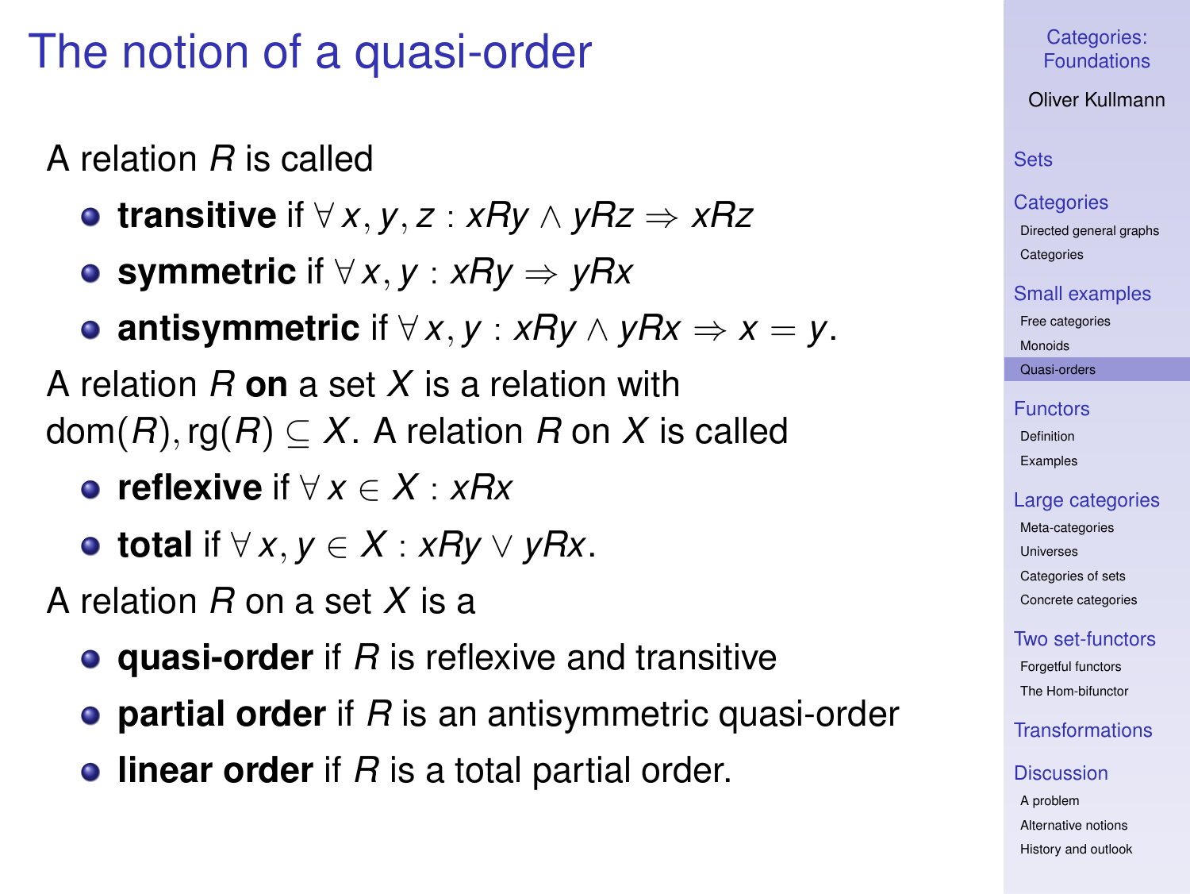# The notion of a quasi-order

A relation $R$ is called

- **transitive** if $\forall\, x, y, z : xRy \wedge yRz \Rightarrow xRz$
- **symmetric** if $\forall\, x, y : xRy \Rightarrow yRx$
- **antisymmetric** if $\forall\, x, y : xRy \wedge yRx \Rightarrow x = y$.

A relation $R$ **on** a set $X$ is a relation with $\mathrm{dom}(R), \mathrm{rg}(R) \subseteq X$. A relation $R$ on $X$ is called

- **reflexive** if $\forall\, x \in X : xRx$
- **total** if $\forall\, x, y \in X : xRy \vee yRx$.

A relation $R$ on a set $X$ is a

- **quasi-order** if $R$ is reflexive and transitive
- **partial order** if $R$ is an antisymmetric quasi-order
- **linear order** if $R$ is a total partial order.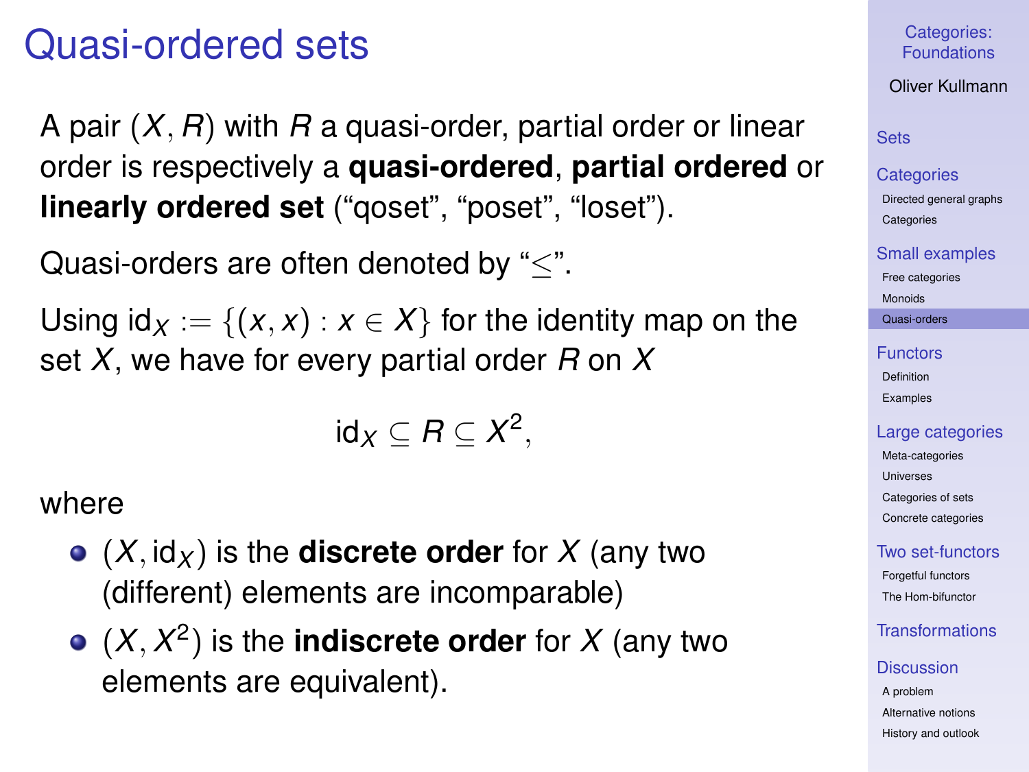# Quasi-ordered sets

A pair $(X, R)$ with $R$ a quasi-order, partial order or linear order is respectively a **quasi-ordered**, **partial ordered** or **linearly ordered set** ("qoset", "poset", "loset").

Quasi-orders are often denoted by "$\leq$".

Using $\mathrm{id}_X := \{(x, x) : x \in X\}$ for the identity map on the set $X$, we have for every partial order $R$ on $X$

$$\mathrm{id}_X \subseteq R \subseteq X^2,$$

where

- $(X, \mathrm{id}_X)$ is the **discrete order** for $X$ (any two (different) elements are incomparable)
- $(X, X^2)$ is the **indiscrete order** for $X$ (any two elements are equivalent).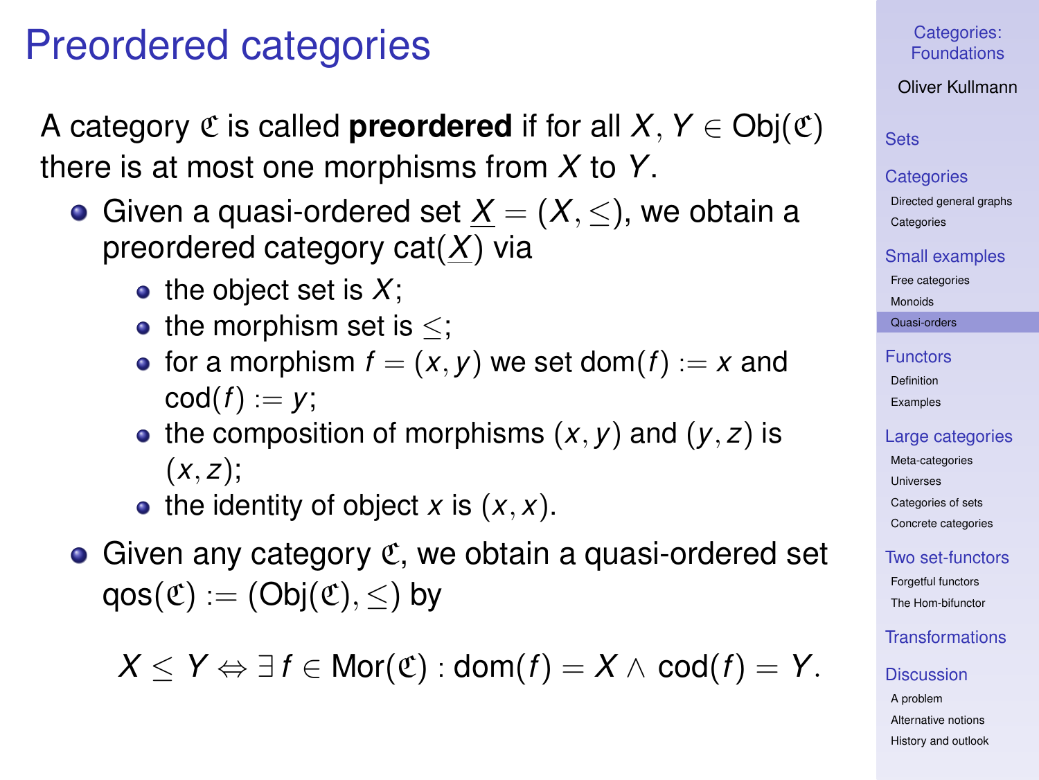# Preordered categories

A category $\mathfrak{C}$ is called **preordered** if for all $X, Y \in \text{Obj}(\mathfrak{C})$ there is at most one morphisms from $X$ to $Y$.

- Given a quasi-ordered set $\underline{X} = (X, \leq)$, we obtain a preordered category $\text{cat}(\underline{X})$ via
  - the object set is $X$;
  - the morphism set is $\leq$;
  - for a morphism $f = (x, y)$ we set $\text{dom}(f) := x$ and $\text{cod}(f) := y$;
  - the composition of morphisms $(x, y)$ and $(y, z)$ is $(x, z)$;
  - the identity of object $x$ is $(x, x)$.
- Given any category $\mathfrak{C}$, we obtain a quasi-ordered set $\text{qos}(\mathfrak{C}) := (\text{Obj}(\mathfrak{C}), \leq)$ by

$$X \leq Y \Leftrightarrow \exists\, f \in \text{Mor}(\mathfrak{C}) : \text{dom}(f) = X \wedge \text{cod}(f) = Y.$$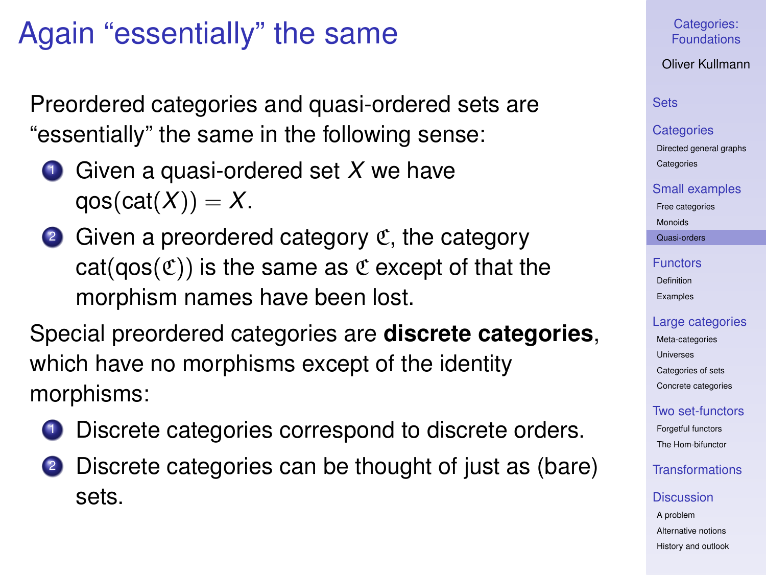# Again "essentially" the same

Preordered categories and quasi-ordered sets are "essentially" the same in the following sense:

1. Given a quasi-ordered set $X$ we have $\operatorname{qos}(\operatorname{cat}(X)) = X$.
2. Given a preordered category $\mathfrak{C}$, the category $\operatorname{cat}(\operatorname{qos}(\mathfrak{C}))$ is the same as $\mathfrak{C}$ except of that the morphism names have been lost.

Special preordered categories are **discrete categories**, which have no morphisms except of the identity morphisms:

1. Discrete categories correspond to discrete orders.
2. Discrete categories can be thought of just as (bare) sets.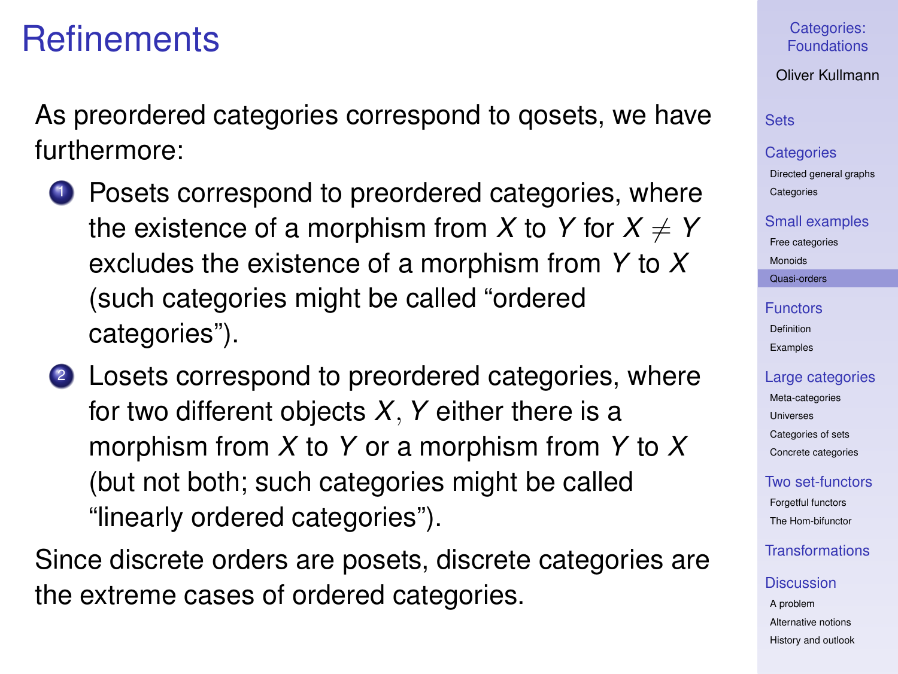# Refinements

As preordered categories correspond to qosets, we have furthermore:

1. Posets correspond to preordered categories, where the existence of a morphism from $X$ to $Y$ for $X \neq Y$ excludes the existence of a morphism from $Y$ to $X$ (such categories might be called "ordered categories").
2. Losets correspond to preordered categories, where for two different objects $X, Y$ either there is a morphism from $X$ to $Y$ or a morphism from $Y$ to $X$ (but not both; such categories might be called "linearly ordered categories").

Since discrete orders are posets, discrete categories are the extreme cases of ordered categories.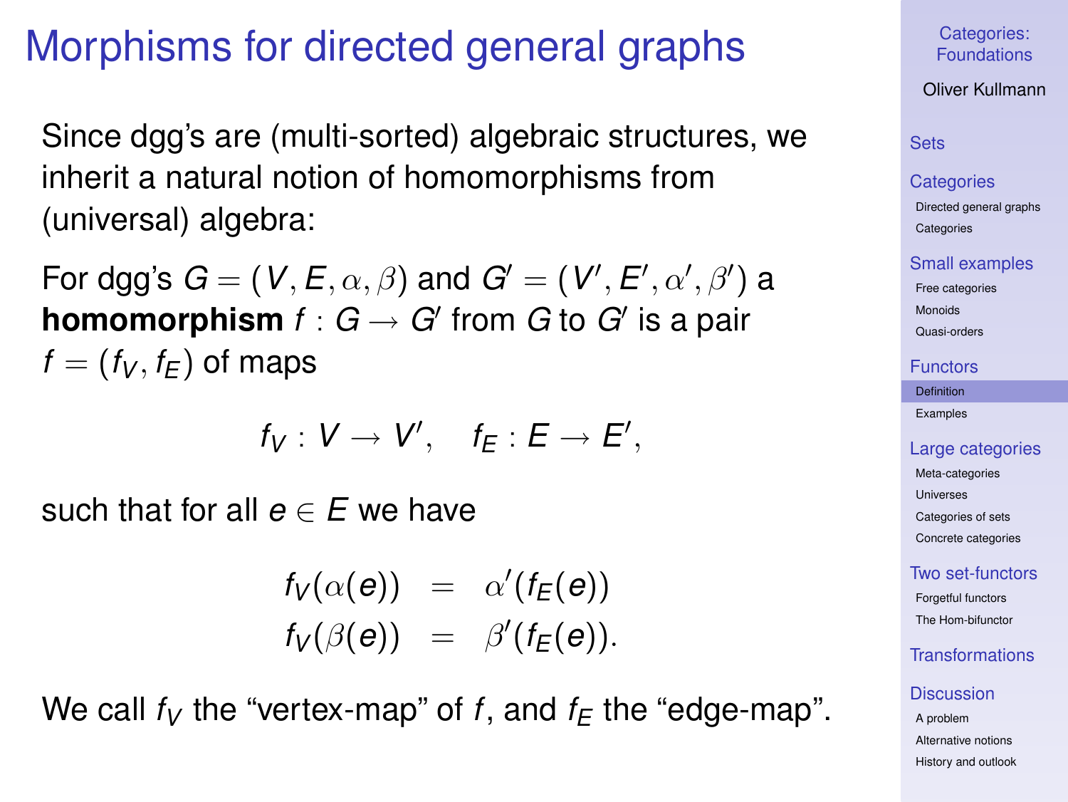# Morphisms for directed general graphs

Since dgg's are (multi-sorted) algebraic structures, we inherit a natural notion of homomorphisms from (universal) algebra:

For dgg's $G = (V, E, \alpha, \beta)$ and $G' = (V', E', \alpha', \beta')$ a **homomorphism** $f : G \to G'$ from $G$ to $G'$ is a pair $f = (f_V, f_E)$ of maps

$$f_V : V \to V', \quad f_E : E \to E',$$

such that for all $e \in E$ we have

$$\begin{aligned} f_V(\alpha(e)) &= \alpha'(f_E(e)) \\ f_V(\beta(e)) &= \beta'(f_E(e)). \end{aligned}$$

We call $f_V$ the "vertex-map" of $f$, and $f_E$ the "edge-map".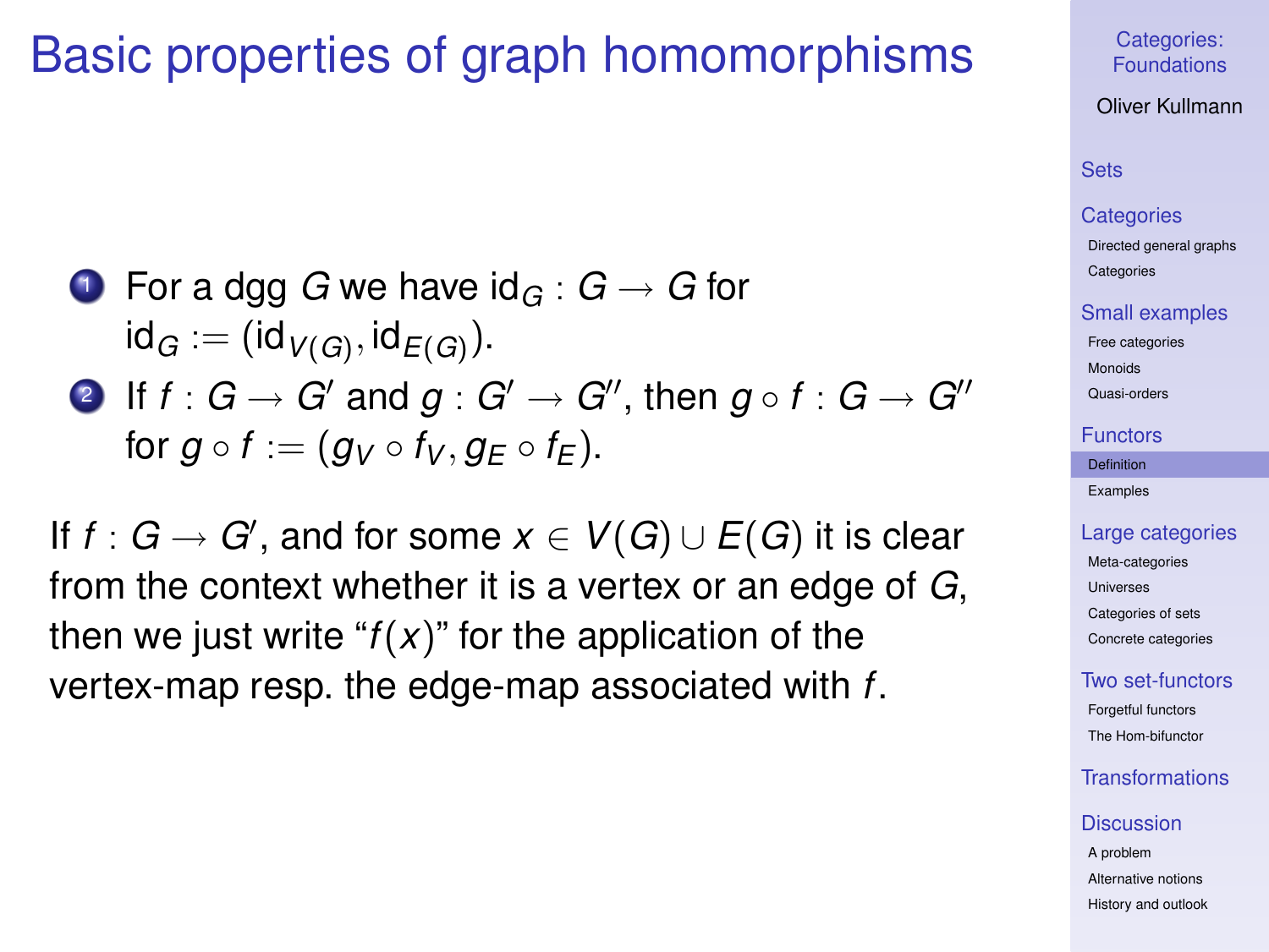# Basic properties of graph homomorphisms

1. For a dgg $G$ we have $\mathrm{id}_G : G \to G$ for $\mathrm{id}_G := (\mathrm{id}_{V(G)}, \mathrm{id}_{E(G)})$.
2. If $f : G \to G'$ and $g : G' \to G''$, then $g \circ f : G \to G''$ for $g \circ f := (g_V \circ f_V, g_E \circ f_E)$.

If $f : G \to G'$, and for some $x \in V(G) \cup E(G)$ it is clear from the context whether it is a vertex or an edge of $G$, then we just write "$f(x)$" for the application of the vertex-map resp. the edge-map associated with $f$.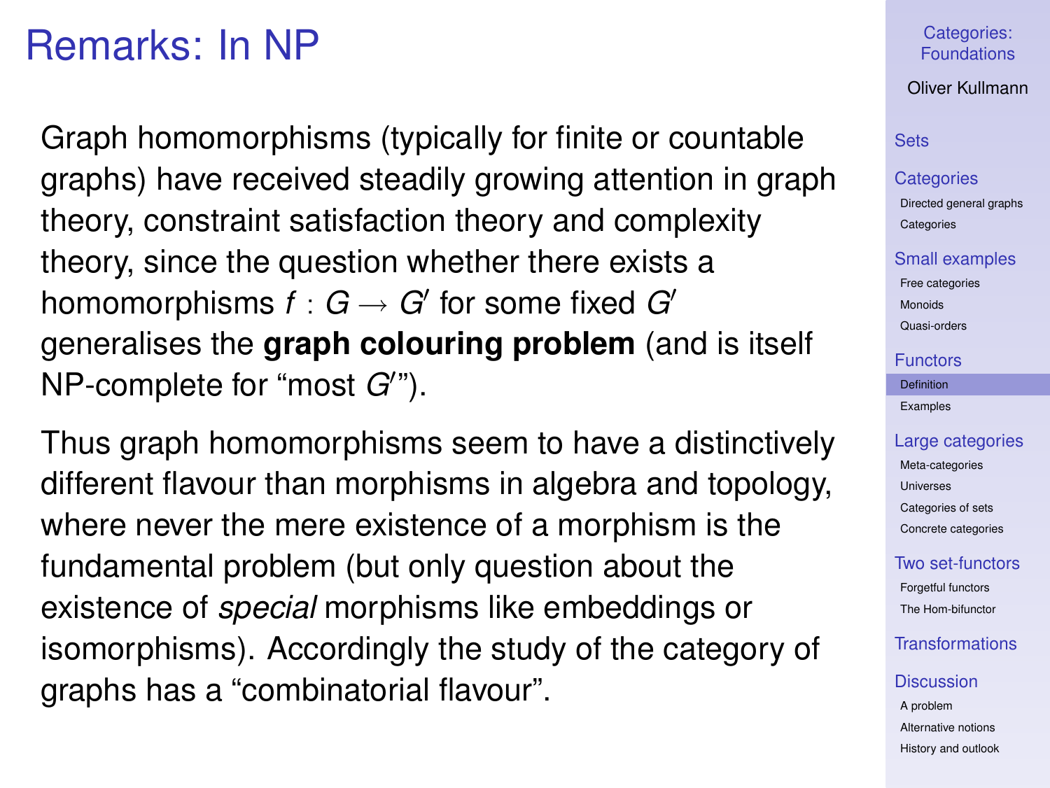# Remarks: In NP

Graph homomorphisms (typically for finite or countable graphs) have received steadily growing attention in graph theory, constraint satisfaction theory and complexity theory, since the question whether there exists a homomorphisms $f : G \to G'$ for some fixed $G'$ generalises the **graph colouring problem** (and is itself NP-complete for "most $G'$").

Thus graph homomorphisms seem to have a distinctively different flavour than morphisms in algebra and topology, where never the mere existence of a morphism is the fundamental problem (but only question about the existence of *special* morphisms like embeddings or isomorphisms). Accordingly the study of the category of graphs has a "combinatorial flavour".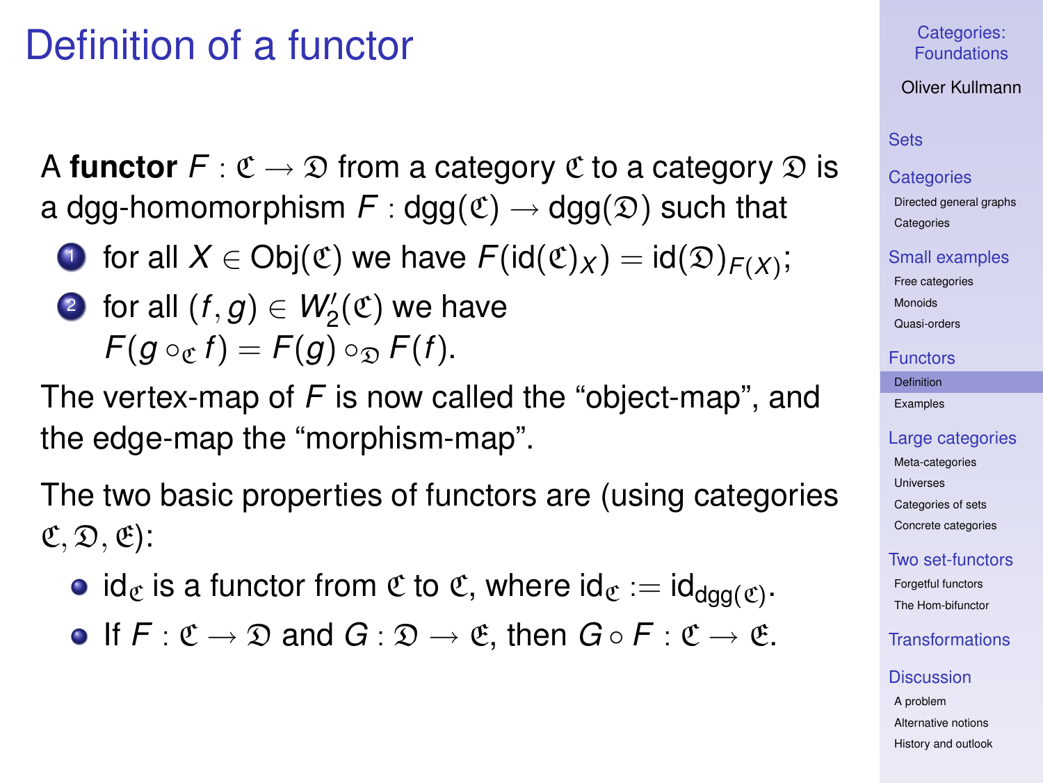# Definition of a functor

A **functor** $F : \mathfrak{C} \to \mathfrak{D}$ from a category $\mathfrak{C}$ to a category $\mathfrak{D}$ is a dgg-homomorphism $F : \mathrm{dgg}(\mathfrak{C}) \to \mathrm{dgg}(\mathfrak{D})$ such that

1. for all $X \in \mathrm{Obj}(\mathfrak{C})$ we have $F(\mathrm{id}(\mathfrak{C})_X) = \mathrm{id}(\mathfrak{D})_{F(X)}$;
2. for all $(f, g) \in W_2'(\mathfrak{C})$ we have $F(g \circ_{\mathfrak{C}} f) = F(g) \circ_{\mathfrak{D}} F(f)$.

The vertex-map of $F$ is now called the "object-map", and the edge-map the "morphism-map".

The two basic properties of functors are (using categories $\mathfrak{C}, \mathfrak{D}, \mathfrak{E}$):

- $\mathrm{id}_{\mathfrak{C}}$ is a functor from $\mathfrak{C}$ to $\mathfrak{C}$, where $\mathrm{id}_{\mathfrak{C}} := \mathrm{id}_{\mathrm{dgg}(\mathfrak{C})}$.
- If $F : \mathfrak{C} \to \mathfrak{D}$ and $G : \mathfrak{D} \to \mathfrak{E}$, then $G \circ F : \mathfrak{C} \to \mathfrak{E}$.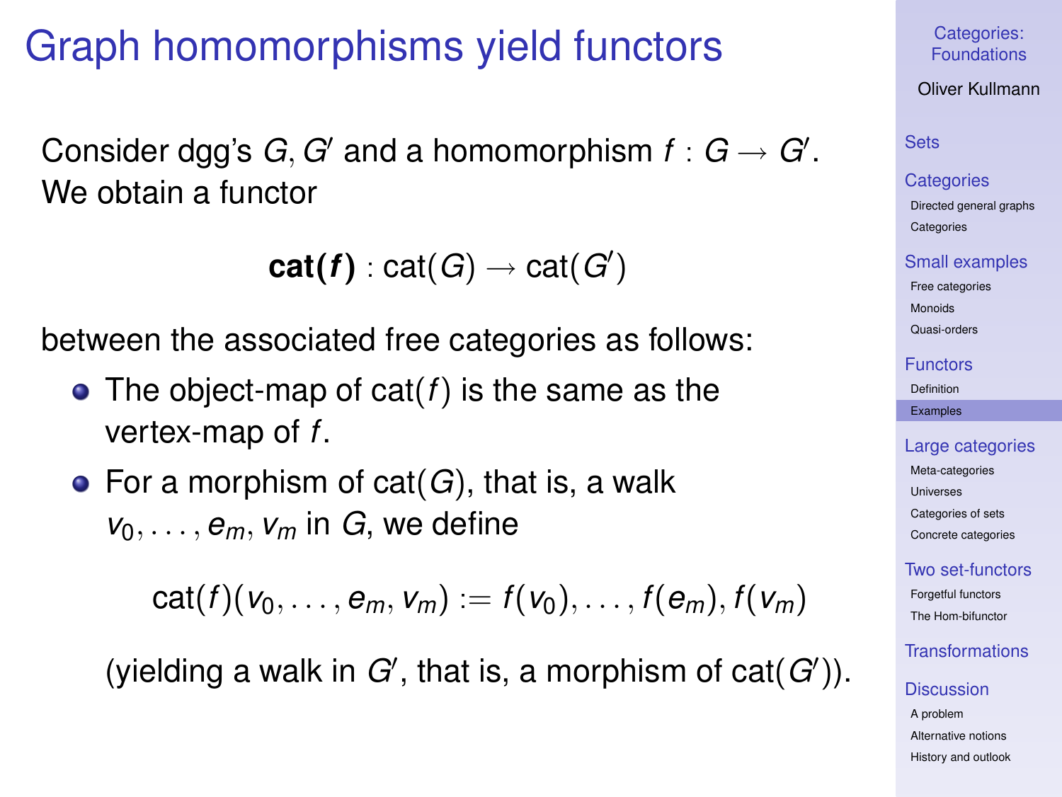# Graph homomorphisms yield functors

Consider dgg's $G, G'$ and a homomorphism $f : G \to G'$. We obtain a functor

$$\mathbf{cat(f)} : \mathrm{cat}(G) \to \mathrm{cat}(G')$$

between the associated free categories as follows:

- The object-map of $\mathrm{cat}(f)$ is the same as the vertex-map of $f$.
- For a morphism of $\mathrm{cat}(G)$, that is, a walk $v_0, \dots, e_m, v_m$ in $G$, we define

$$\mathrm{cat}(f)(v_0, \dots, e_m, v_m) := f(v_0), \dots, f(e_m), f(v_m)$$

  (yielding a walk in $G'$, that is, a morphism of $\mathrm{cat}(G')$).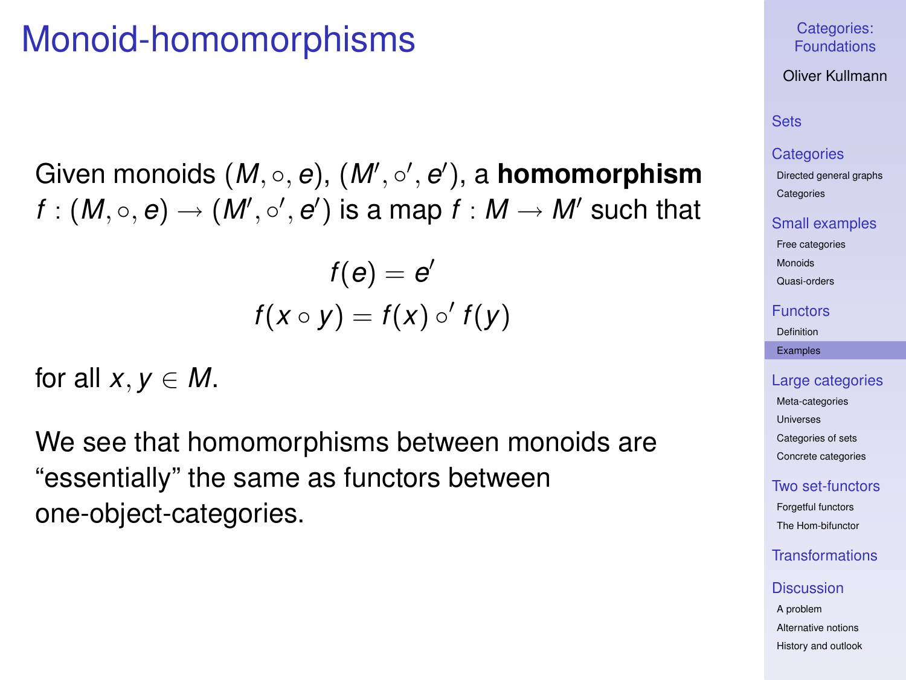# Monoid-homomorphisms

Given monoids $(M, \circ, e)$, $(M', \circ', e')$, a **homomorphism** $f : (M, \circ, e) \to (M', \circ', e')$ is a map $f : M \to M'$ such that

$$f(e) = e'$$
$$f(x \circ y) = f(x) \circ' f(y)$$

for all $x, y \in M$.

We see that homomorphisms between monoids are "essentially" the same as functors between one-object-categories.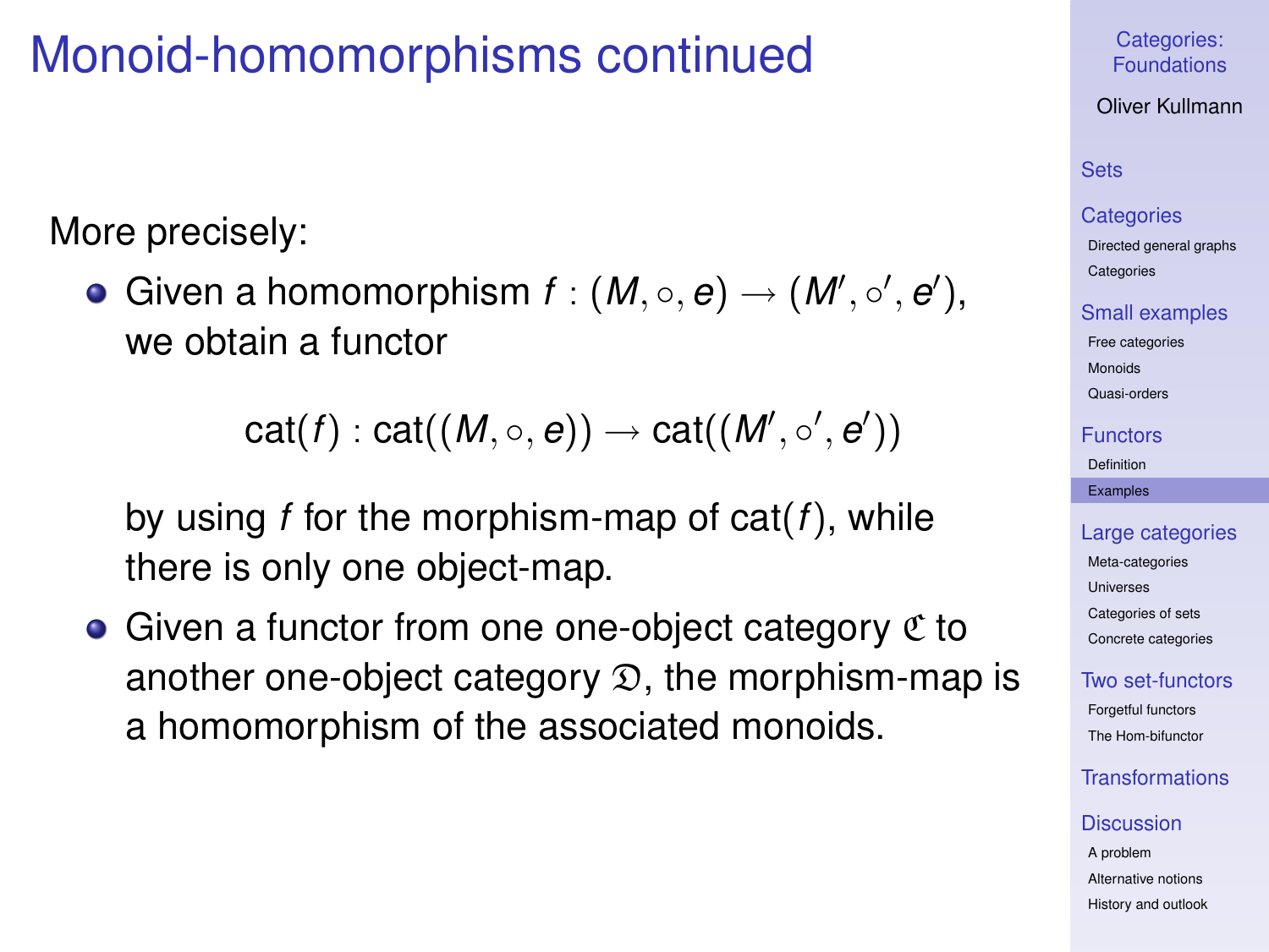# Monoid-homomorphisms continued

More precisely:

- Given a homomorphism $f : (M, \circ, e) \to (M', \circ', e')$, we obtain a functor

$$\mathrm{cat}(f) : \mathrm{cat}((M, \circ, e)) \to \mathrm{cat}((M', \circ', e'))$$

  by using $f$ for the morphism-map of $\mathrm{cat}(f)$, while there is only one object-map.

- Given a functor from one one-object category $\mathfrak{C}$ to another one-object category $\mathfrak{D}$, the morphism-map is a homomorphism of the associated monoids.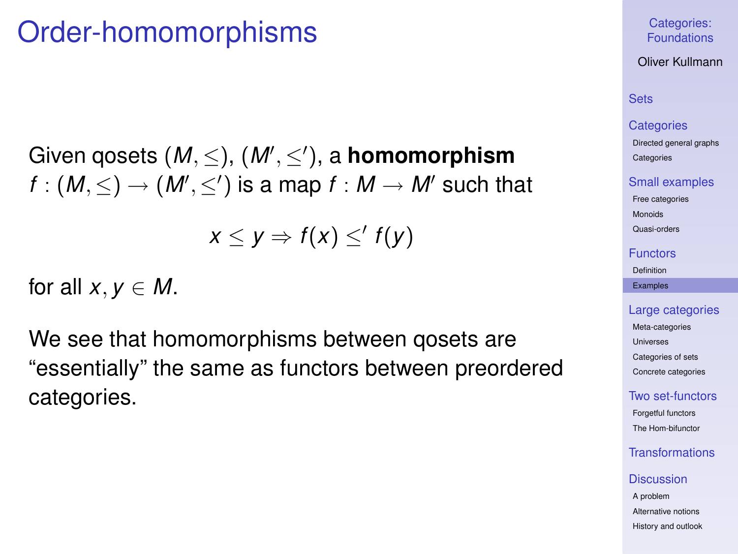# Order-homomorphisms

Given qosets $(M, \leq)$, $(M', \leq')$, a **homomorphism** $f : (M, \leq) \to (M', \leq')$ is a map $f : M \to M'$ such that

$$x \leq y \Rightarrow f(x) \leq' f(y)$$

for all $x, y \in M$.

We see that homomorphisms between qosets are "essentially" the same as functors between preordered categories.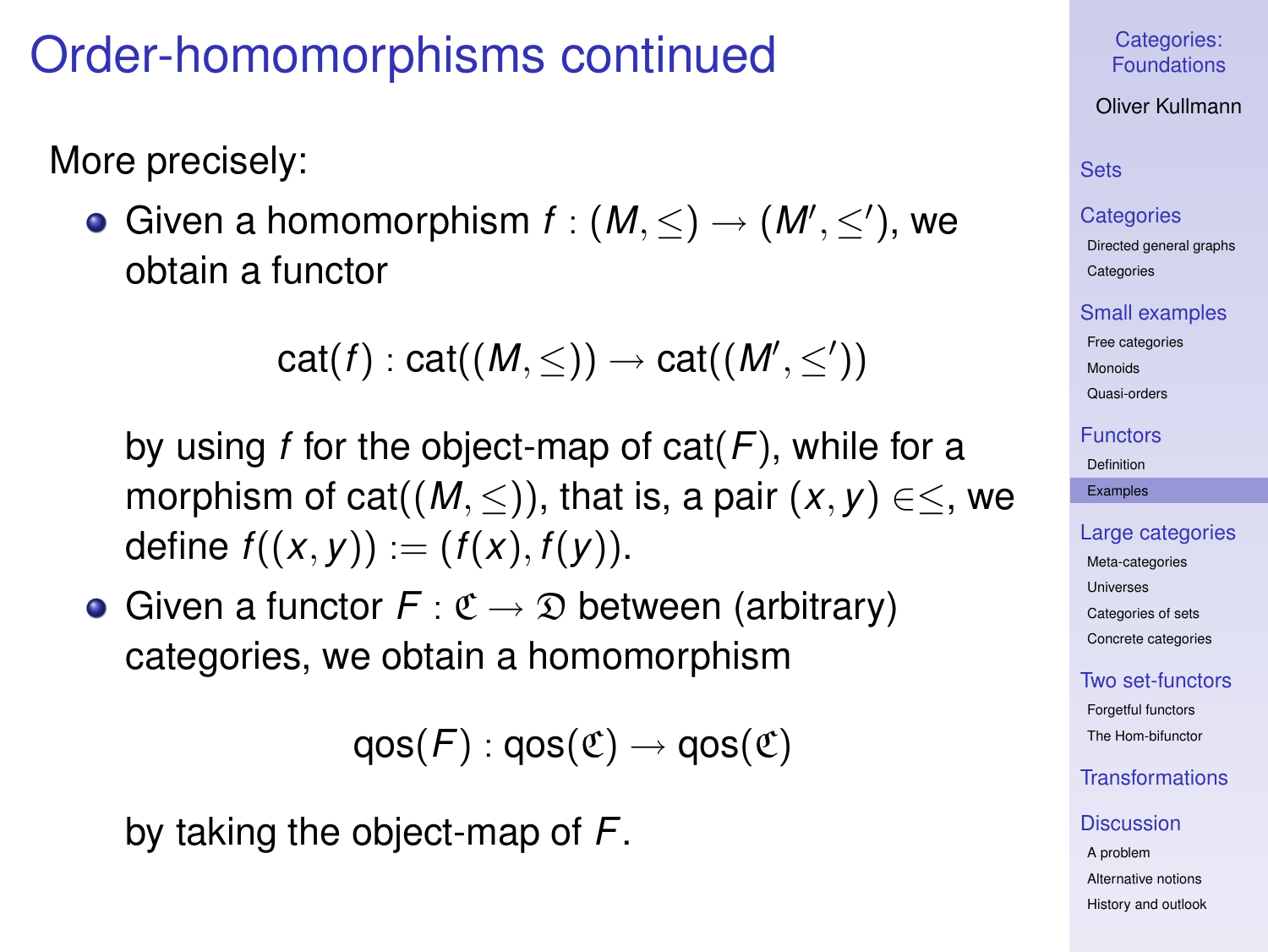# Order-homomorphisms continued

More precisely:

- Given a homomorphism $f : (M, \leq) \to (M', \leq')$, we obtain a functor

  $$\mathrm{cat}(f) : \mathrm{cat}((M, \leq)) \to \mathrm{cat}((M', \leq'))$$

  by using $f$ for the object-map of $\mathrm{cat}(F)$, while for a morphism of $\mathrm{cat}((M, \leq))$, that is, a pair $(x, y) \in \leq$, we define $f((x, y)) := (f(x), f(y))$.

- Given a functor $F : \mathfrak{C} \to \mathfrak{D}$ between (arbitrary) categories, we obtain a homomorphism

  $$\mathrm{qos}(F) : \mathrm{qos}(\mathfrak{C}) \to \mathrm{qos}(\mathfrak{C})$$

  by taking the object-map of $F$.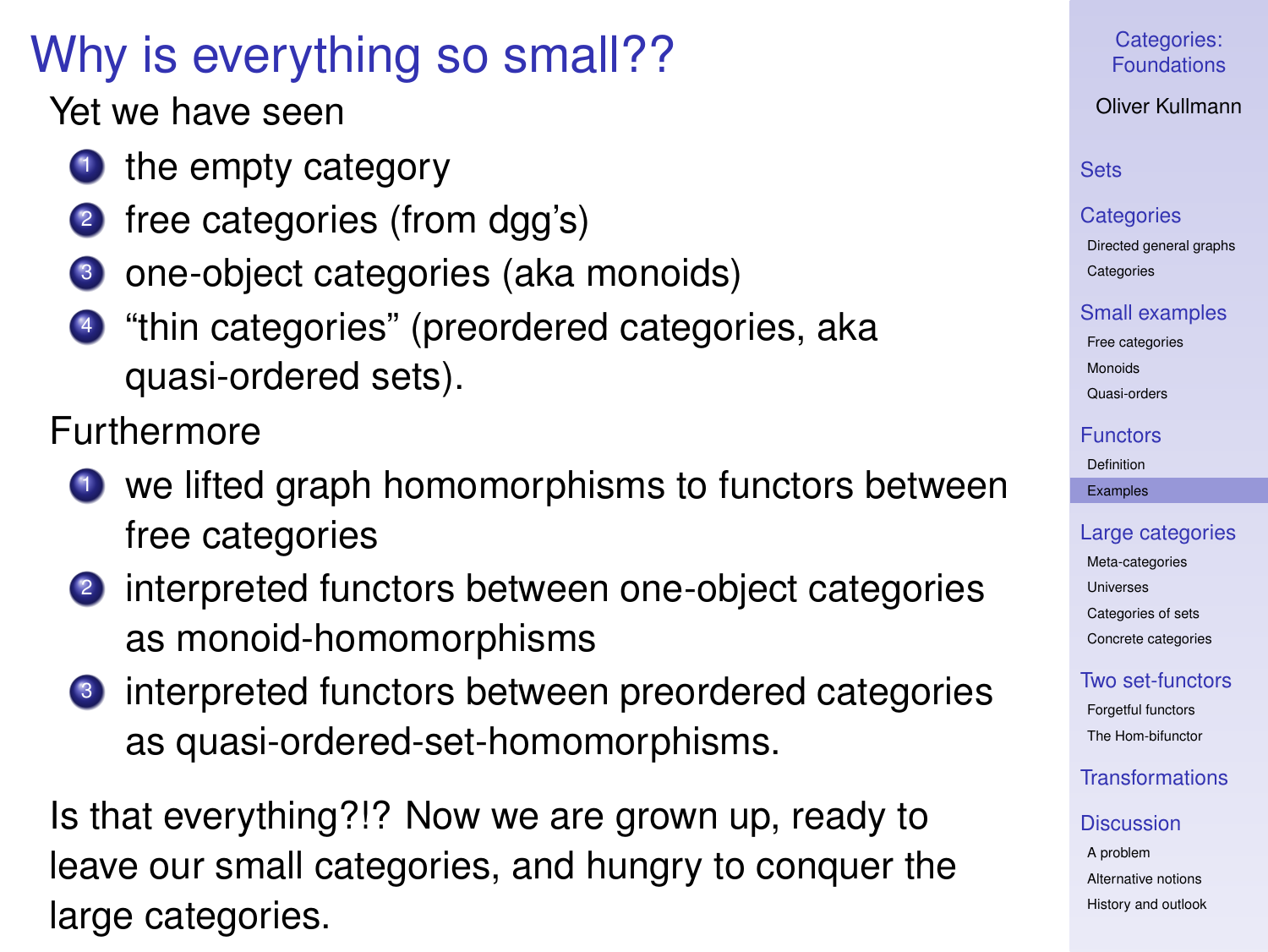# Why is everything so small??

Yet we have seen

1. the empty category
2. free categories (from dgg's)
3. one-object categories (aka monoids)
4. "thin categories" (preordered categories, aka quasi-ordered sets).

Furthermore

1. we lifted graph homomorphisms to functors between free categories
2. interpreted functors between one-object categories as monoid-homomorphisms
3. interpreted functors between preordered categories as quasi-ordered-set-homomorphisms.

Is that everything?!? Now we are grown up, ready to leave our small categories, and hungry to conquer the large categories.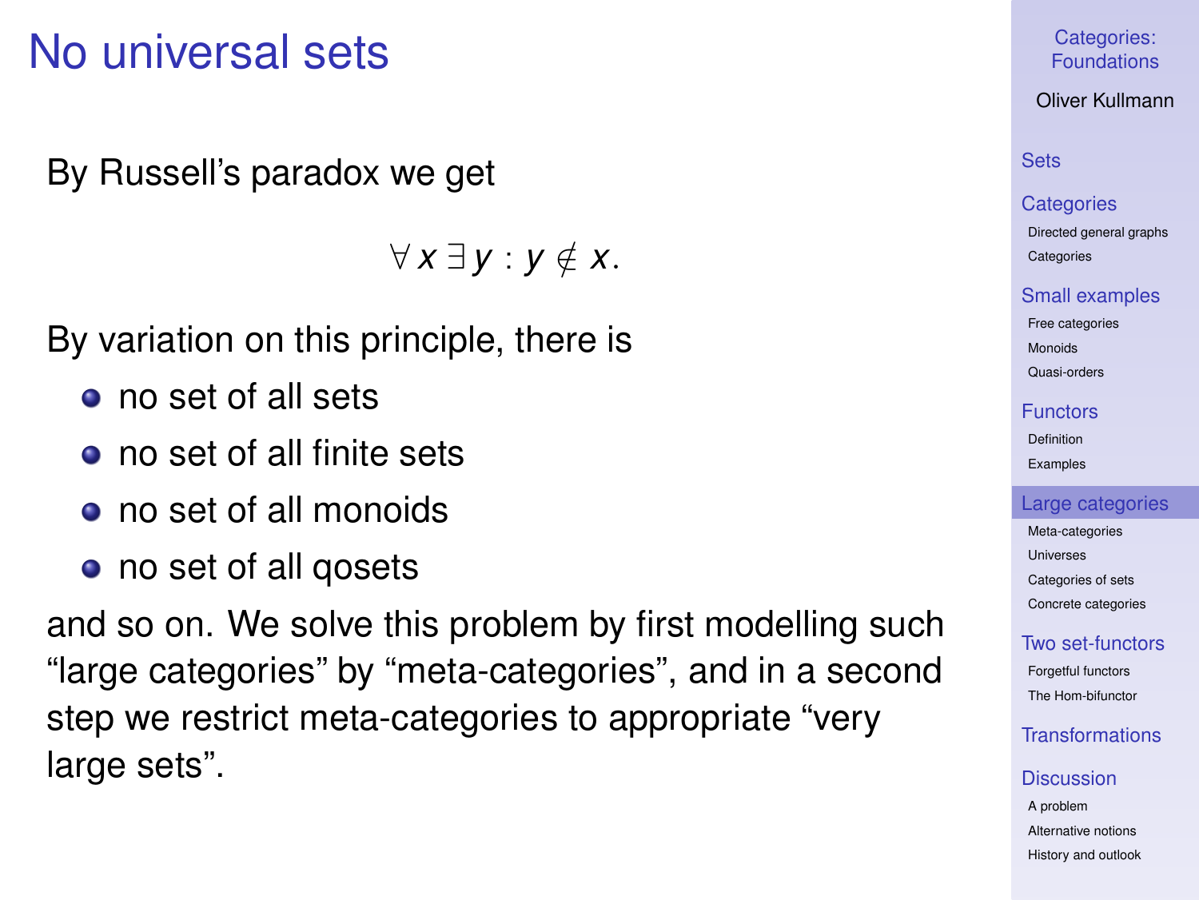# No universal sets

By Russell's paradox we get

$$\forall x \, \exists y : y \notin x.$$

By variation on this principle, there is

- no set of all sets
- no set of all finite sets
- no set of all monoids
- no set of all qosets

and so on. We solve this problem by first modelling such "large categories" by "meta-categories", and in a second step we restrict meta-categories to appropriate "very large sets".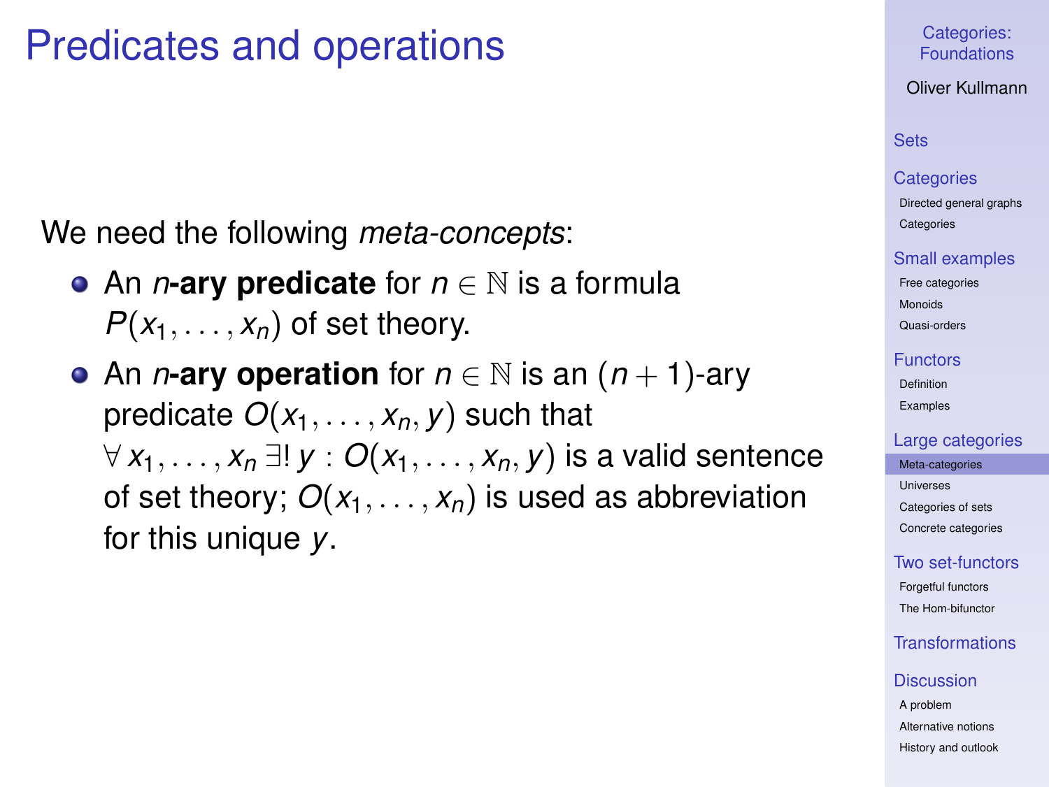# Predicates and operations

We need the following *meta-concepts*:

- An *n***-ary predicate** for $n \in \mathbb{N}$ is a formula $P(x_1, \dots, x_n)$ of set theory.
- An *n***-ary operation** for $n \in \mathbb{N}$ is an $(n+1)$-ary predicate $O(x_1, \dots, x_n, y)$ such that $\forall\, x_1, \dots, x_n\, \exists!\, y : O(x_1, \dots, x_n, y)$ is a valid sentence of set theory; $O(x_1, \dots, x_n)$ is used as abbreviation for this unique $y$.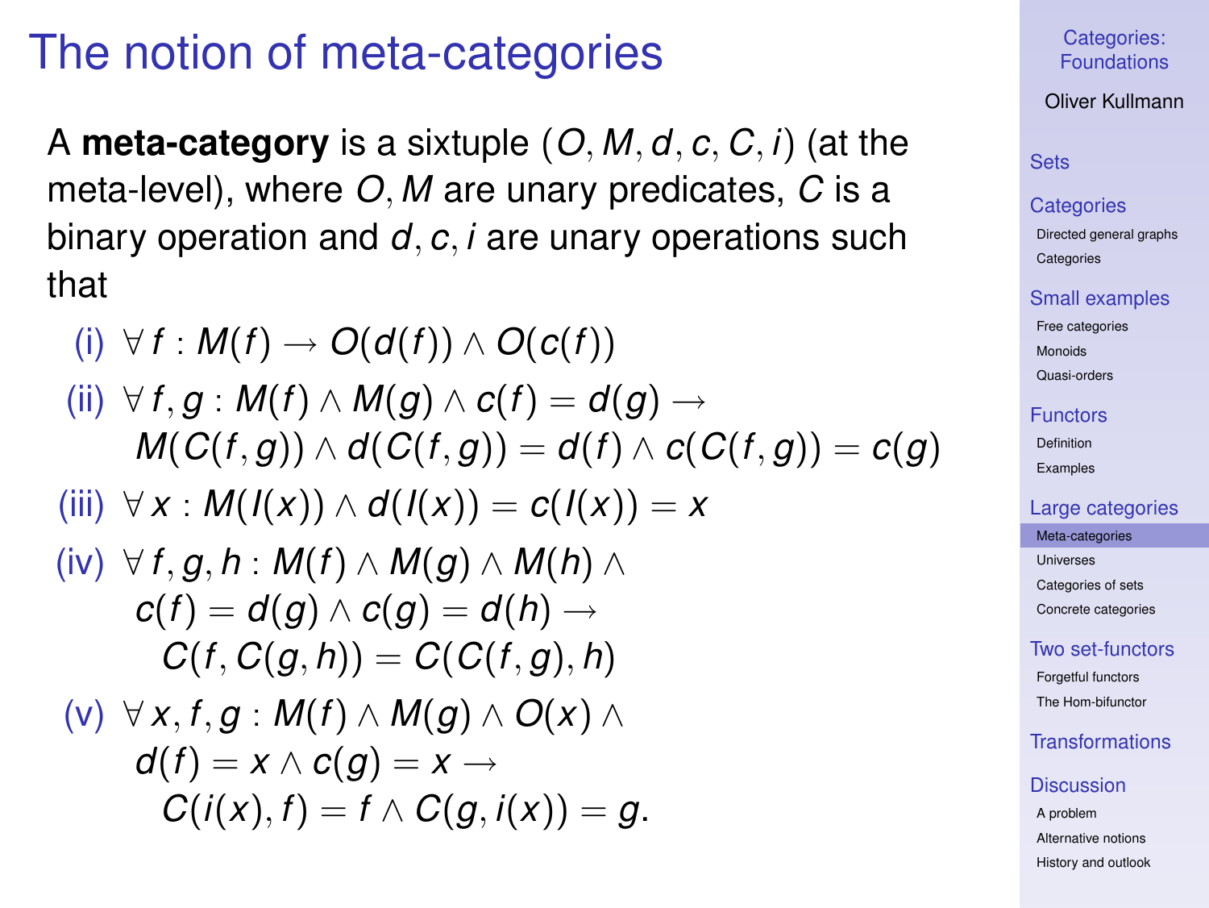# The notion of meta-categories

A **meta-category** is a sixtuple $(O, M, d, c, C, i)$ (at the meta-level), where $O, M$ are unary predicates, $C$ is a binary operation and $d, c, i$ are unary operations such that

(i) $\forall f : M(f) \rightarrow O(d(f)) \wedge O(c(f))$

(ii) $\forall f, g : M(f) \wedge M(g) \wedge c(f) = d(g) \rightarrow$
$M(C(f, g)) \wedge d(C(f, g)) = d(f) \wedge c(C(f, g)) = c(g)$

(iii) $\forall x : M(I(x)) \wedge d(I(x)) = c(I(x)) = x$

(iv) $\forall f, g, h : M(f) \wedge M(g) \wedge M(h) \wedge$
$c(f) = d(g) \wedge c(g) = d(h) \rightarrow$
$C(f, C(g, h)) = C(C(f, g), h)$

(v) $\forall x, f, g : M(f) \wedge M(g) \wedge O(x) \wedge$
$d(f) = x \wedge c(g) = x \rightarrow$
$C(i(x), f) = f \wedge C(g, i(x)) = g$.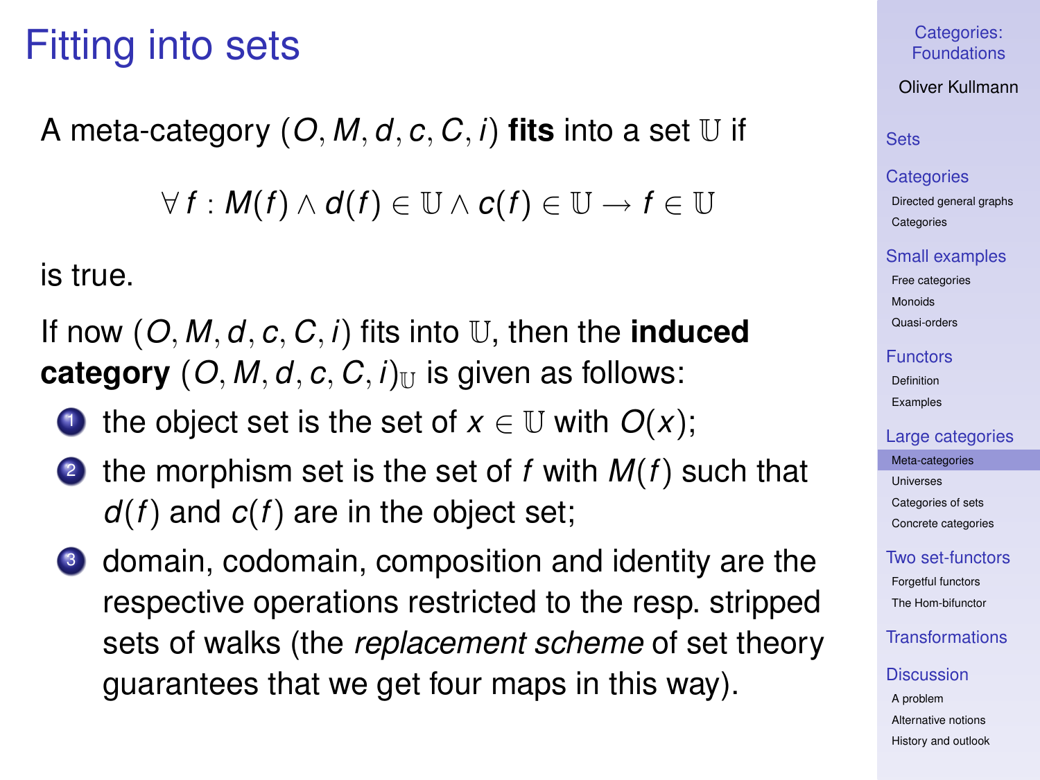# Fitting into sets

A meta-category $(O, M, d, c, C, i)$ **fits** into a set $\mathbb{U}$ if

$$\forall f : M(f) \wedge d(f) \in \mathbb{U} \wedge c(f) \in \mathbb{U} \rightarrow f \in \mathbb{U}$$

is true.

If now $(O, M, d, c, C, i)$ fits into $\mathbb{U}$, then the **induced category** $(O, M, d, c, C, i)_{\mathbb{U}}$ is given as follows:

1. the object set is the set of $x \in \mathbb{U}$ with $O(x)$;
2. the morphism set is the set of $f$ with $M(f)$ such that $d(f)$ and $c(f)$ are in the object set;
3. domain, codomain, composition and identity are the respective operations restricted to the resp. stripped sets of walks (the *replacement scheme* of set theory guarantees that we get four maps in this way).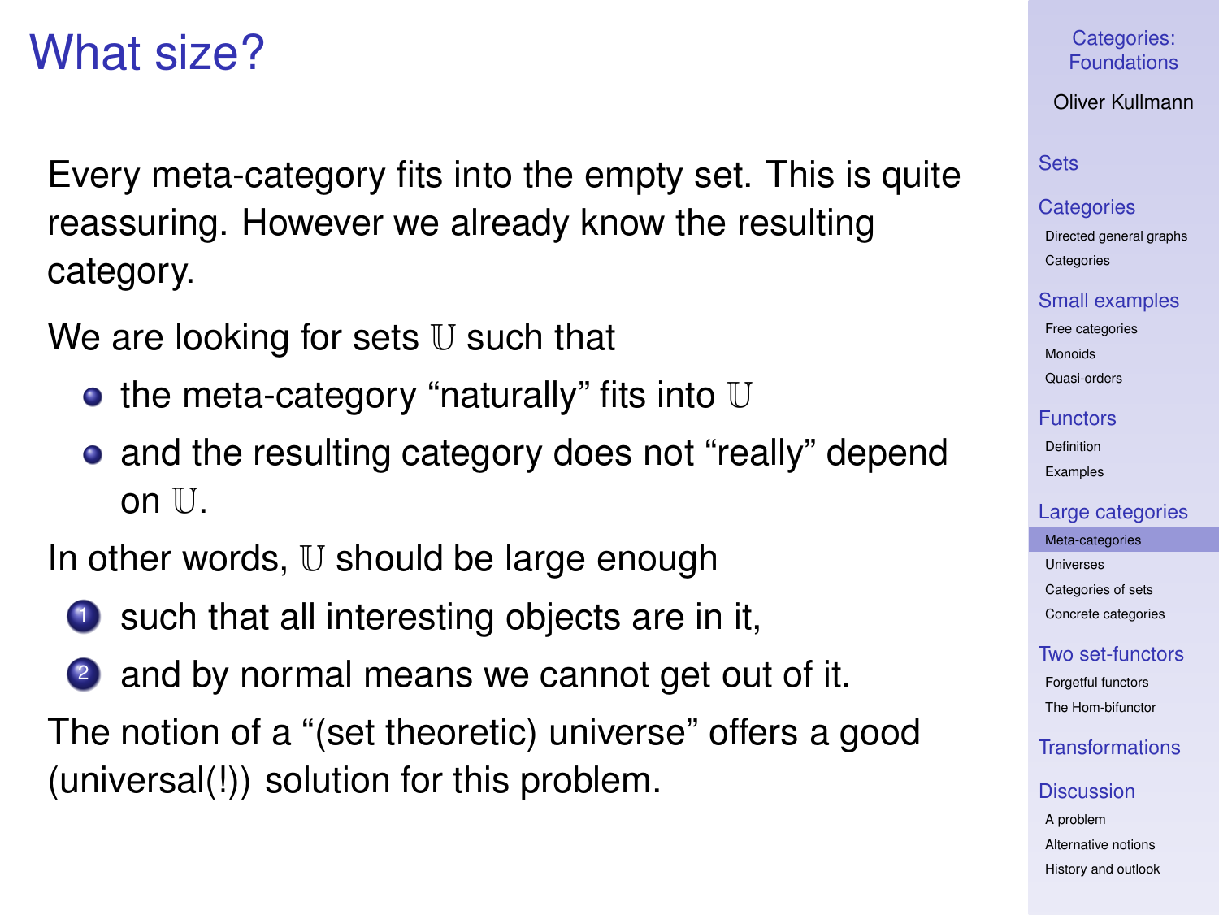# What size?

Every meta-category fits into the empty set. This is quite reassuring. However we already know the resulting category.

We are looking for sets $\mathbb{U}$ such that

- the meta-category "naturally" fits into $\mathbb{U}$
- and the resulting category does not "really" depend on $\mathbb{U}$.

In other words, $\mathbb{U}$ should be large enough

1. such that all interesting objects are in it,
2. and by normal means we cannot get out of it.

The notion of a "(set theoretic) universe" offers a good (universal(!)) solution for this problem.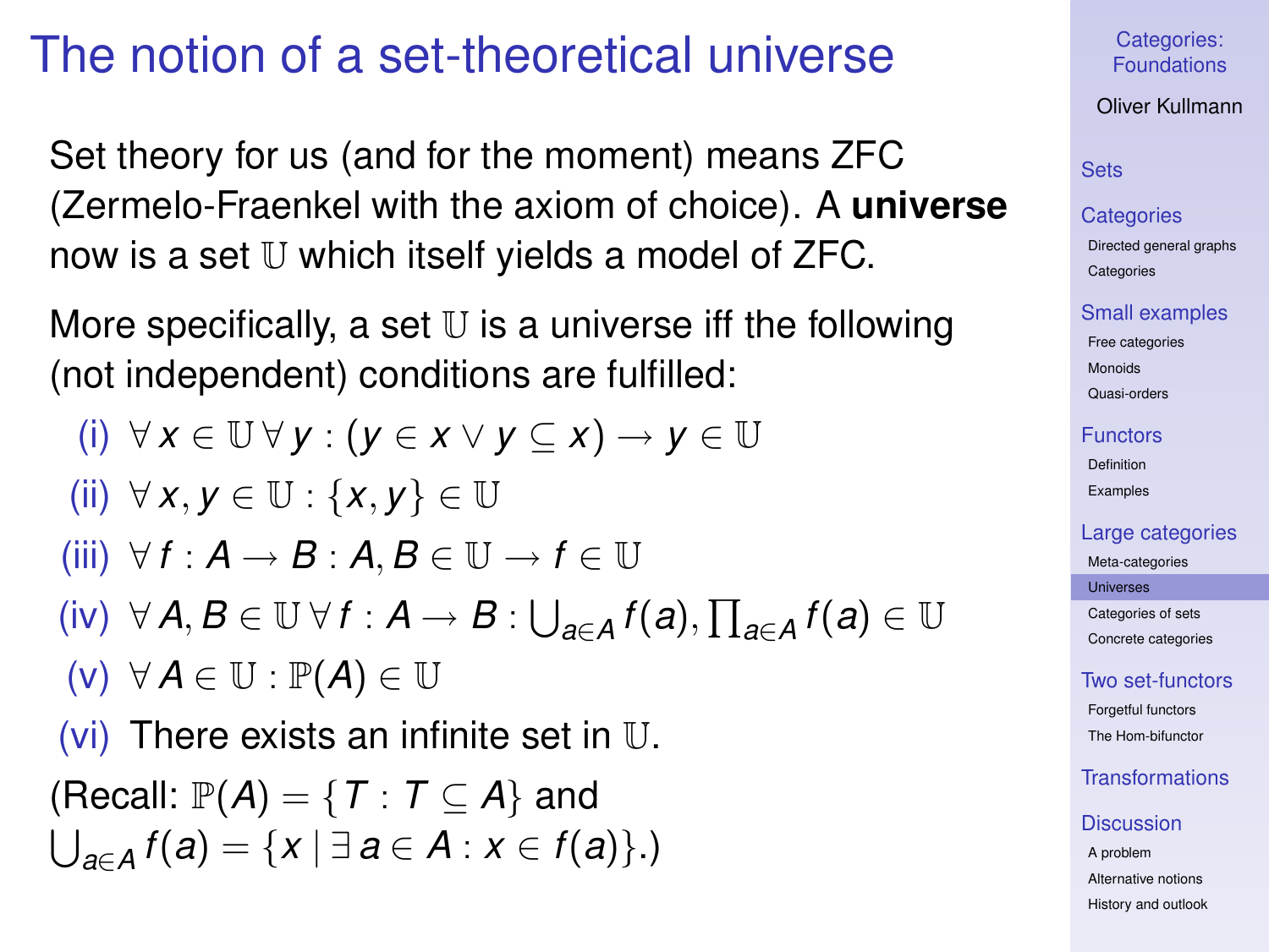# The notion of a set-theoretical universe

Set theory for us (and for the moment) means ZFC (Zermelo-Fraenkel with the axiom of choice). A **universe** now is a set $\mathbb{U}$ which itself yields a model of ZFC.

More specifically, a set $\mathbb{U}$ is a universe iff the following (not independent) conditions are fulfilled:

(i) $\forall\, x \in \mathbb{U}\, \forall\, y : (y \in x \vee y \subseteq x) \rightarrow y \in \mathbb{U}$

(ii) $\forall\, x, y \in \mathbb{U} : \{x, y\} \in \mathbb{U}$

(iii) $\forall\, f : A \rightarrow B : A, B \in \mathbb{U} \rightarrow f \in \mathbb{U}$

(iv) $\forall\, A, B \in \mathbb{U}\, \forall\, f : A \rightarrow B : \bigcup_{a \in A} f(a), \prod_{a \in A} f(a) \in \mathbb{U}$

(v) $\forall\, A \in \mathbb{U} : \mathbb{P}(A) \in \mathbb{U}$

(vi) There exists an infinite set in $\mathbb{U}$.

(Recall: $\mathbb{P}(A) = \{T : T \subseteq A\}$ and $\bigcup_{a \in A} f(a) = \{x \mid \exists\, a \in A : x \in f(a)\}$.)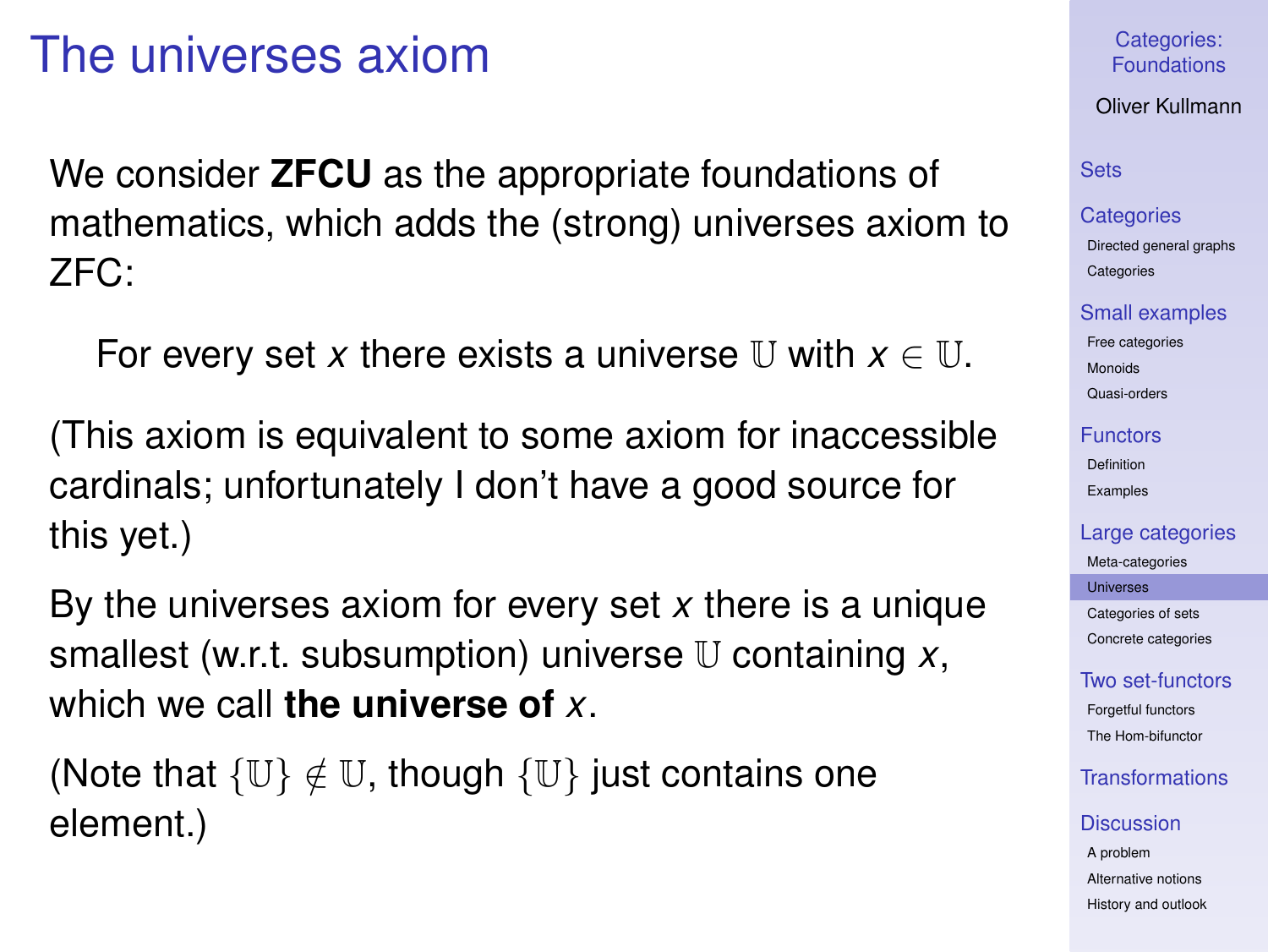# The universes axiom

We consider **ZFCU** as the appropriate foundations of mathematics, which adds the (strong) universes axiom to ZFC:

> For every set $x$ there exists a universe $\mathbb{U}$ with $x \in \mathbb{U}$.

(This axiom is equivalent to some axiom for inaccessible cardinals; unfortunately I don't have a good source for this yet.)

By the universes axiom for every set $x$ there is a unique smallest (w.r.t. subsumption) universe $\mathbb{U}$ containing $x$, which we call **the universe of** $x$.

(Note that $\{\mathbb{U}\} \notin \mathbb{U}$, though $\{\mathbb{U}\}$ just contains one element.)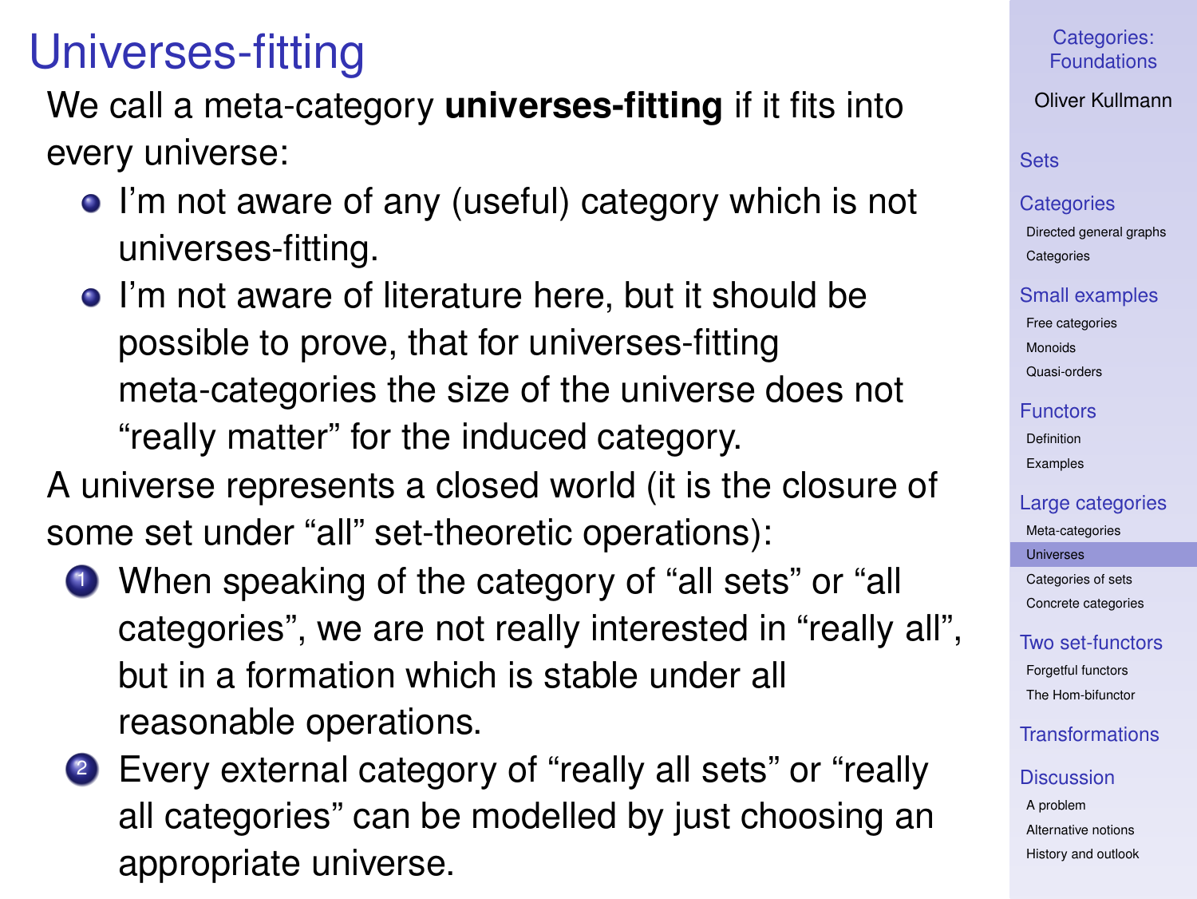# Universes-fitting

We call a meta-category **universes-fitting** if it fits into every universe:

- I'm not aware of any (useful) category which is not universes-fitting.
- I'm not aware of literature here, but it should be possible to prove, that for universes-fitting meta-categories the size of the universe does not "really matter" for the induced category.

A universe represents a closed world (it is the closure of some set under "all" set-theoretic operations):

1. When speaking of the category of "all sets" or "all categories", we are not really interested in "really all", but in a formation which is stable under all reasonable operations.
2. Every external category of "really all sets" or "really all categories" can be modelled by just choosing an appropriate universe.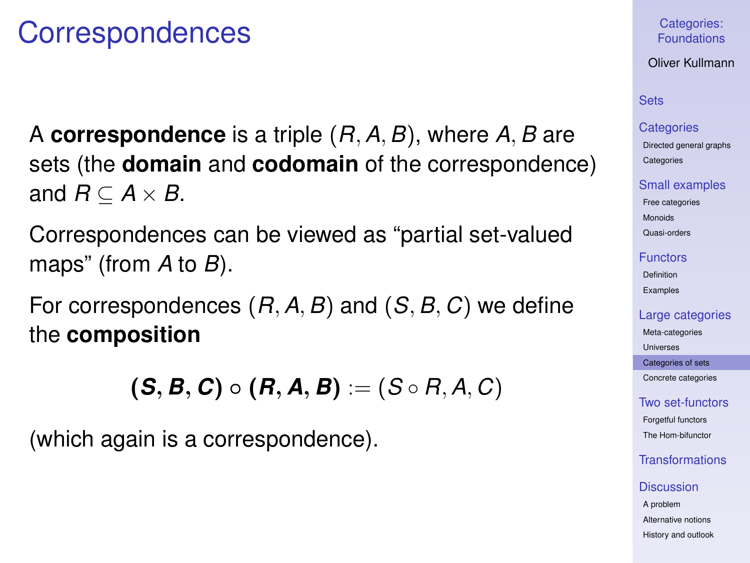# Correspondences

A **correspondence** is a triple $(R, A, B)$, where $A, B$ are sets (the **domain** and **codomain** of the correspondence) and $R \subseteq A \times B$.

Correspondences can be viewed as “partial set-valued maps” (from $A$ to $B$).

For correspondences $(R, A, B)$ and $(S, B, C)$ we define the **composition**

$$\mathbf{(S, B, C) \circ (R, A, B)} := (S \circ R, A, C)$$

(which again is a correspondence).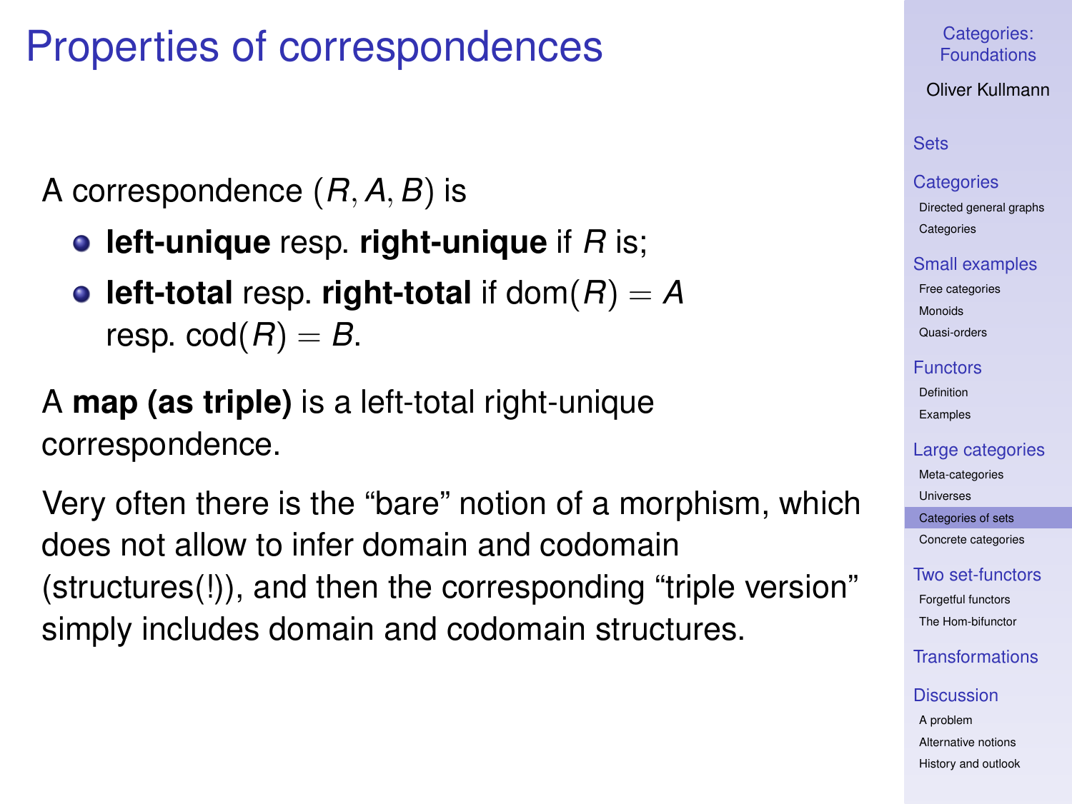# Properties of correspondences

A correspondence $(R, A, B)$ is

- **left-unique** resp. **right-unique** if $R$ is;
- **left-total** resp. **right-total** if $\mathrm{dom}(R) = A$ resp. $\mathrm{cod}(R) = B$.

A **map (as triple)** is a left-total right-unique correspondence.

Very often there is the "bare" notion of a morphism, which does not allow to infer domain and codomain (structures(!)), and then the corresponding "triple version" simply includes domain and codomain structures.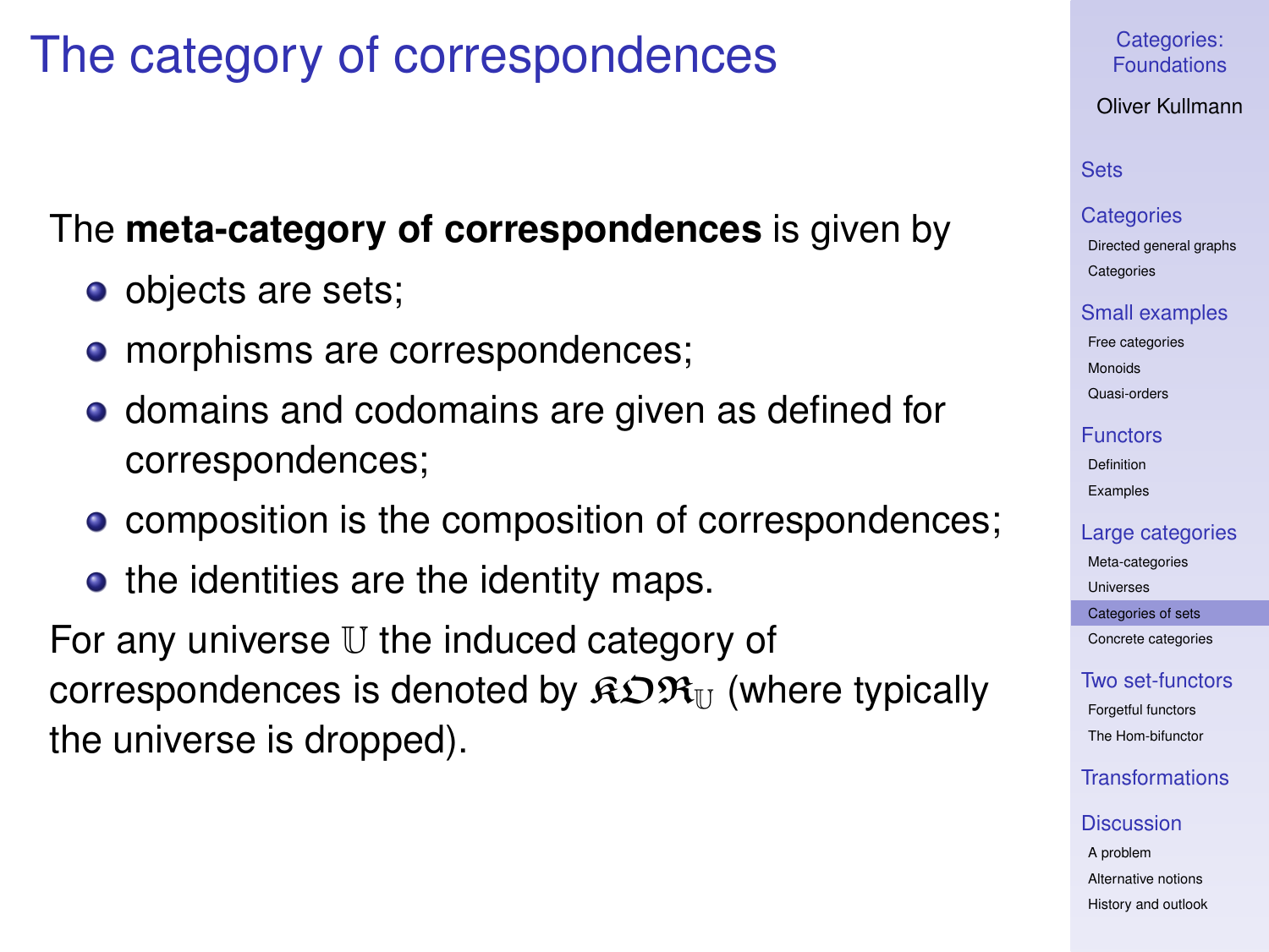# The category of correspondences

The **meta-category of correspondences** is given by

- objects are sets;
- morphisms are correspondences;
- domains and codomains are given as defined for correspondences;
- composition is the composition of correspondences;
- the identities are the identity maps.

For any universe $\mathbb{U}$ the induced category of correspondences is denoted by $\mathfrak{KOR}_{\mathbb{U}}$ (where typically the universe is dropped).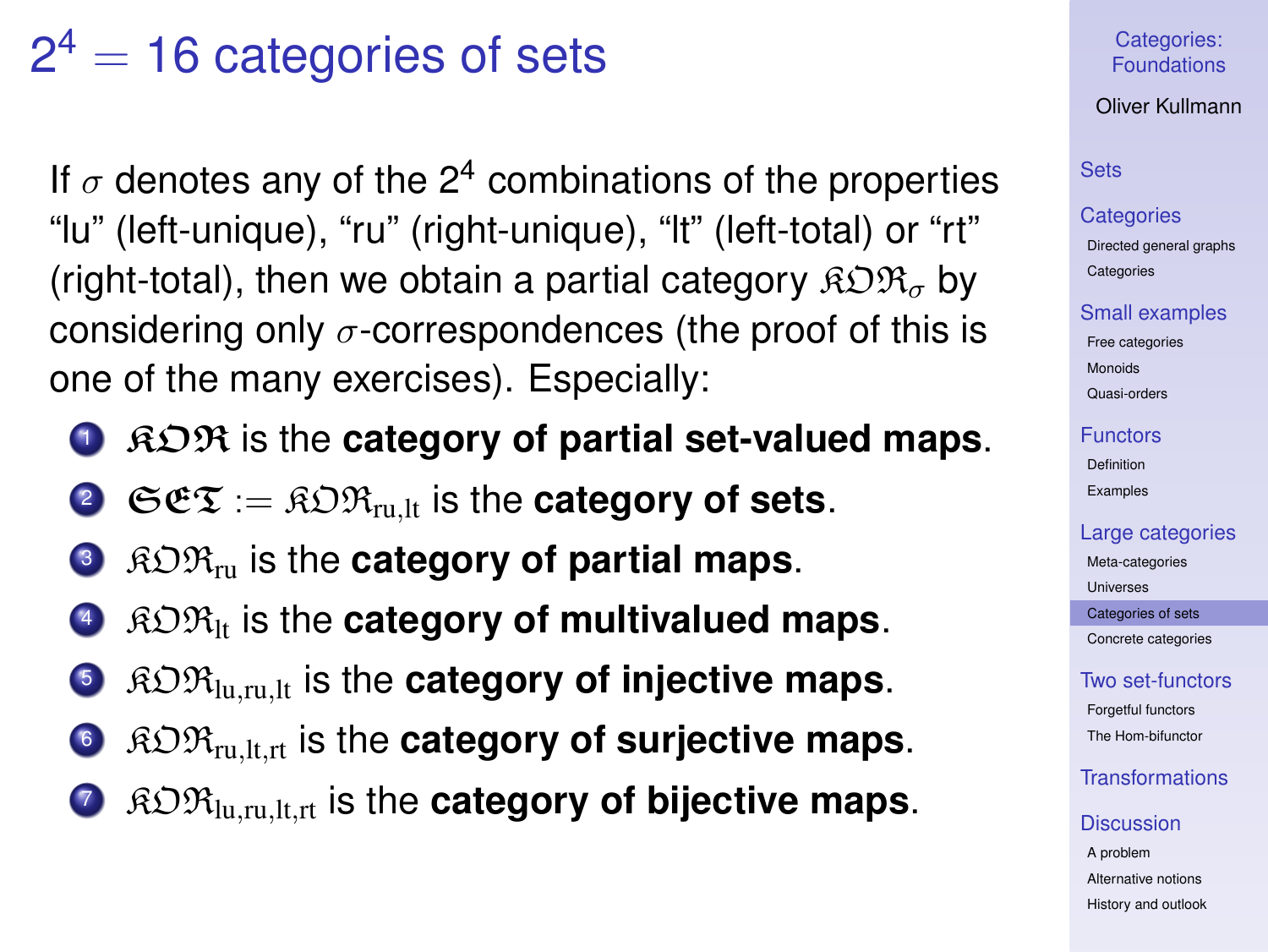# $2^4 = 16$ categories of sets

If $\sigma$ denotes any of the $2^4$ combinations of the properties "lu" (left-unique), "ru" (right-unique), "lt" (left-total) or "rt" (right-total), then we obtain a partial category $\mathfrak{KOR}_\sigma$ by considering only $\sigma$-correspondences (the proof of this is one of the many exercises). Especially:

1. $\boldsymbol{\mathfrak{KOR}}$ is the **category of partial set-valued maps**.
2. $\boldsymbol{\mathfrak{SET}} := \mathfrak{KOR}_{\mathrm{ru,lt}}$ is the **category of sets**.
3. $\mathfrak{KOR}_{\mathrm{ru}}$ is the **category of partial maps**.
4. $\mathfrak{KOR}_{\mathrm{lt}}$ is the **category of multivalued maps**.
5. $\mathfrak{KOR}_{\mathrm{lu,ru,lt}}$ is the **category of injective maps**.
6. $\mathfrak{KOR}_{\mathrm{ru,lt,rt}}$ is the **category of surjective maps**.
7. $\mathfrak{KOR}_{\mathrm{lu,ru,lt,rt}}$ is the **category of bijective maps**.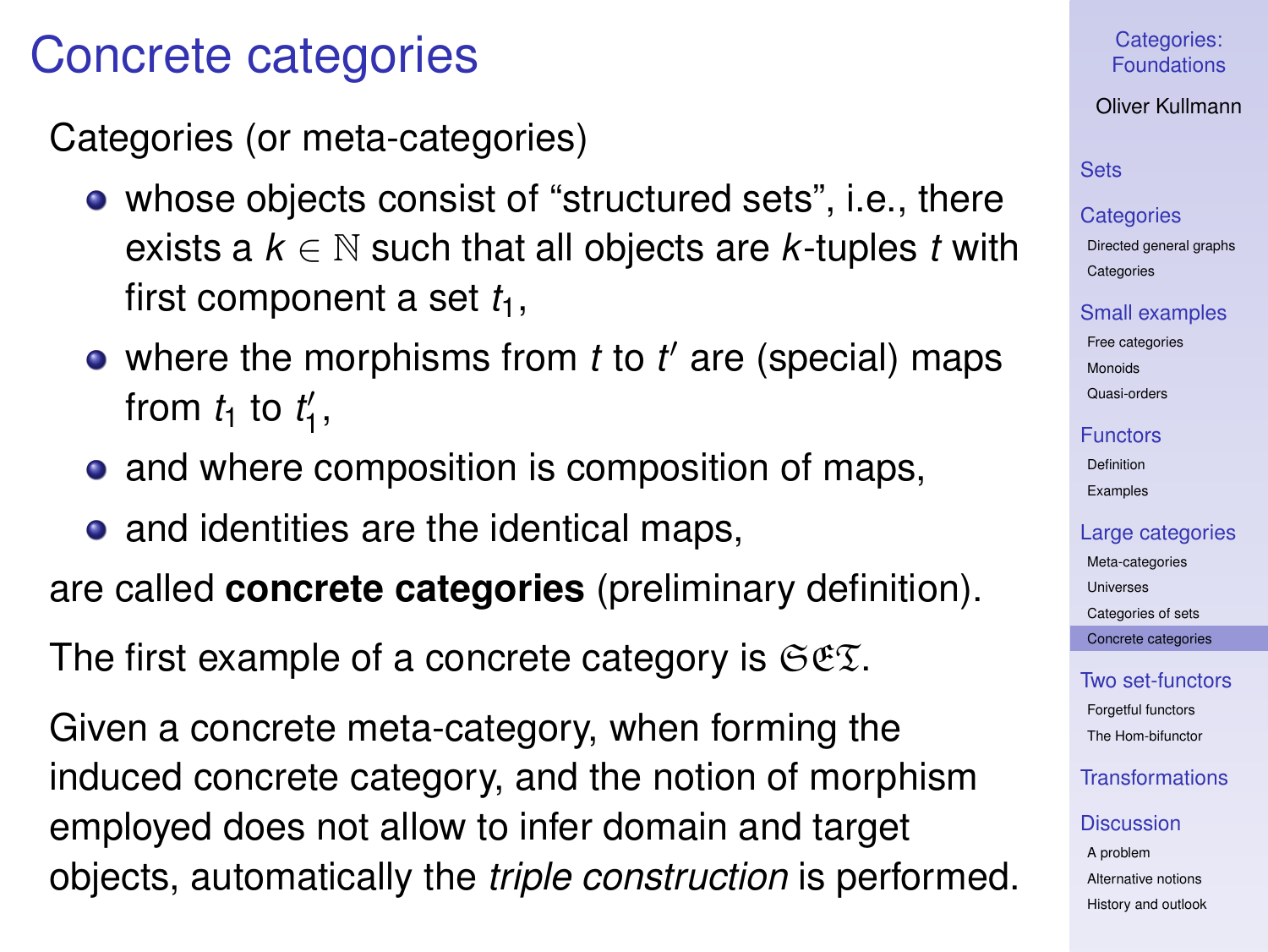# Concrete categories

Categories (or meta-categories)

- whose objects consist of "structured sets", i.e., there exists a $k \in \mathbb{N}$ such that all objects are $k$-tuples $t$ with first component a set $t_1$,
- where the morphisms from $t$ to $t'$ are (special) maps from $t_1$ to $t'_1$,
- and where composition is composition of maps,
- and identities are the identical maps,

are called **concrete categories** (preliminary definition).

The first example of a concrete category is $\mathfrak{SET}$.

Given a concrete meta-category, when forming the induced concrete category, and the notion of morphism employed does not allow to infer domain and target objects, automatically the *triple construction* is performed.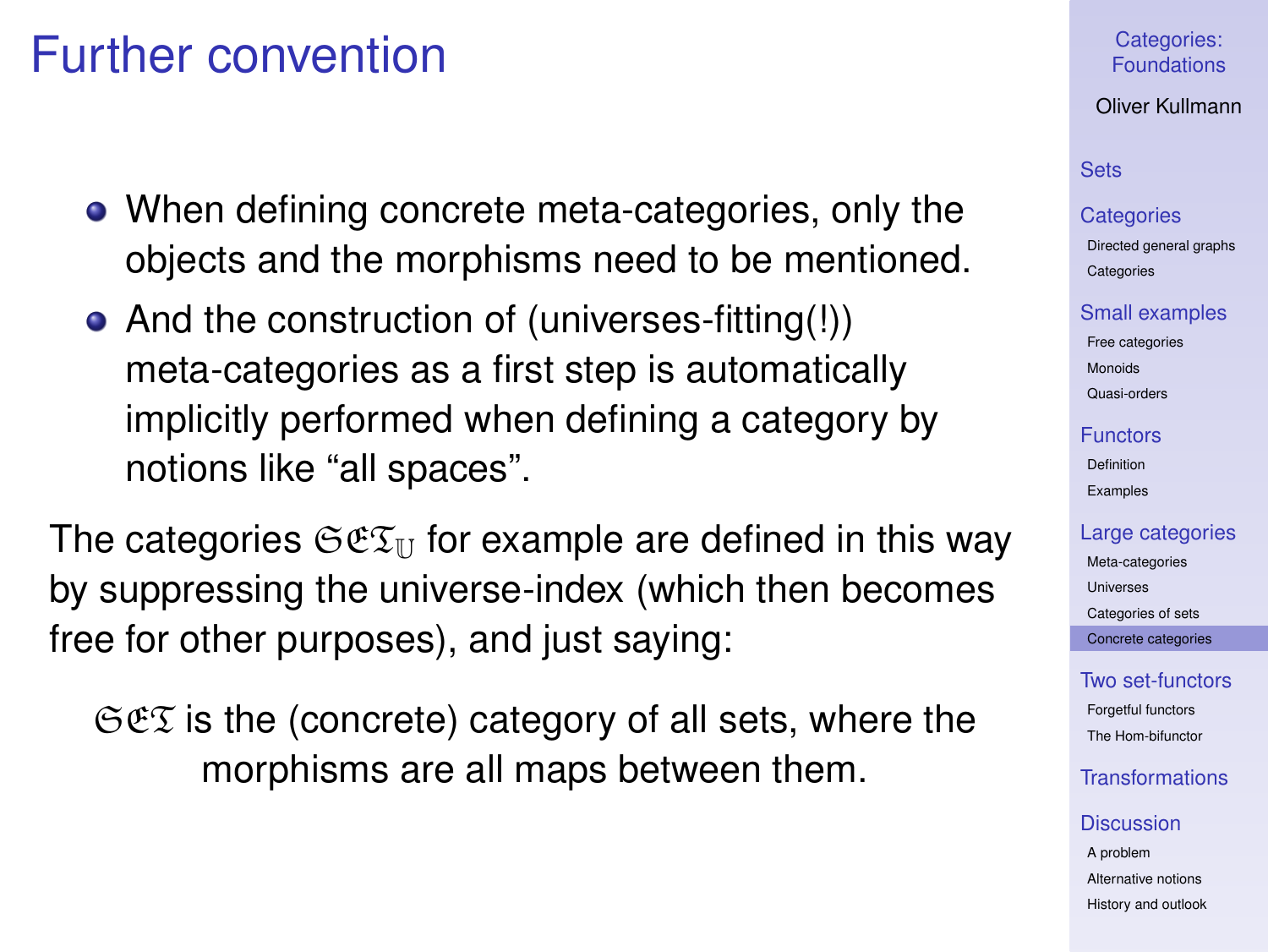# Further convention

- When defining concrete meta-categories, only the objects and the morphisms need to be mentioned.
- And the construction of (universes-fitting(!)) meta-categories as a first step is automatically implicitly performed when defining a category by notions like "all spaces".

The categories $\mathfrak{SET}_{\mathbb{U}}$ for example are defined in this way by suppressing the universe-index (which then becomes free for other purposes), and just saying:

> $\mathfrak{SET}$ is the (concrete) category of all sets, where the morphisms are all maps between them.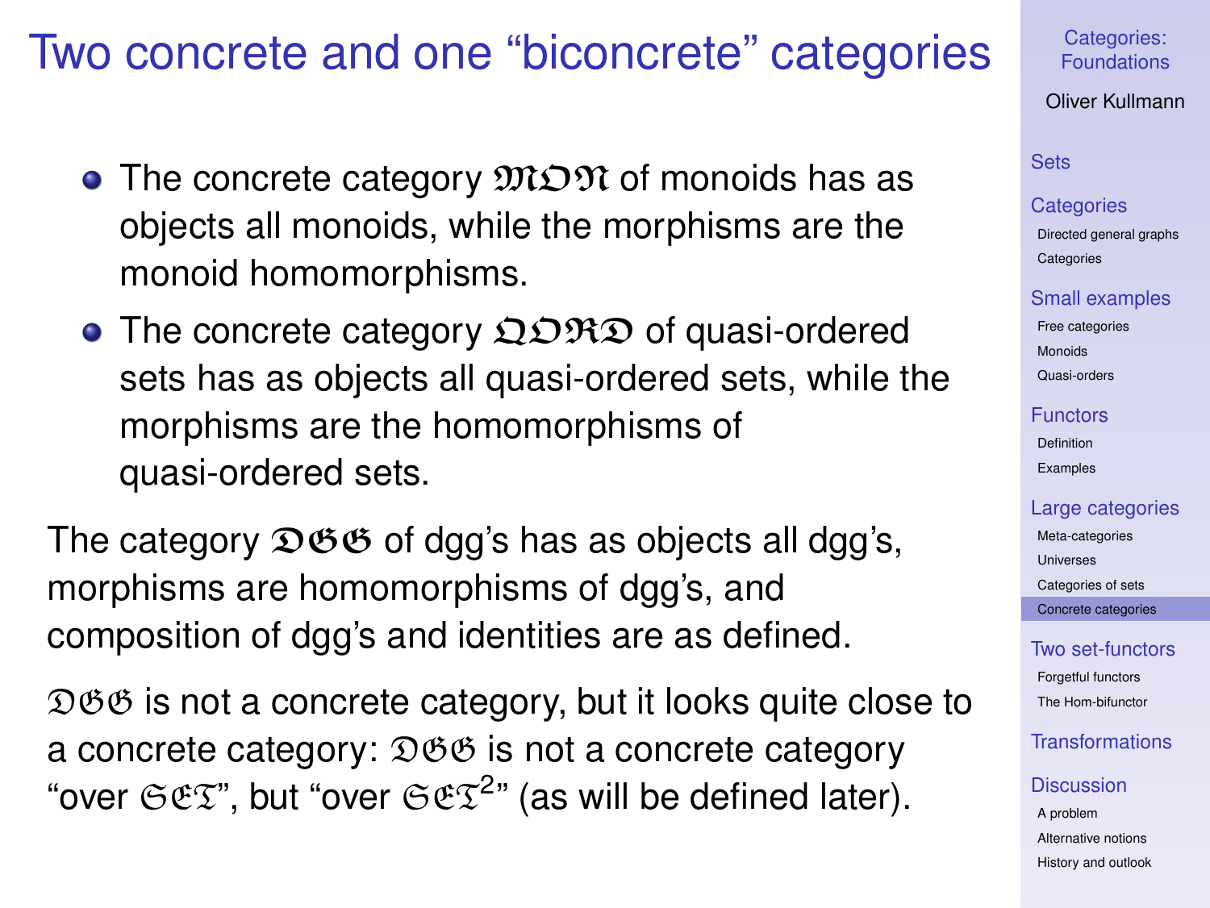# Two concrete and one "biconcrete" categories

- The concrete category $\mathfrak{MON}$ of monoids has as objects all monoids, while the morphisms are the monoid homomorphisms.
- The concrete category $\mathfrak{QORD}$ of quasi-ordered sets has as objects all quasi-ordered sets, while the morphisms are the homomorphisms of quasi-ordered sets.

The category $\mathfrak{DGG}$ of dgg's has as objects all dgg's, morphisms are homomorphisms of dgg's, and composition of dgg's and identities are as defined.

$\mathfrak{DGG}$ is not a concrete category, but it looks quite close to a concrete category: $\mathfrak{DGG}$ is not a concrete category "over $\mathfrak{SET}$", but "over $\mathfrak{SET}^2$" (as will be defined later).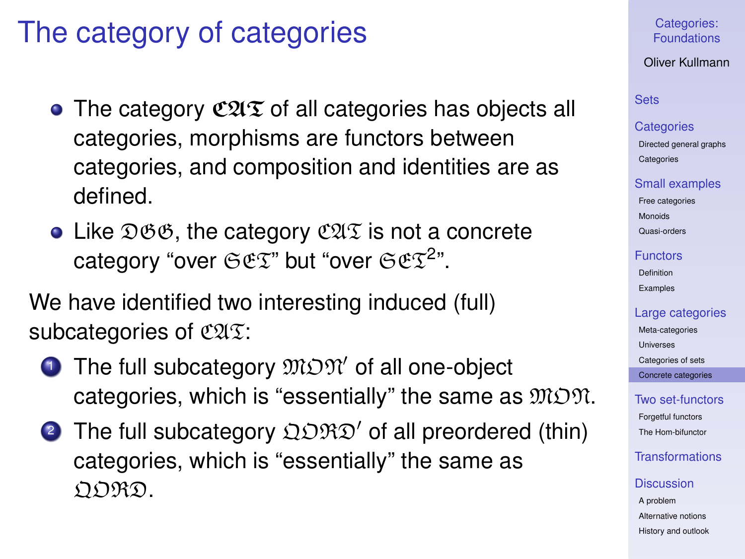# The category of categories

- The category $\mathfrak{CAT}$ of all categories has objects all categories, morphisms are functors between categories, and composition and identities are as defined.
- Like $\mathfrak{DGG}$, the category $\mathfrak{CAT}$ is not a concrete category "over $\mathfrak{SET}$" but "over $\mathfrak{SET}^2$".

We have identified two interesting induced (full) subcategories of $\mathfrak{CAT}$:

1. The full subcategory $\mathfrak{MON}'$ of all one-object categories, which is "essentially" the same as $\mathfrak{MON}$.
2. The full subcategory $\mathfrak{QORD}'$ of all preordered (thin) categories, which is "essentially" the same as $\mathfrak{QORD}$.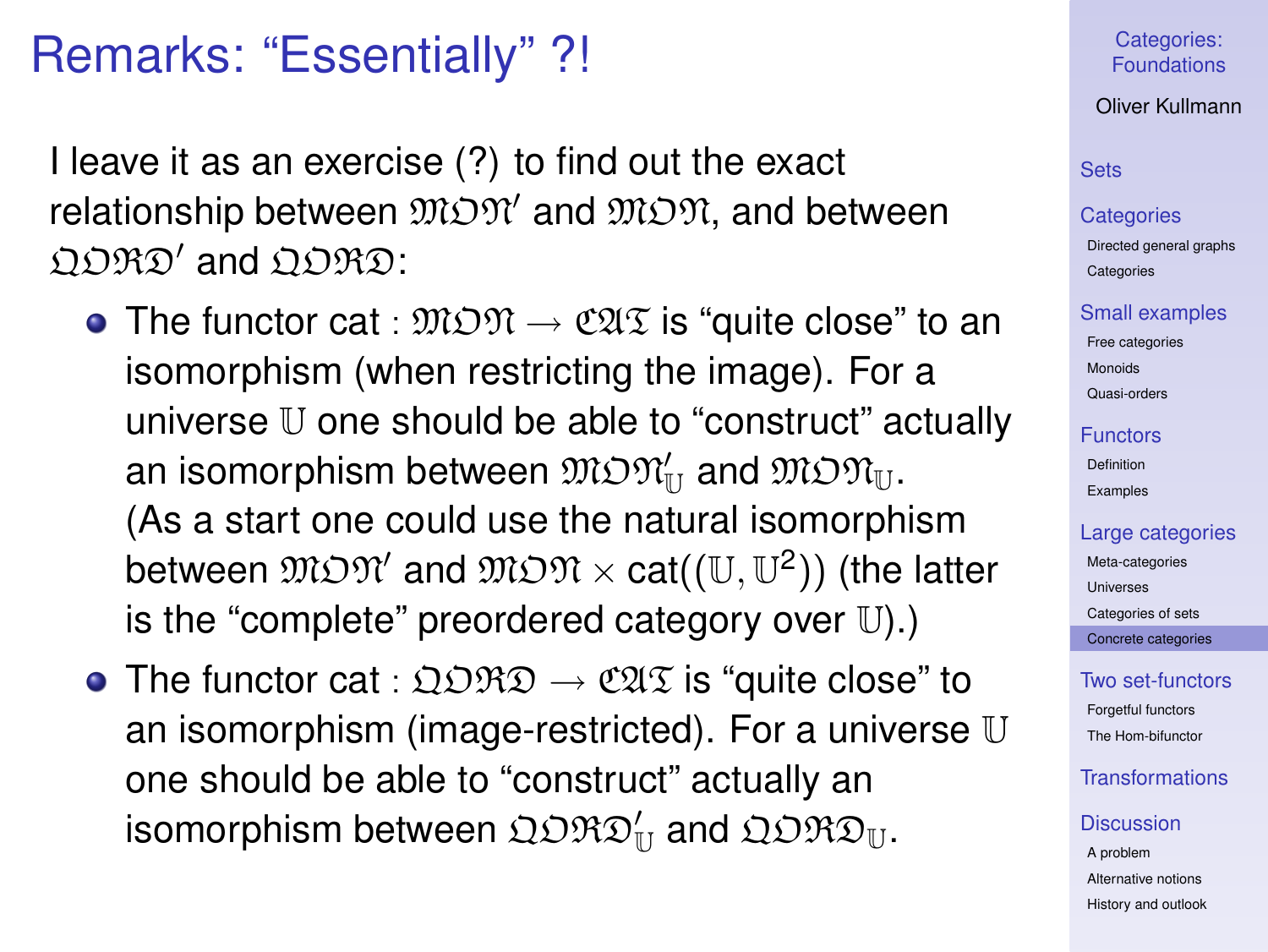# Remarks: "Essentially" ?!

I leave it as an exercise (?) to find out the exact relationship between $\mathfrak{MON}'$ and $\mathfrak{MON}$, and between $\mathfrak{QORD}'$ and $\mathfrak{QORD}$:

- The functor cat : $\mathfrak{MON} \to \mathfrak{CAT}$ is "quite close" to an isomorphism (when restricting the image). For a universe $\mathbb{U}$ one should be able to "construct" actually an isomorphism between $\mathfrak{MON}'_{\mathbb{U}}$ and $\mathfrak{MON}_{\mathbb{U}}$. (As a start one could use the natural isomorphism between $\mathfrak{MON}'$ and $\mathfrak{MON} \times \mathrm{cat}((\mathbb{U}, \mathbb{U}^2))$ (the latter is the "complete" preordered category over $\mathbb{U}$).)
- The functor cat : $\mathfrak{QORD} \to \mathfrak{CAT}$ is "quite close" to an isomorphism (image-restricted). For a universe $\mathbb{U}$ one should be able to "construct" actually an isomorphism between $\mathfrak{QORD}'_{\mathbb{U}}$ and $\mathfrak{QORD}_{\mathbb{U}}$.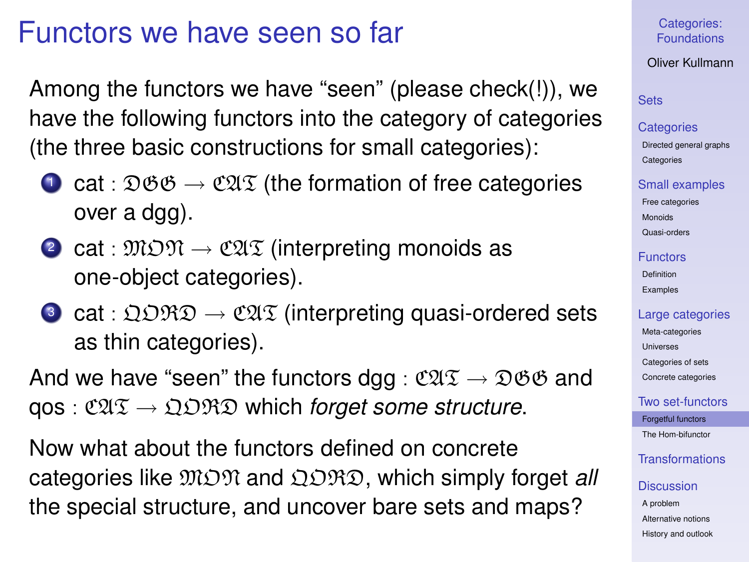# Functors we have seen so far

Among the functors we have "seen" (please check(!)), we have the following functors into the category of categories (the three basic constructions for small categories):

1. $\mathrm{cat} : \mathfrak{DGG} \to \mathfrak{CAT}$ (the formation of free categories over a dgg).
2. $\mathrm{cat} : \mathfrak{MON} \to \mathfrak{CAT}$ (interpreting monoids as one-object categories).
3. $\mathrm{cat} : \mathfrak{QORD} \to \mathfrak{CAT}$ (interpreting quasi-ordered sets as thin categories).

And we have "seen" the functors $\mathrm{dgg} : \mathfrak{CAT} \to \mathfrak{DGG}$ and $\mathrm{qos} : \mathfrak{CAT} \to \mathfrak{QORD}$ which *forget some structure*.

Now what about the functors defined on concrete categories like $\mathfrak{MON}$ and $\mathfrak{QORD}$, which simply forget *all* the special structure, and uncover bare sets and maps?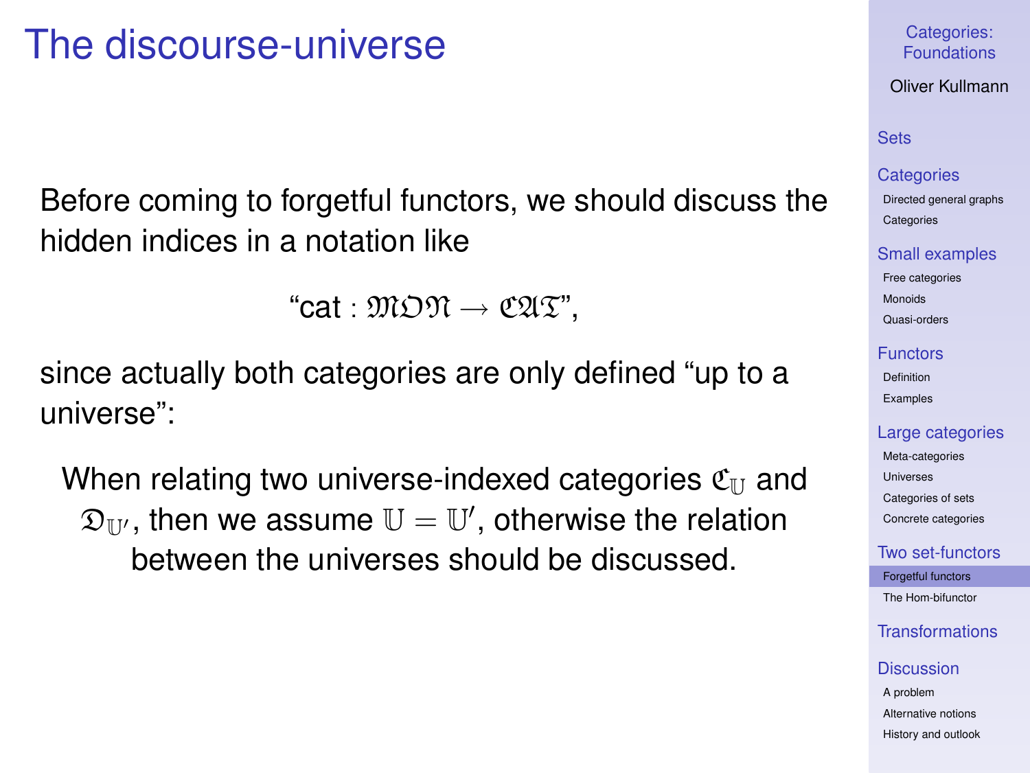# The discourse-universe

Before coming to forgetful functors, we should discuss the hidden indices in a notation like

$$\text{“cat} : \mathfrak{MON} \to \mathfrak{CAT}\text{”},$$

since actually both categories are only defined “up to a universe”:

> When relating two universe-indexed categories $\mathfrak{C}_{\mathbb{U}}$ and $\mathfrak{D}_{\mathbb{U}'}$, then we assume $\mathbb{U} = \mathbb{U}'$, otherwise the relation between the universes should be discussed.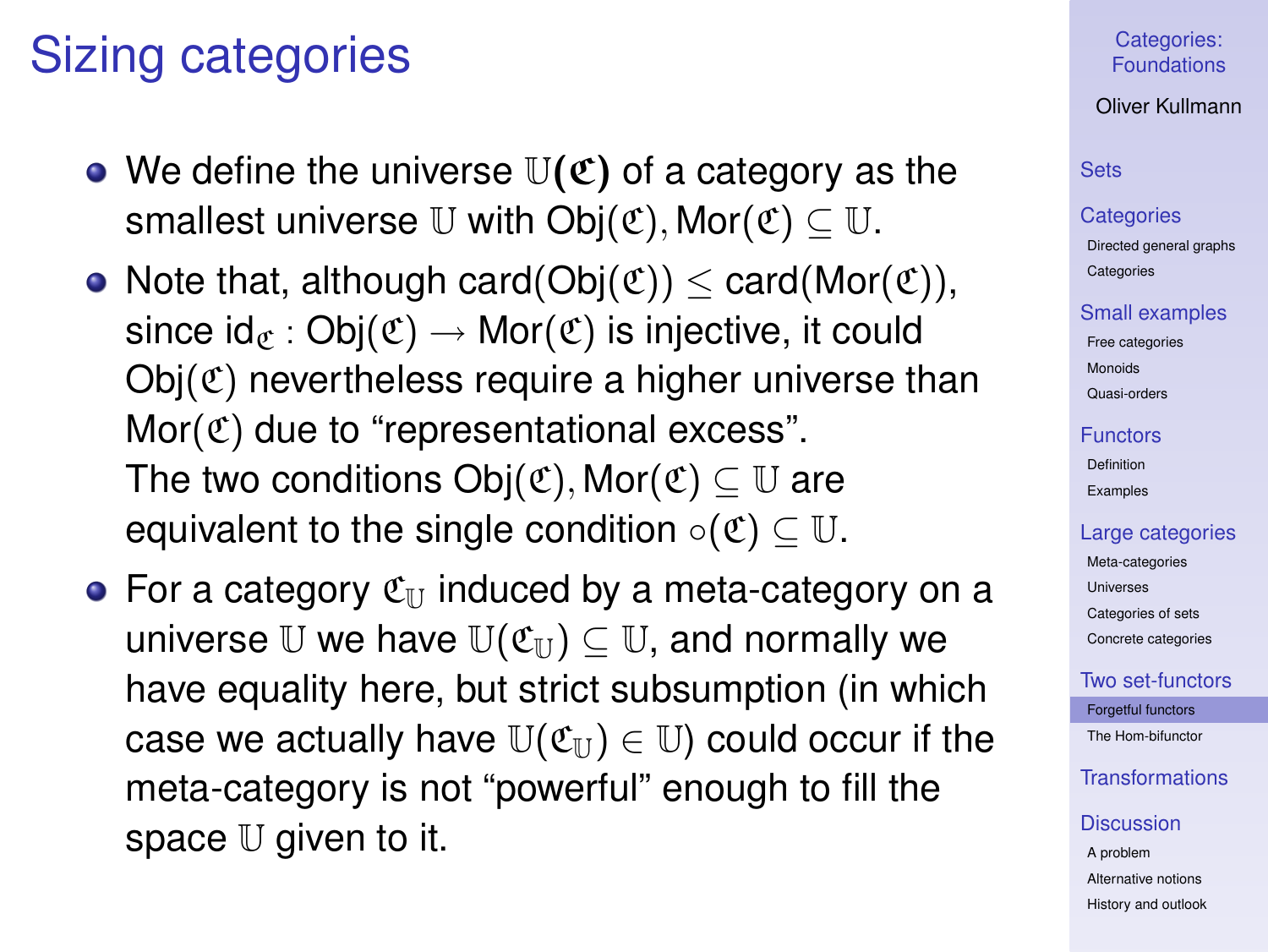# Sizing categories

- We define the universe $\mathbb{U}(\mathfrak{C})$ of a category as the smallest universe $\mathbb{U}$ with $\mathrm{Obj}(\mathfrak{C}), \mathrm{Mor}(\mathfrak{C}) \subseteq \mathbb{U}$.
- Note that, although $\mathrm{card}(\mathrm{Obj}(\mathfrak{C})) \le \mathrm{card}(\mathrm{Mor}(\mathfrak{C}))$, since $\mathrm{id}_{\mathfrak{C}} : \mathrm{Obj}(\mathfrak{C}) \to \mathrm{Mor}(\mathfrak{C})$ is injective, it could $\mathrm{Obj}(\mathfrak{C})$ nevertheless require a higher universe than $\mathrm{Mor}(\mathfrak{C})$ due to "representational excess".
  The two conditions $\mathrm{Obj}(\mathfrak{C}), \mathrm{Mor}(\mathfrak{C}) \subseteq \mathbb{U}$ are equivalent to the single condition $\circ(\mathfrak{C}) \subseteq \mathbb{U}$.
- For a category $\mathfrak{C}_{\mathbb{U}}$ induced by a meta-category on a universe $\mathbb{U}$ we have $\mathbb{U}(\mathfrak{C}_{\mathbb{U}}) \subseteq \mathbb{U}$, and normally we have equality here, but strict subsumption (in which case we actually have $\mathbb{U}(\mathfrak{C}_{\mathbb{U}}) \in \mathbb{U}$) could occur if the meta-category is not "powerful" enough to fill the space $\mathbb{U}$ given to it.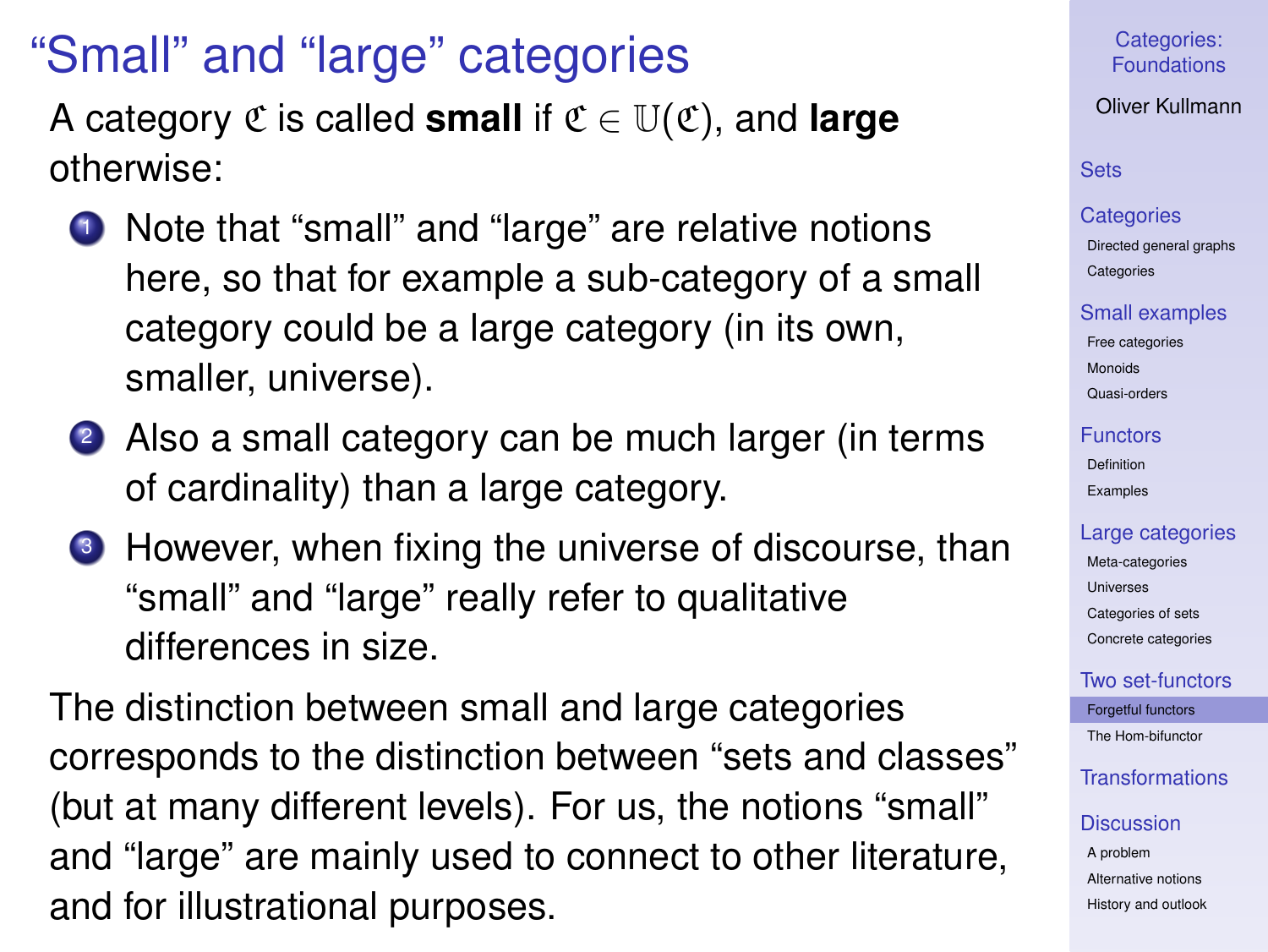## "Small" and "large" categories

A category $\mathfrak{C}$ is called **small** if $\mathfrak{C} \in \mathbb{U}(\mathfrak{C})$, and **large** otherwise:

1. Note that "small" and "large" are relative notions here, so that for example a sub-category of a small category could be a large category (in its own, smaller, universe).
2. Also a small category can be much larger (in terms of cardinality) than a large category.
3. However, when fixing the universe of discourse, than "small" and "large" really refer to qualitative differences in size.

The distinction between small and large categories corresponds to the distinction between "sets and classes" (but at many different levels). For us, the notions "small" and "large" are mainly used to connect to other literature, and for illustrational purposes.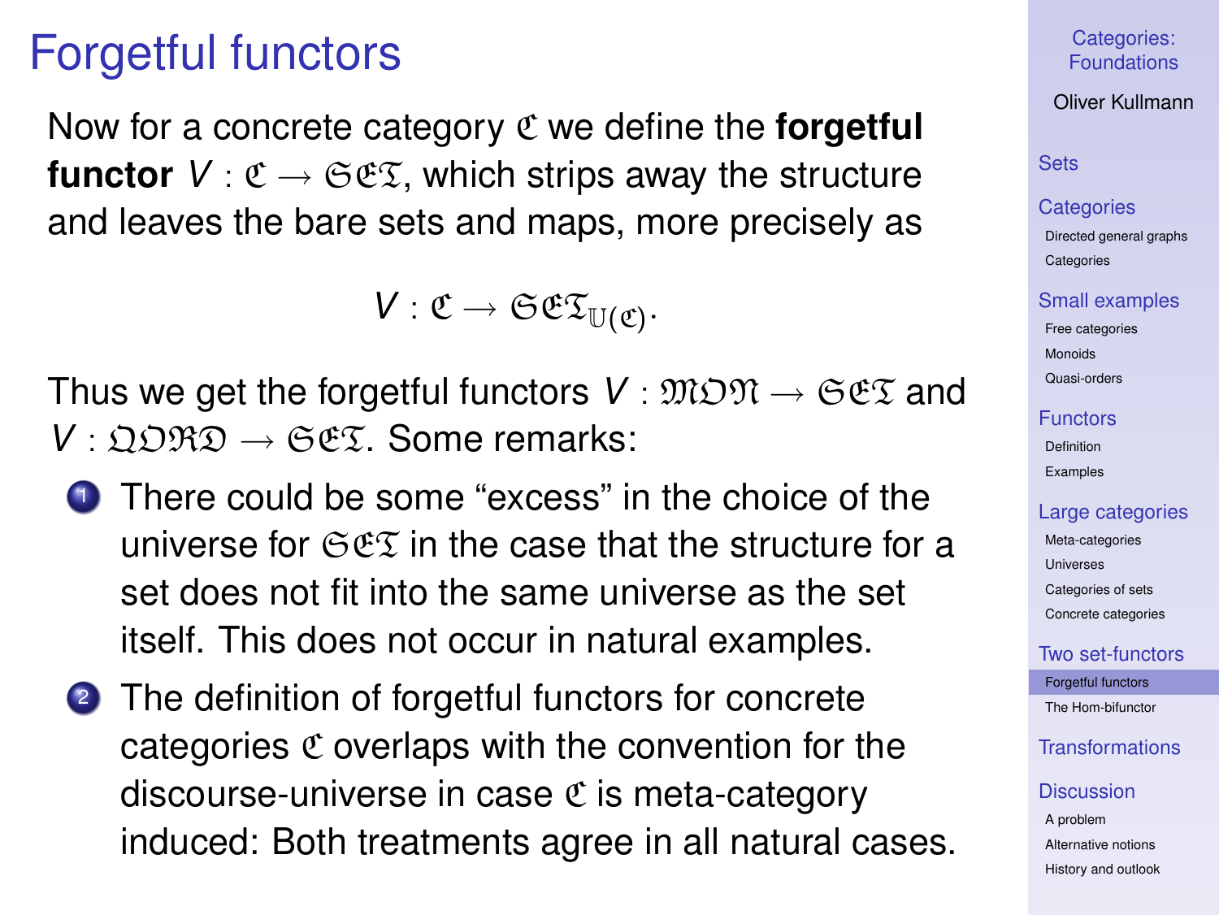# Forgetful functors

Now for a concrete category $\mathfrak{C}$ we define the **forgetful functor** $V : \mathfrak{C} \to \mathfrak{SET}$, which strips away the structure and leaves the bare sets and maps, more precisely as

$$V : \mathfrak{C} \to \mathfrak{SET}_{\mathbb{U}(\mathfrak{C})}.$$

Thus we get the forgetful functors $V : \mathfrak{MON} \to \mathfrak{SET}$ and $V : \mathfrak{QORD} \to \mathfrak{SET}$. Some remarks:

1. There could be some "excess" in the choice of the universe for $\mathfrak{SET}$ in the case that the structure for a set does not fit into the same universe as the set itself. This does not occur in natural examples.
2. The definition of forgetful functors for concrete categories $\mathfrak{C}$ overlaps with the convention for the discourse-universe in case $\mathfrak{C}$ is meta-category induced: Both treatments agree in all natural cases.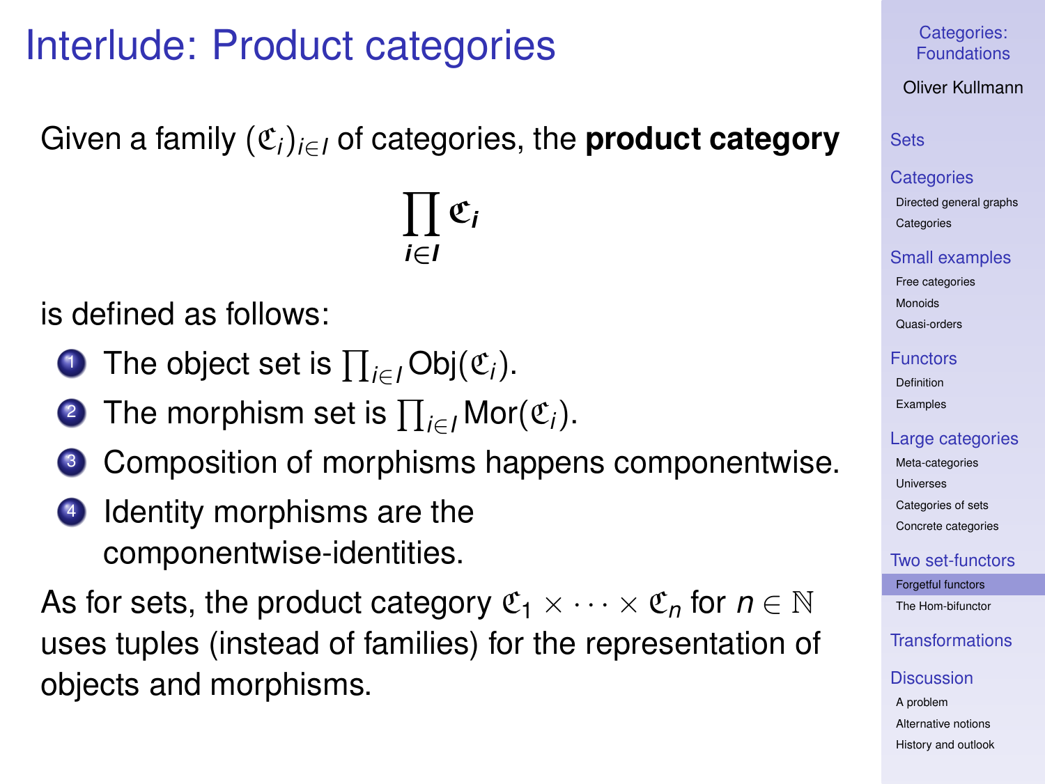# Interlude: Product categories

Given a family $(\mathfrak{C}_i)_{i \in I}$ of categories, the **product category**

$$\prod_{i \in I} \mathfrak{C}_i$$

is defined as follows:

1. The object set is $\prod_{i \in I} \mathrm{Obj}(\mathfrak{C}_i)$.
2. The morphism set is $\prod_{i \in I} \mathrm{Mor}(\mathfrak{C}_i)$.
3. Composition of morphisms happens componentwise.
4. Identity morphisms are the componentwise-identities.

As for sets, the product category $\mathfrak{C}_1 \times \cdots \times \mathfrak{C}_n$ for $n \in \mathbb{N}$ uses tuples (instead of families) for the representation of objects and morphisms.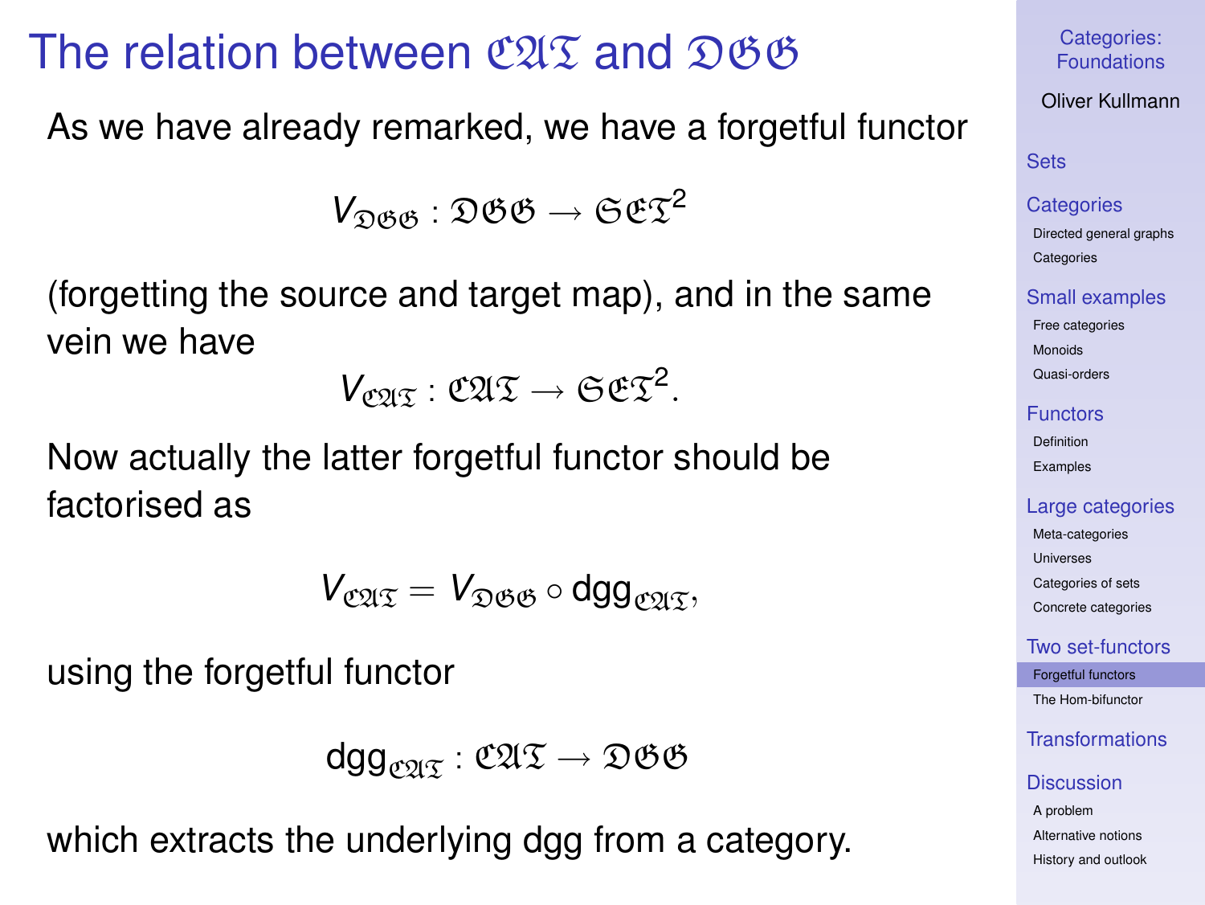# The relation between $\mathfrak{CAT}$ and $\mathfrak{DGG}$

As we have already remarked, we have a forgetful functor

$$V_{\mathfrak{DGG}} : \mathfrak{DGG} \to \mathfrak{SET}^2$$

(forgetting the source and target map), and in the same vein we have

$$V_{\mathfrak{CAT}} : \mathfrak{CAT} \to \mathfrak{SET}^2.$$

Now actually the latter forgetful functor should be factorised as

$$V_{\mathfrak{CAT}} = V_{\mathfrak{DGG}} \circ \mathrm{dgg}_{\mathfrak{CAT}},$$

using the forgetful functor

$$\mathrm{dgg}_{\mathfrak{CAT}} : \mathfrak{CAT} \to \mathfrak{DGG}$$

which extracts the underlying dgg from a category.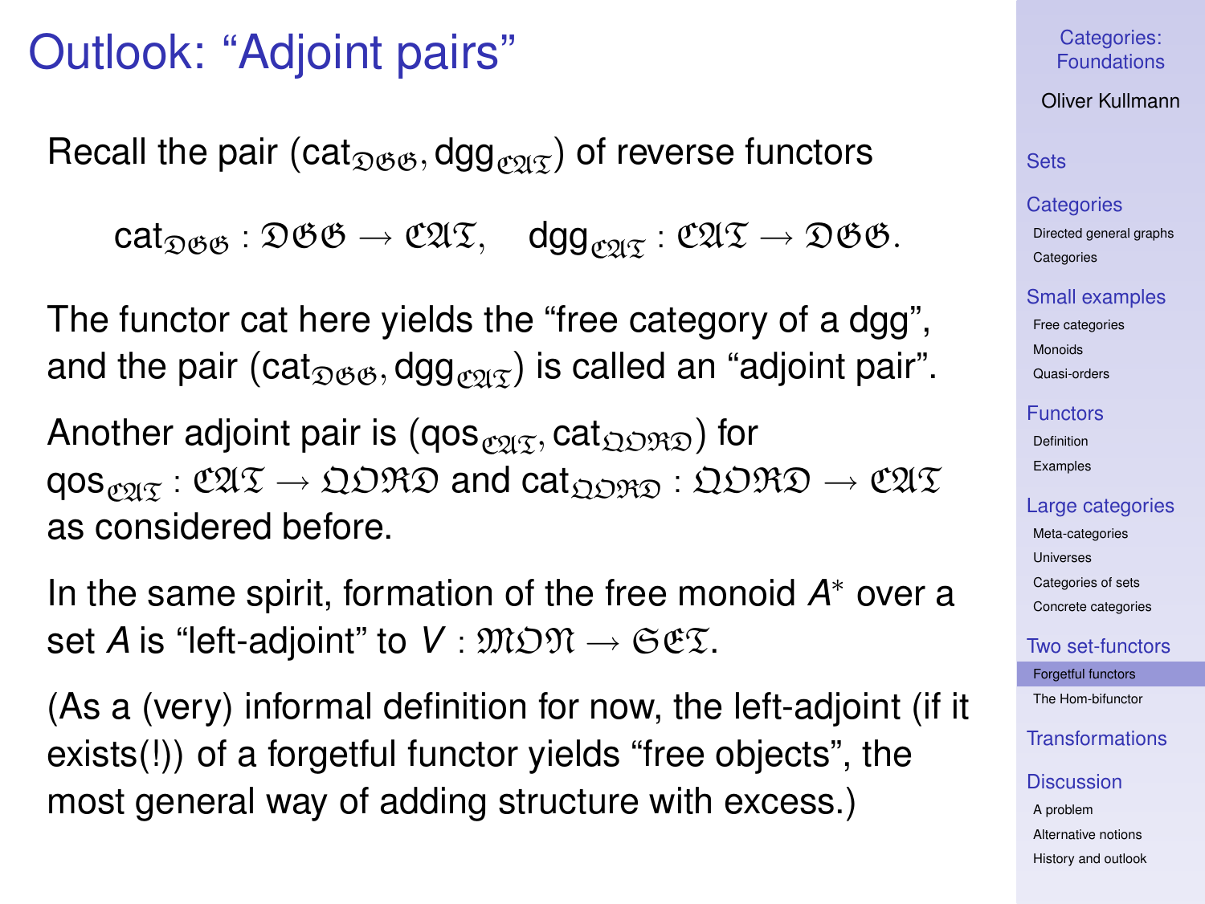# Outlook: "Adjoint pairs"

Recall the pair $(\mathrm{cat}_{\mathfrak{DGG}}, \mathrm{dgg}_{\mathfrak{CAT}})$ of reverse functors

$$\mathrm{cat}_{\mathfrak{DGG}} : \mathfrak{DGG} \to \mathfrak{CAT}, \quad \mathrm{dgg}_{\mathfrak{CAT}} : \mathfrak{CAT} \to \mathfrak{DGG}.$$

The functor cat here yields the "free category of a dgg", and the pair $(\mathrm{cat}_{\mathfrak{DGG}}, \mathrm{dgg}_{\mathfrak{CAT}})$ is called an "adjoint pair".

Another adjoint pair is $(\mathrm{qos}_{\mathfrak{CAT}}, \mathrm{cat}_{\mathfrak{QORD}})$ for $\mathrm{qos}_{\mathfrak{CAT}} : \mathfrak{CAT} \to \mathfrak{QORD}$ and $\mathrm{cat}_{\mathfrak{QORD}} : \mathfrak{QORD} \to \mathfrak{CAT}$ as considered before.

In the same spirit, formation of the free monoid $A^*$ over a set $A$ is "left-adjoint" to $V : \mathfrak{MON} \to \mathfrak{SET}$.

(As a (very) informal definition for now, the left-adjoint (if it exists(!)) of a forgetful functor yields "free objects", the most general way of adding structure with excess.)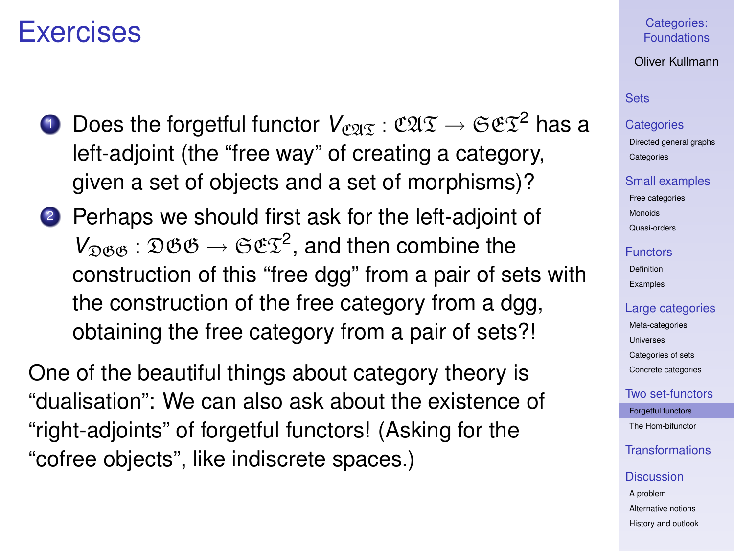# Exercises

1. Does the forgetful functor $V_{\mathfrak{CAT}} : \mathfrak{CAT} \to \mathfrak{SET}^2$ has a left-adjoint (the "free way" of creating a category, given a set of objects and a set of morphisms)?
2. Perhaps we should first ask for the left-adjoint of $V_{\mathfrak{DGG}} : \mathfrak{DGG} \to \mathfrak{SET}^2$, and then combine the construction of this "free dgg" from a pair of sets with the construction of the free category from a dgg, obtaining the free category from a pair of sets?!

One of the beautiful things about category theory is "dualisation": We can also ask about the existence of "right-adjoints" of forgetful functors! (Asking for the "cofree objects", like indiscrete spaces.)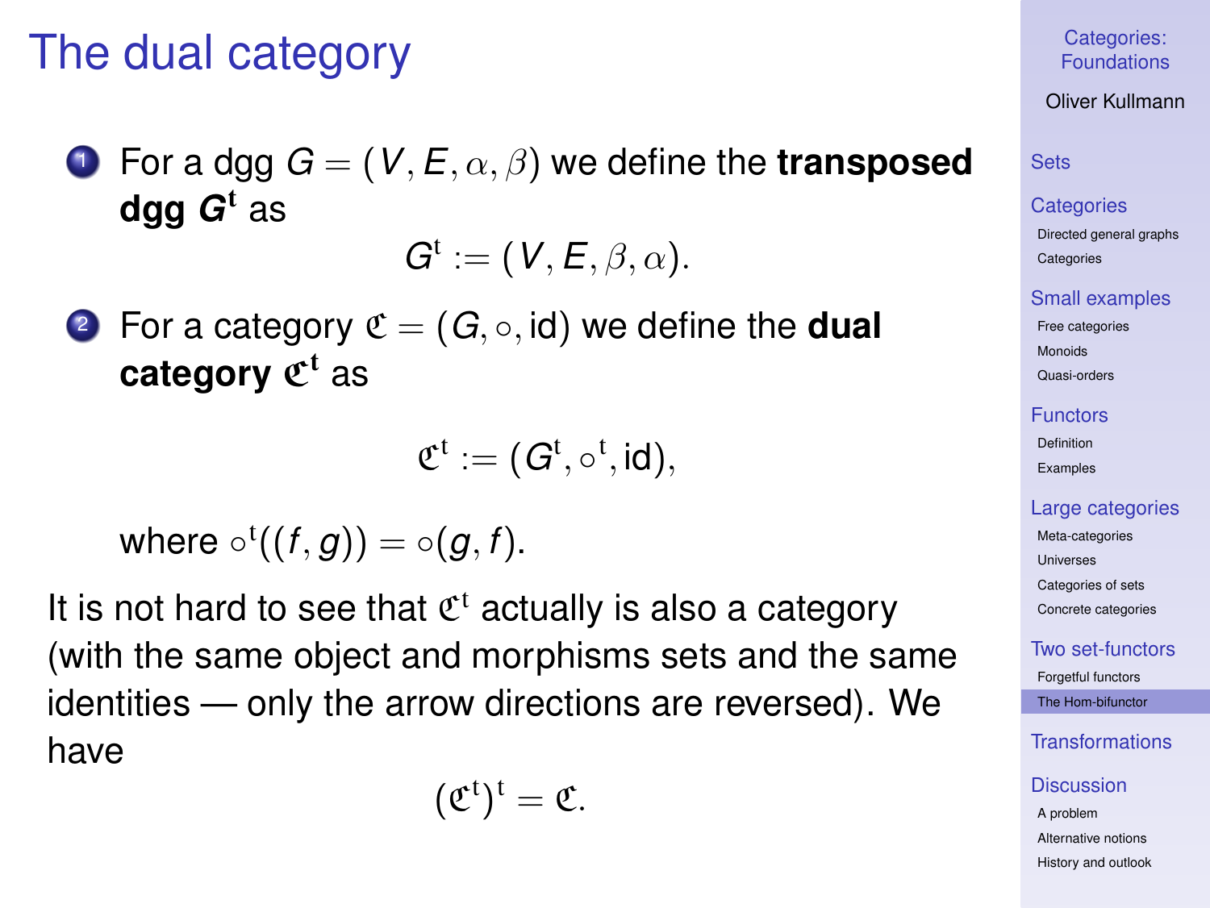# The dual category

1. For a dgg $G = (V, E, \alpha, \beta)$ we define the **transposed dgg $G^{\mathrm{t}}$** as
$$G^{\mathrm{t}} := (V, E, \beta, \alpha).$$

2. For a category $\mathfrak{C} = (G, \circ, \mathrm{id})$ we define the **dual category $\mathfrak{C}^{\mathrm{t}}$** as
$$\mathfrak{C}^{\mathrm{t}} := (G^{\mathrm{t}}, \circ^{\mathrm{t}}, \mathrm{id}),$$
where $\circ^{\mathrm{t}}((f, g)) = \circ(g, f)$.

It is not hard to see that $\mathfrak{C}^{\mathrm{t}}$ actually is also a category (with the same object and morphisms sets and the same identities — only the arrow directions are reversed). We have
$$(\mathfrak{C}^{\mathrm{t}})^{\mathrm{t}} = \mathfrak{C}.$$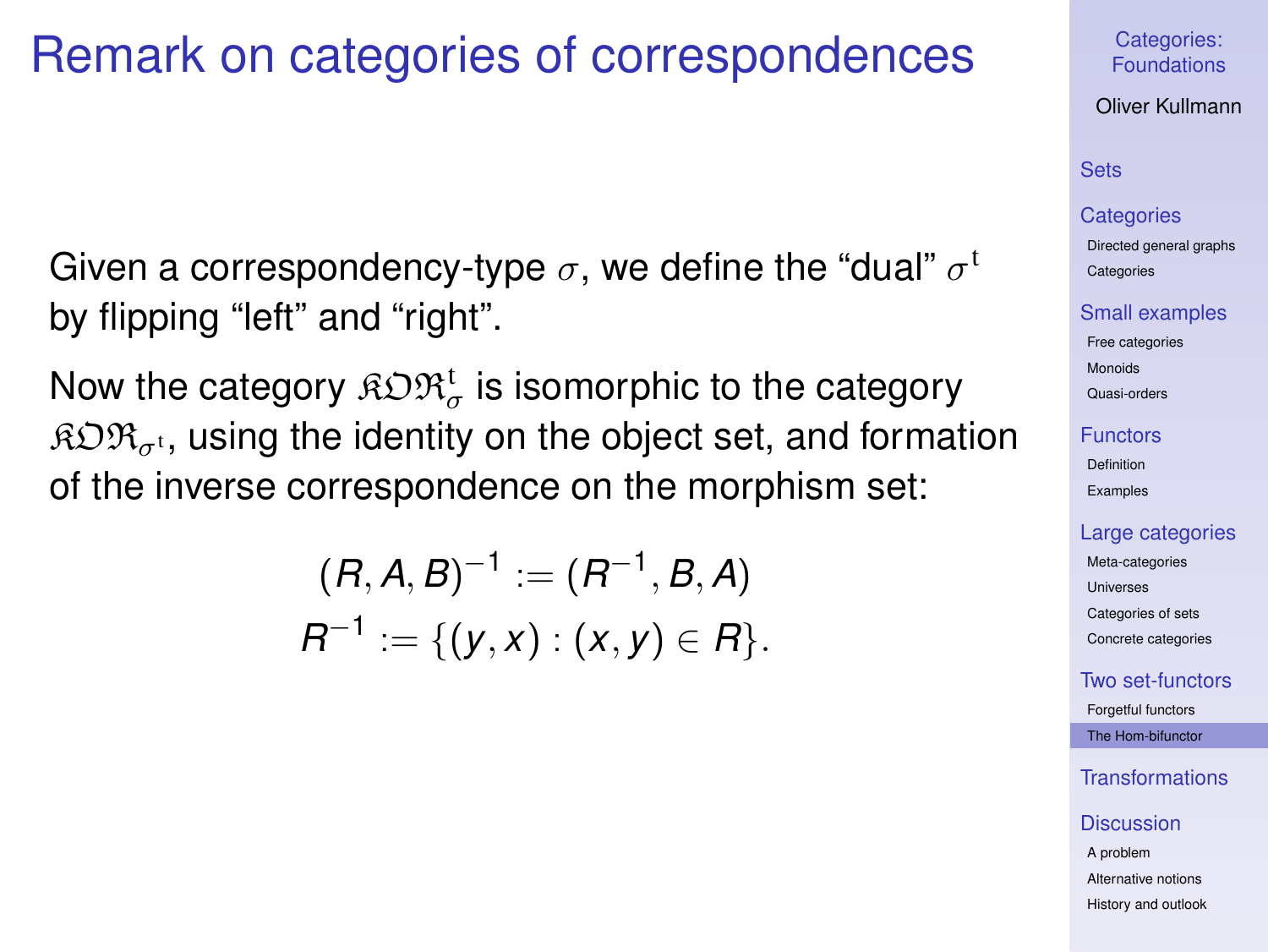# Remark on categories of correspondences

Given a correspondency-type $\sigma$, we define the "dual" $\sigma^{\mathrm{t}}$ by flipping "left" and "right".

Now the category $\mathfrak{KOR}_{\sigma}^{\mathrm{t}}$ is isomorphic to the category $\mathfrak{KOR}_{\sigma^{\mathrm{t}}}$, using the identity on the object set, and formation of the inverse correspondence on the morphism set:

$$(R, A, B)^{-1} := (R^{-1}, B, A)$$
$$R^{-1} := \{(y, x) : (x, y) \in R\}.$$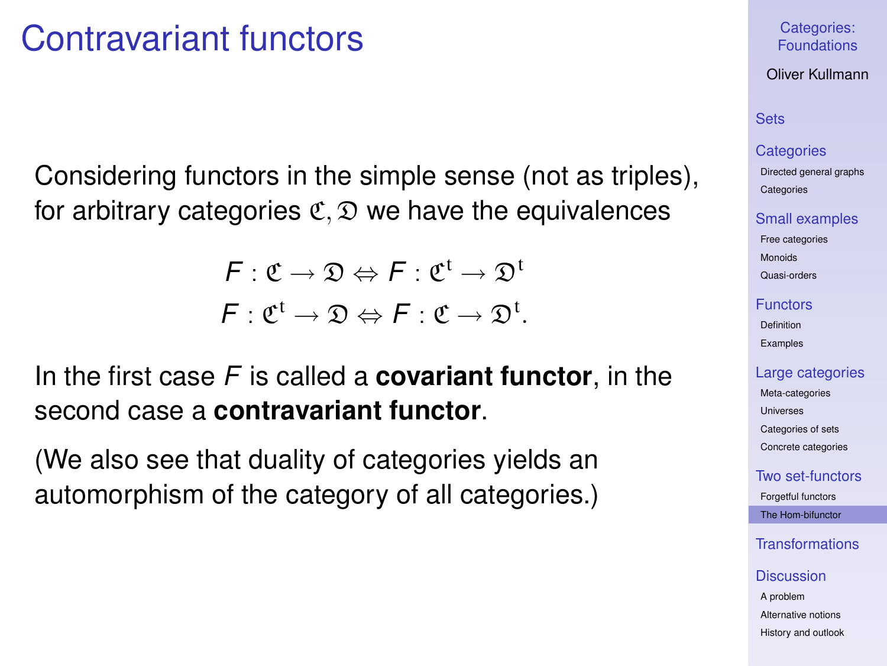# Contravariant functors

Considering functors in the simple sense (not as triples), for arbitrary categories $\mathfrak{C}, \mathfrak{D}$ we have the equivalences

$$F : \mathfrak{C} \to \mathfrak{D} \Leftrightarrow F : \mathfrak{C}^{\mathrm{t}} \to \mathfrak{D}^{\mathrm{t}}$$
$$F : \mathfrak{C}^{\mathrm{t}} \to \mathfrak{D} \Leftrightarrow F : \mathfrak{C} \to \mathfrak{D}^{\mathrm{t}}.$$

In the first case $F$ is called a **covariant functor**, in the second case a **contravariant functor**.

(We also see that duality of categories yields an automorphism of the category of all categories.)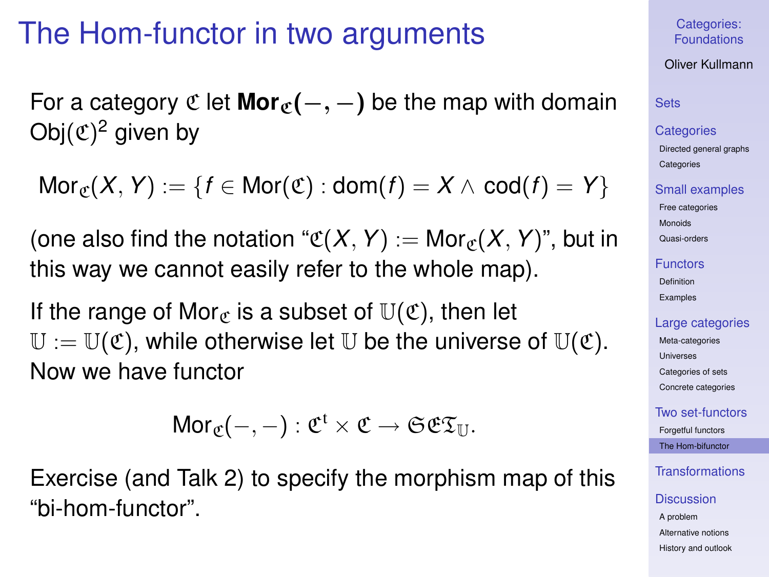# The Hom-functor in two arguments

For a category $\mathfrak{C}$ let $\mathbf{Mor}_{\mathfrak{C}}\mathbf{(-,-)}$ be the map with domain $\text{Obj}(\mathfrak{C})^2$ given by

$$\text{Mor}_{\mathfrak{C}}(X, Y) := \{f \in \text{Mor}(\mathfrak{C}) : \text{dom}(f) = X \wedge \text{cod}(f) = Y\}$$

(one also find the notation "$\mathfrak{C}(X, Y) := \text{Mor}_{\mathfrak{C}}(X, Y)$", but in this way we cannot easily refer to the whole map).

If the range of $\text{Mor}_{\mathfrak{C}}$ is a subset of $\mathbb{U}(\mathfrak{C})$, then let $\mathbb{U} := \mathbb{U}(\mathfrak{C})$, while otherwise let $\mathbb{U}$ be the universe of $\mathbb{U}(\mathfrak{C})$. Now we have functor

$$\text{Mor}_{\mathfrak{C}}(-,-) : \mathfrak{C}^{\text{t}} \times \mathfrak{C} \to \mathfrak{SET}_{\mathbb{U}}.$$

Exercise (and Talk 2) to specify the morphism map of this "bi-hom-functor".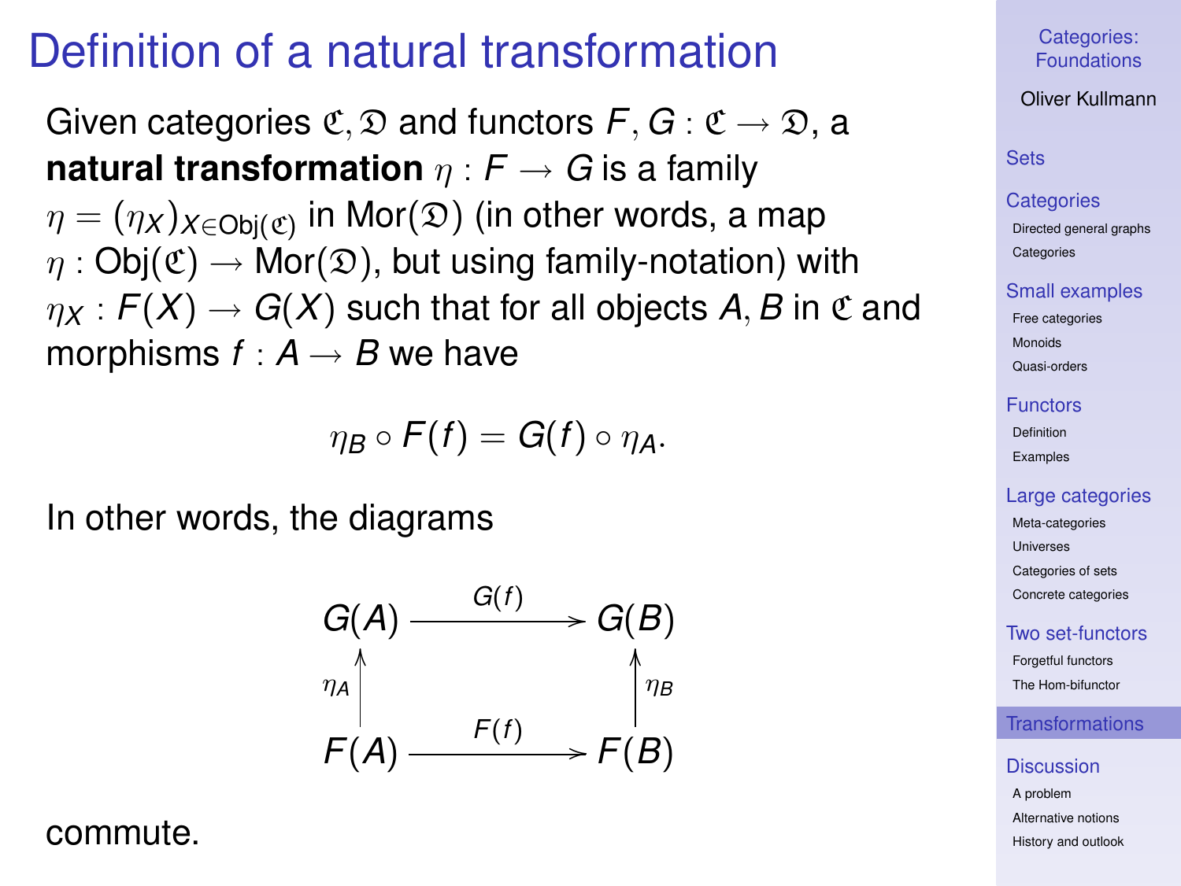# Definition of a natural transformation

Given categories $\mathfrak{C}, \mathfrak{D}$ and functors $F, G : \mathfrak{C} \to \mathfrak{D}$, a **natural transformation** $\eta : F \to G$ is a family $\eta = (\eta_X)_{X \in \mathrm{Obj}(\mathfrak{C})}$ in $\mathrm{Mor}(\mathfrak{D})$ (in other words, a map $\eta : \mathrm{Obj}(\mathfrak{C}) \to \mathrm{Mor}(\mathfrak{D})$, but using family-notation) with $\eta_X : F(X) \to G(X)$ such that for all objects $A, B$ in $\mathfrak{C}$ and morphisms $f : A \to B$ we have

$$\eta_B \circ F(f) = G(f) \circ \eta_A.$$

In other words, the diagrams

$$\begin{array}{ccc} G(A) & \xrightarrow{G(f)} & G(B) \\ \uparrow{\scriptstyle \eta_A} & & \uparrow{\scriptstyle \eta_B} \\ F(A) & \xrightarrow{F(f)} & F(B) \end{array}$$

commute.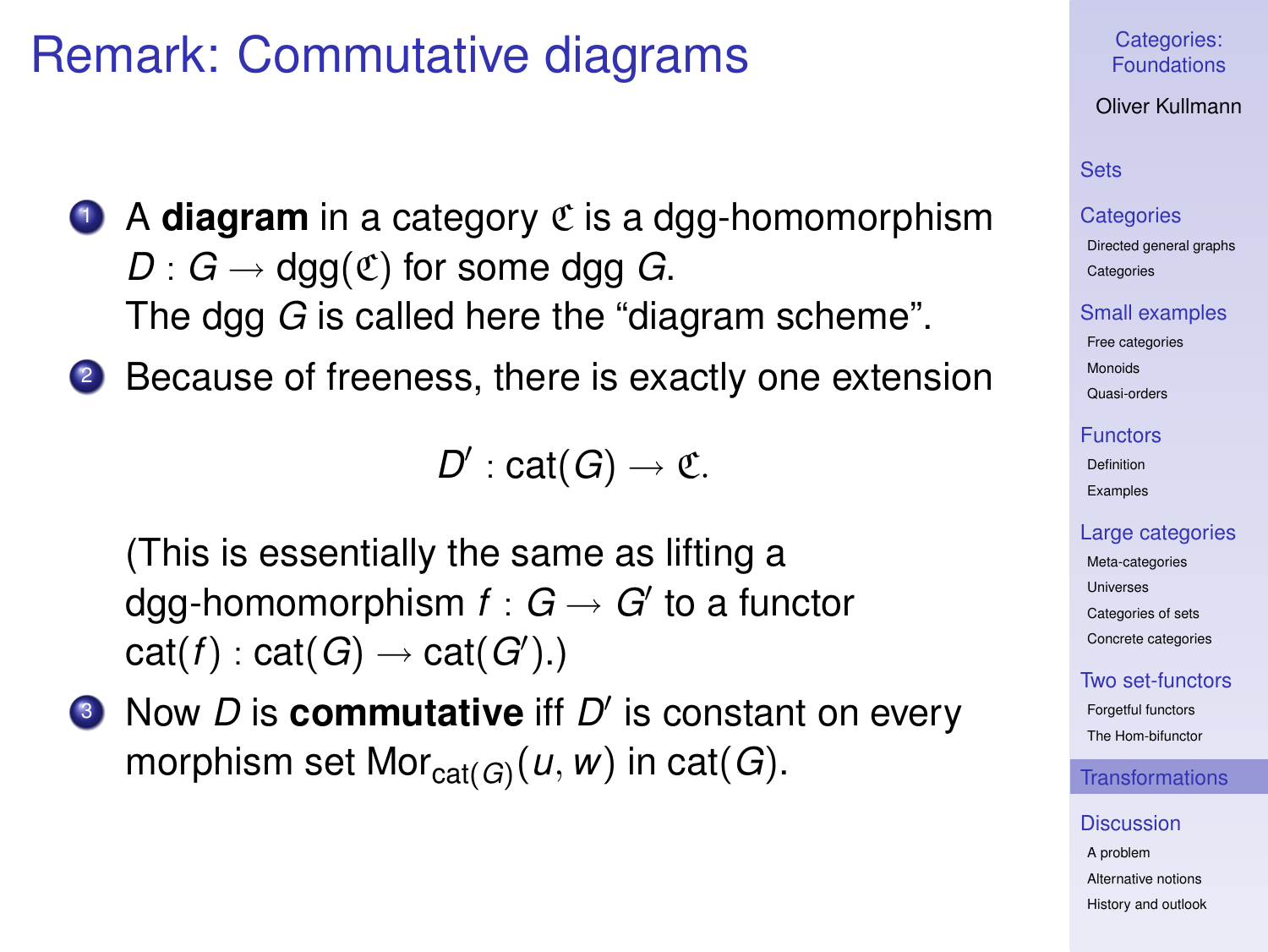# Remark: Commutative diagrams

1. A **diagram** in a category $\mathfrak{C}$ is a dgg-homomorphism $D : G \rightarrow \mathrm{dgg}(\mathfrak{C})$ for some dgg $G$.
   The dgg $G$ is called here the "diagram scheme".
2. Because of freeness, there is exactly one extension

   $$D' : \mathrm{cat}(G) \rightarrow \mathfrak{C}.$$

   (This is essentially the same as lifting a dgg-homomorphism $f : G \rightarrow G'$ to a functor $\mathrm{cat}(f) : \mathrm{cat}(G) \rightarrow \mathrm{cat}(G')$.)
3. Now $D$ is **commutative** iff $D'$ is constant on every morphism set $\mathrm{Mor}_{\mathrm{cat}(G)}(u, w)$ in $\mathrm{cat}(G)$.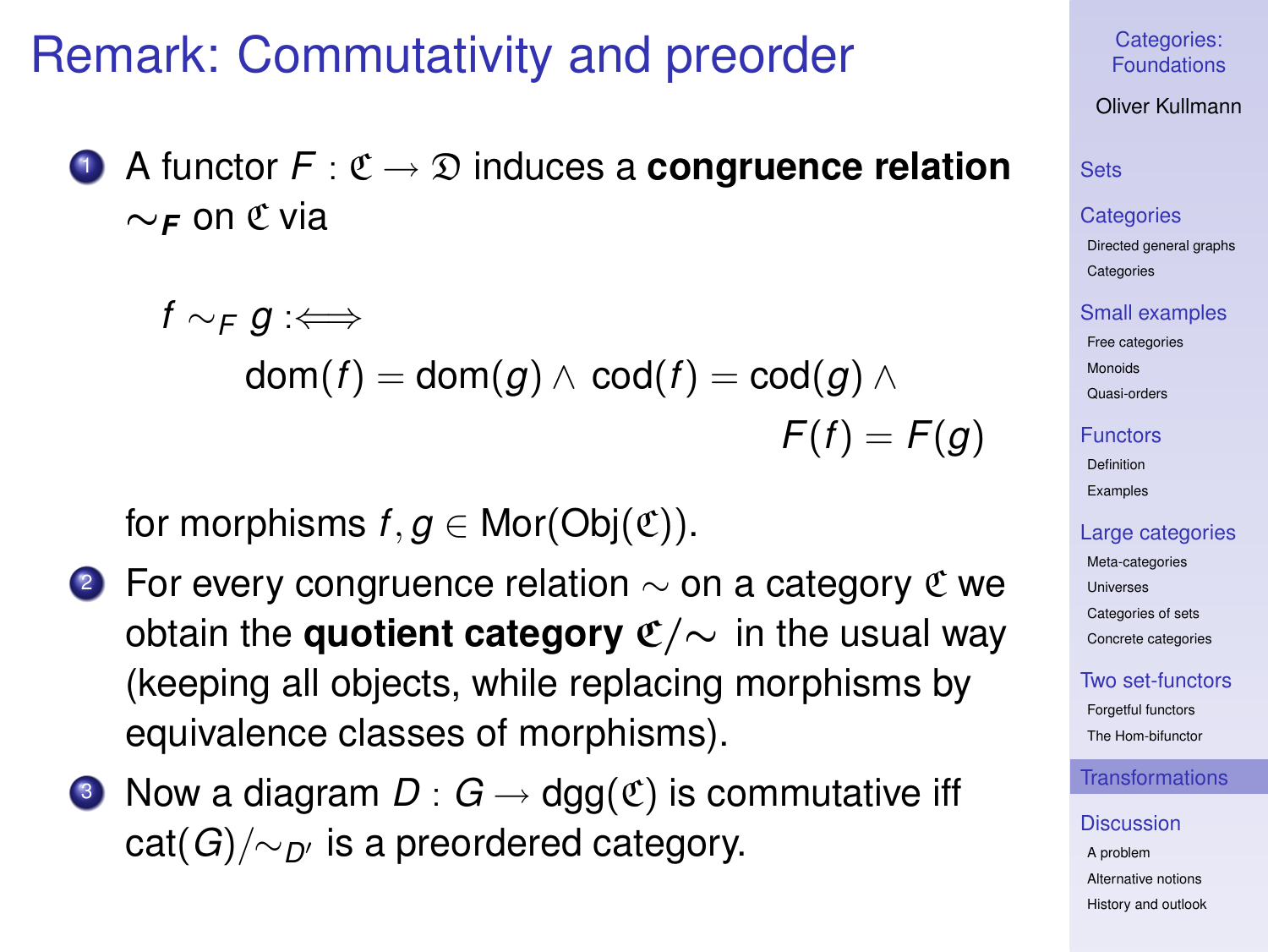# Remark: Commutativity and preorder

1. A functor $F : \mathfrak{C} \to \mathfrak{D}$ induces a **congruence relation** $\sim_F$ on $\mathfrak{C}$ via

$$f \sim_F g :\Longleftrightarrow \operatorname{dom}(f) = \operatorname{dom}(g) \wedge \operatorname{cod}(f) = \operatorname{cod}(g) \wedge F(f) = F(g)$$

   for morphisms $f, g \in \operatorname{Mor}(\operatorname{Obj}(\mathfrak{C}))$.

2. For every congruence relation $\sim$ on a category $\mathfrak{C}$ we obtain the **quotient category** $\mathfrak{C}/\sim$ in the usual way (keeping all objects, while replacing morphisms by equivalence classes of morphisms).

3. Now a diagram $D : G \to \operatorname{dgg}(\mathfrak{C})$ is commutative iff $\operatorname{cat}(G)/\sim_{D'}$ is a preordered category.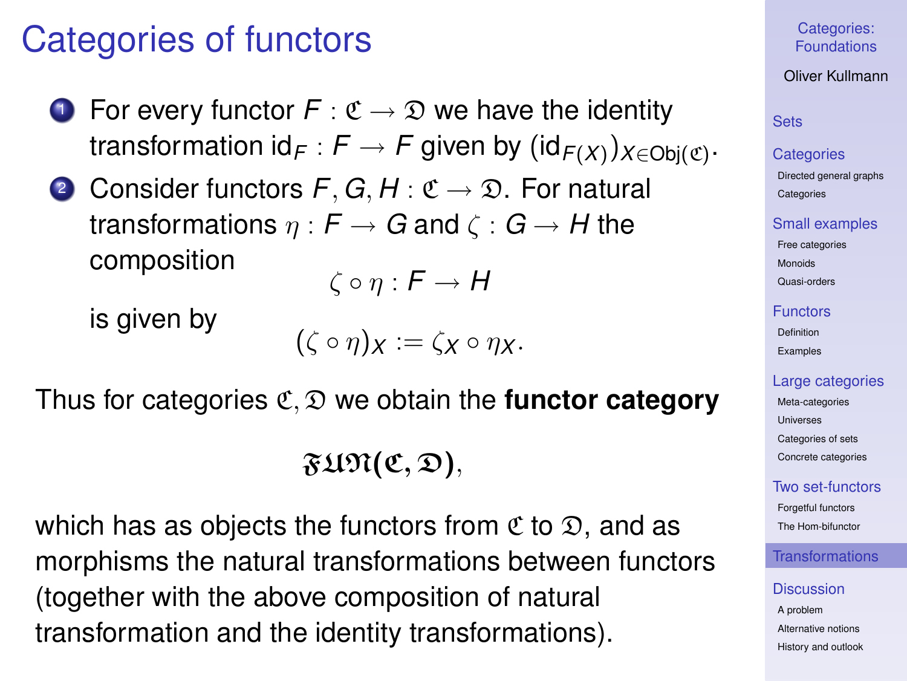# Categories of functors

1. For every functor $F : \mathfrak{C} \to \mathfrak{D}$ we have the identity transformation $\mathrm{id}_F : F \to F$ given by $(\mathrm{id}_{F(X)})_{X \in \mathrm{Obj}(\mathfrak{C})}$.
2. Consider functors $F, G, H : \mathfrak{C} \to \mathfrak{D}$. For natural transformations $\eta : F \to G$ and $\zeta : G \to H$ the composition
$$\zeta \circ \eta : F \to H$$
is given by
$$(\zeta \circ \eta)_X := \zeta_X \circ \eta_X.$$

Thus for categories $\mathfrak{C}, \mathfrak{D}$ we obtain the **functor category**

$$\mathfrak{FUN}(\mathfrak{C}, \mathfrak{D}),$$

which has as objects the functors from $\mathfrak{C}$ to $\mathfrak{D}$, and as morphisms the natural transformations between functors (together with the above composition of natural transformation and the identity transformations).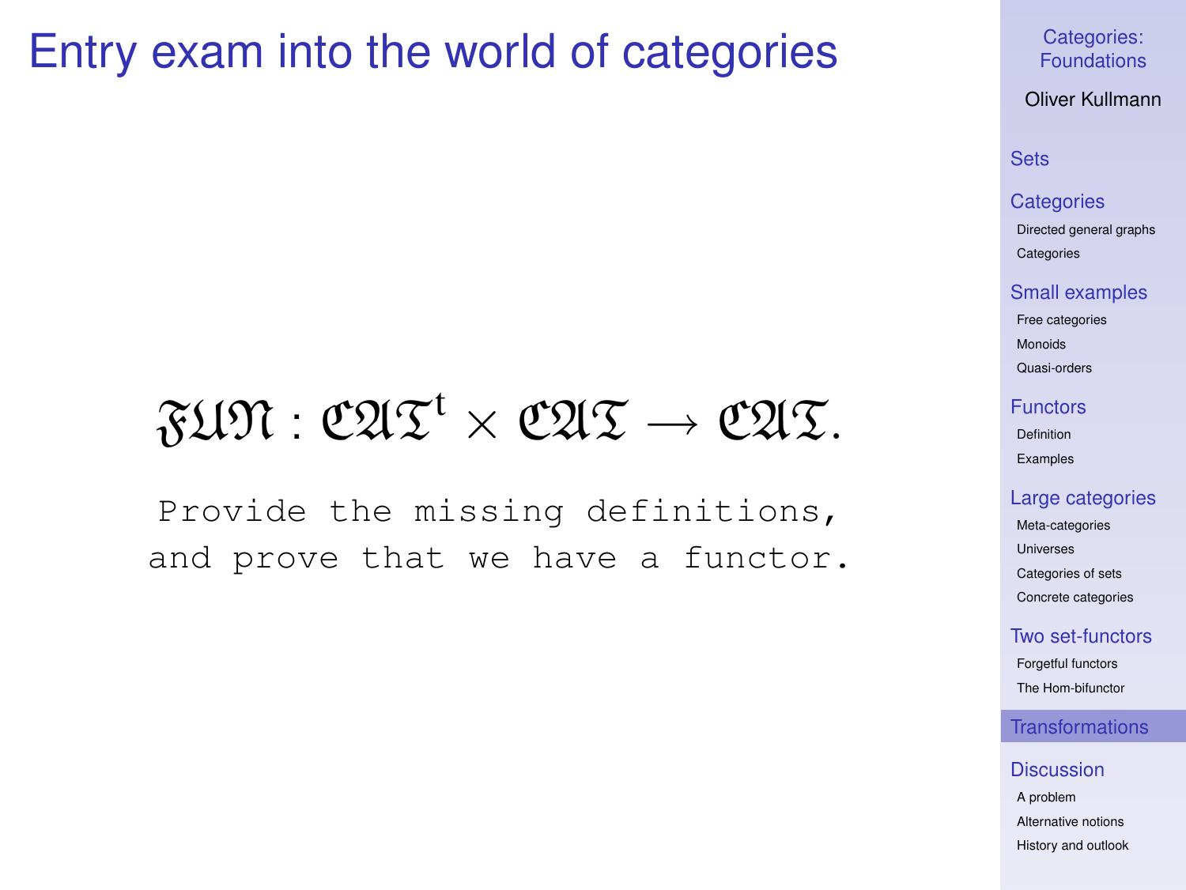# Entry exam into the world of categories

$$\mathfrak{FUN} : \mathfrak{CAT}^{\mathrm{t}} \times \mathfrak{CAT} \to \mathfrak{CAT}.$$

`Provide the missing definitions,`
`and prove that we have a functor.`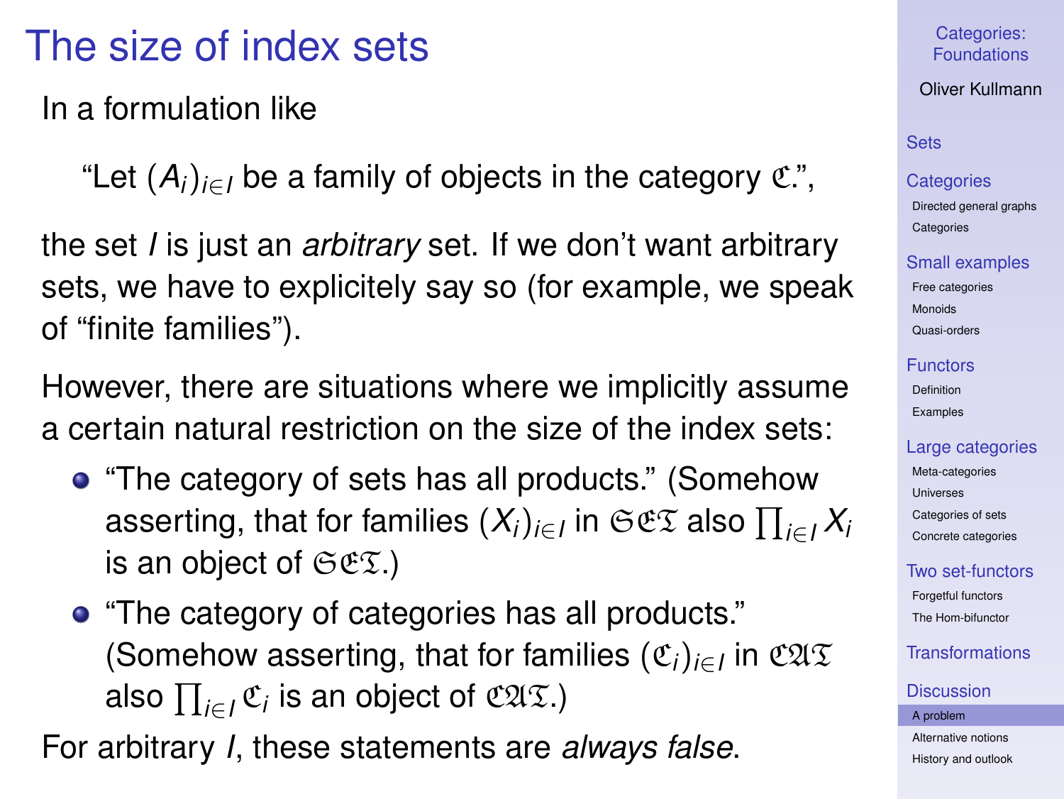# The size of index sets

In a formulation like

"Let $(A_i)_{i \in I}$ be a family of objects in the category $\mathfrak{C}$.",

the set $I$ is just an *arbitrary* set. If we don't want arbitrary sets, we have to expliciteły say so (for example, we speak of "finite families").

However, there are situations where we implicitly assume a certain natural restriction on the size of the index sets:

- "The category of sets has all products." (Somehow asserting, that for families $(X_i)_{i \in I}$ in $\mathfrak{SET}$ also $\prod_{i \in I} X_i$ is an object of $\mathfrak{SET}$.)
- "The category of categories has all products." (Somehow asserting, that for families $(\mathfrak{C}_i)_{i \in I}$ in $\mathfrak{CAT}$ also $\prod_{i \in I} \mathfrak{C}_i$ is an object of $\mathfrak{CAT}$.)

For arbitrary $I$, these statements are *always false*.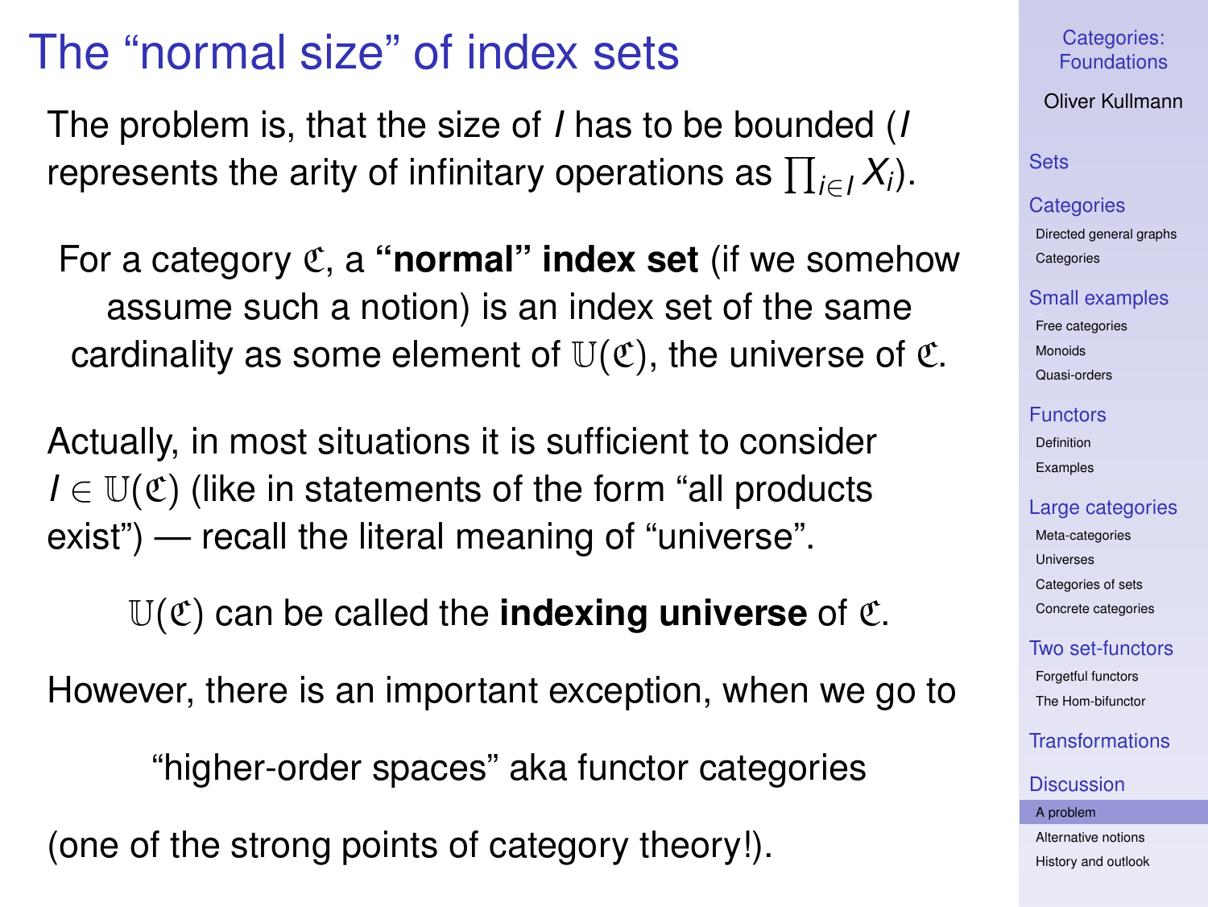# The "normal size" of index sets

The problem is, that the size of $I$ has to be bounded ($I$ represents the arity of infinitary operations as $\prod_{i \in I} X_i$).

For a category $\mathfrak{C}$, a **"normal" index set** (if we somehow assume such a notion) is an index set of the same cardinality as some element of $\mathbb{U}(\mathfrak{C})$, the universe of $\mathfrak{C}$.

Actually, in most situations it is sufficient to consider $I \in \mathbb{U}(\mathfrak{C})$ (like in statements of the form "all products exist") — recall the literal meaning of "universe".

$\mathbb{U}(\mathfrak{C})$ can be called the **indexing universe** of $\mathfrak{C}$.

However, there is an important exception, when we go to

"higher-order spaces" aka functor categories

(one of the strong points of category theory!).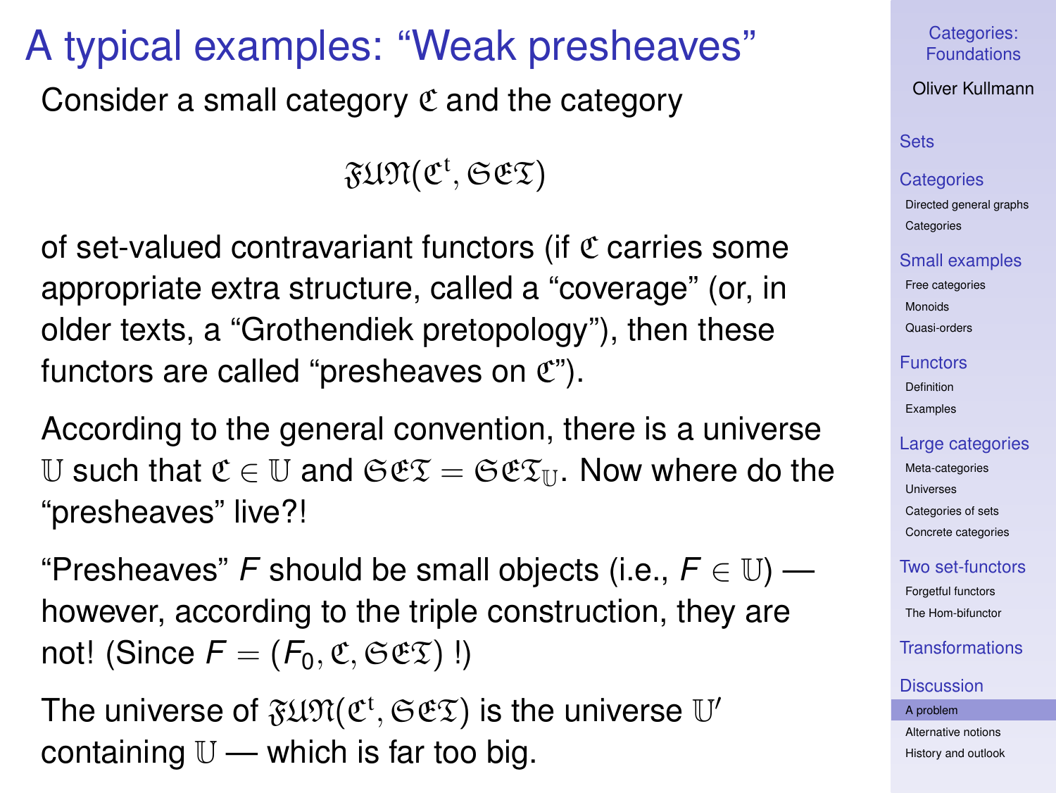# A typical examples: “Weak presheaves”

Consider a small category $\mathfrak{C}$ and the category

$$\mathfrak{FUN}(\mathfrak{C}^{\mathrm{t}}, \mathfrak{SET})$$

of set-valued contravariant functors (if $\mathfrak{C}$ carries some appropriate extra structure, called a “coverage” (or, in older texts, a “Grothendiek pretopology”), then these functors are called “presheaves on $\mathfrak{C}$”).

According to the general convention, there is a universe $\mathbb{U}$ such that $\mathfrak{C} \in \mathbb{U}$ and $\mathfrak{SET} = \mathfrak{SET}_{\mathbb{U}}$. Now where do the “presheaves” live?!

“Presheaves” $F$ should be small objects (i.e., $F \in \mathbb{U}$) — however, according to the triple construction, they are not! (Since $F = (F_0, \mathfrak{C}, \mathfrak{SET})$ !)

The universe of $\mathfrak{FUN}(\mathfrak{C}^{\mathrm{t}}, \mathfrak{SET})$ is the universe $\mathbb{U}'$ containing $\mathbb{U}$ — which is far too big.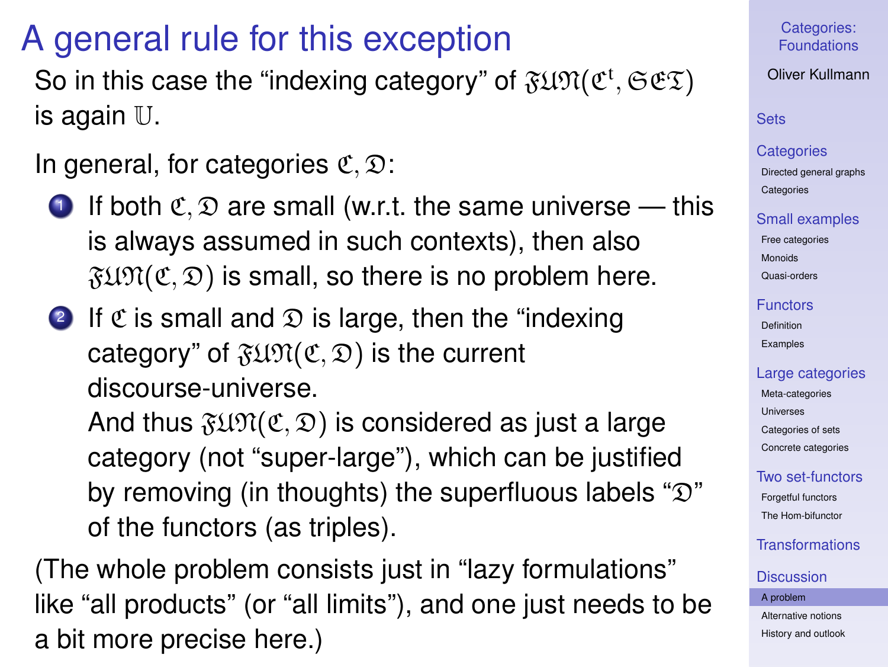# A general rule for this exception

So in this case the "indexing category" of $\mathfrak{FUN}(\mathfrak{C}^{\mathrm{t}}, \mathfrak{SET})$ is again $\mathbb{U}$.

In general, for categories $\mathfrak{C}, \mathfrak{D}$:

1. If both $\mathfrak{C}, \mathfrak{D}$ are small (w.r.t. the same universe — this is always assumed in such contexts), then also $\mathfrak{FUN}(\mathfrak{C}, \mathfrak{D})$ is small, so there is no problem here.
2. If $\mathfrak{C}$ is small and $\mathfrak{D}$ is large, then the "indexing category" of $\mathfrak{FUN}(\mathfrak{C}, \mathfrak{D})$ is the current discourse-universe.
   And thus $\mathfrak{FUN}(\mathfrak{C}, \mathfrak{D})$ is considered as just a large category (not "super-large"), which can be justified by removing (in thoughts) the superfluous labels "$\mathfrak{D}$" of the functors (as triples).

(The whole problem consists just in "lazy formulations" like "all products" (or "all limits"), and one just needs to be a bit more precise here.)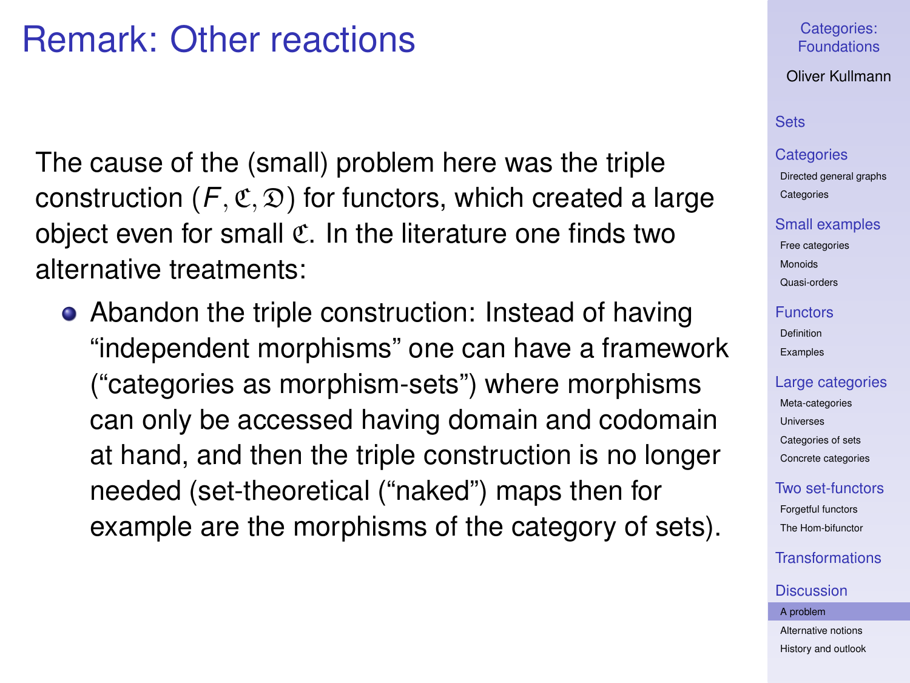# Remark: Other reactions

The cause of the (small) problem here was the triple construction $(F, \mathfrak{C}, \mathfrak{D})$ for functors, which created a large object even for small $\mathfrak{C}$. In the literature one finds two alternative treatments:

- Abandon the triple construction: Instead of having "independent morphisms" one can have a framework ("categories as morphism-sets") where morphisms can only be accessed having domain and codomain at hand, and then the triple construction is no longer needed (set-theoretical ("naked") maps then for example are the morphisms of the category of sets).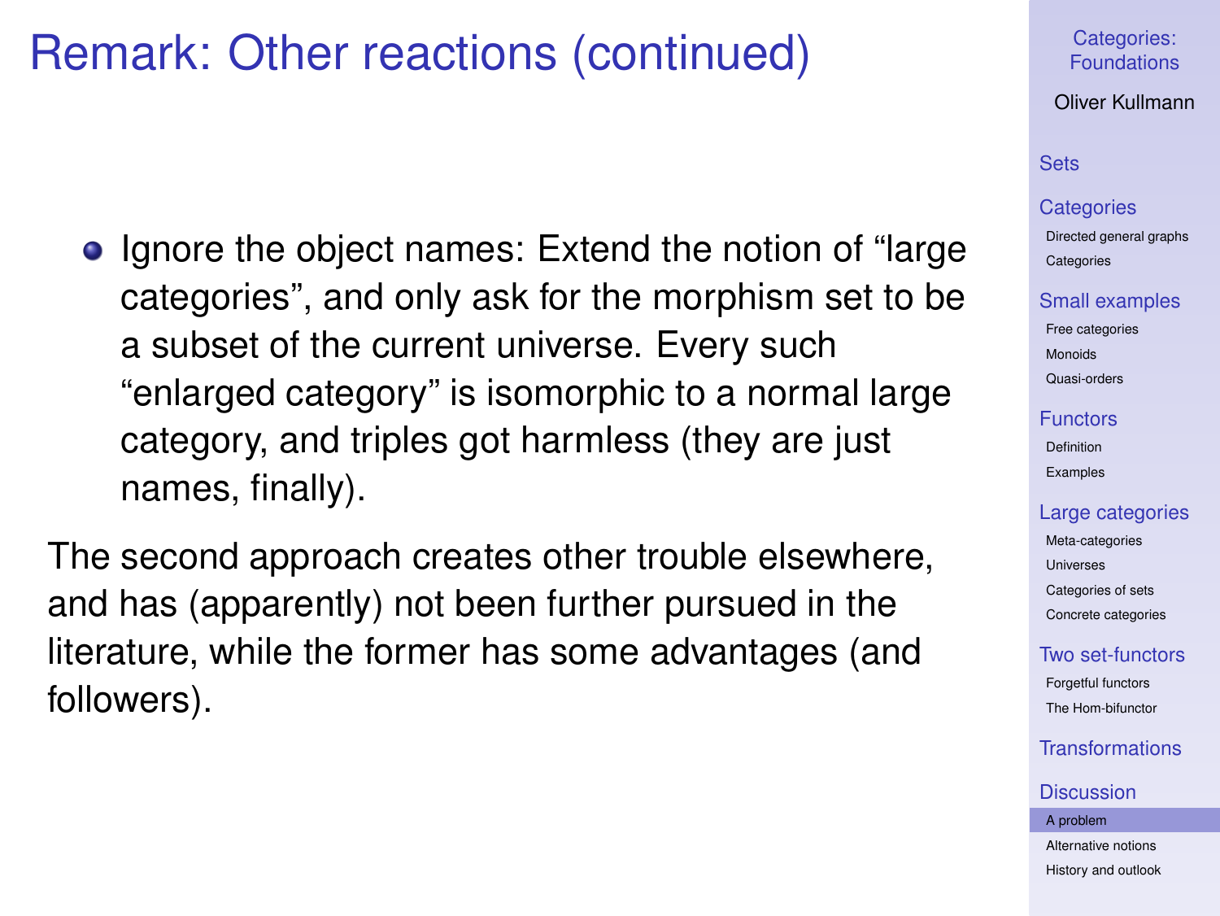# Remark: Other reactions (continued)

- Ignore the object names: Extend the notion of “large categories”, and only ask for the morphism set to be a subset of the current universe. Every such “enlarged category” is isomorphic to a normal large category, and triples got harmless (they are just names, finally).

The second approach creates other trouble elsewhere, and has (apparently) not been further pursued in the literature, while the former has some advantages (and followers).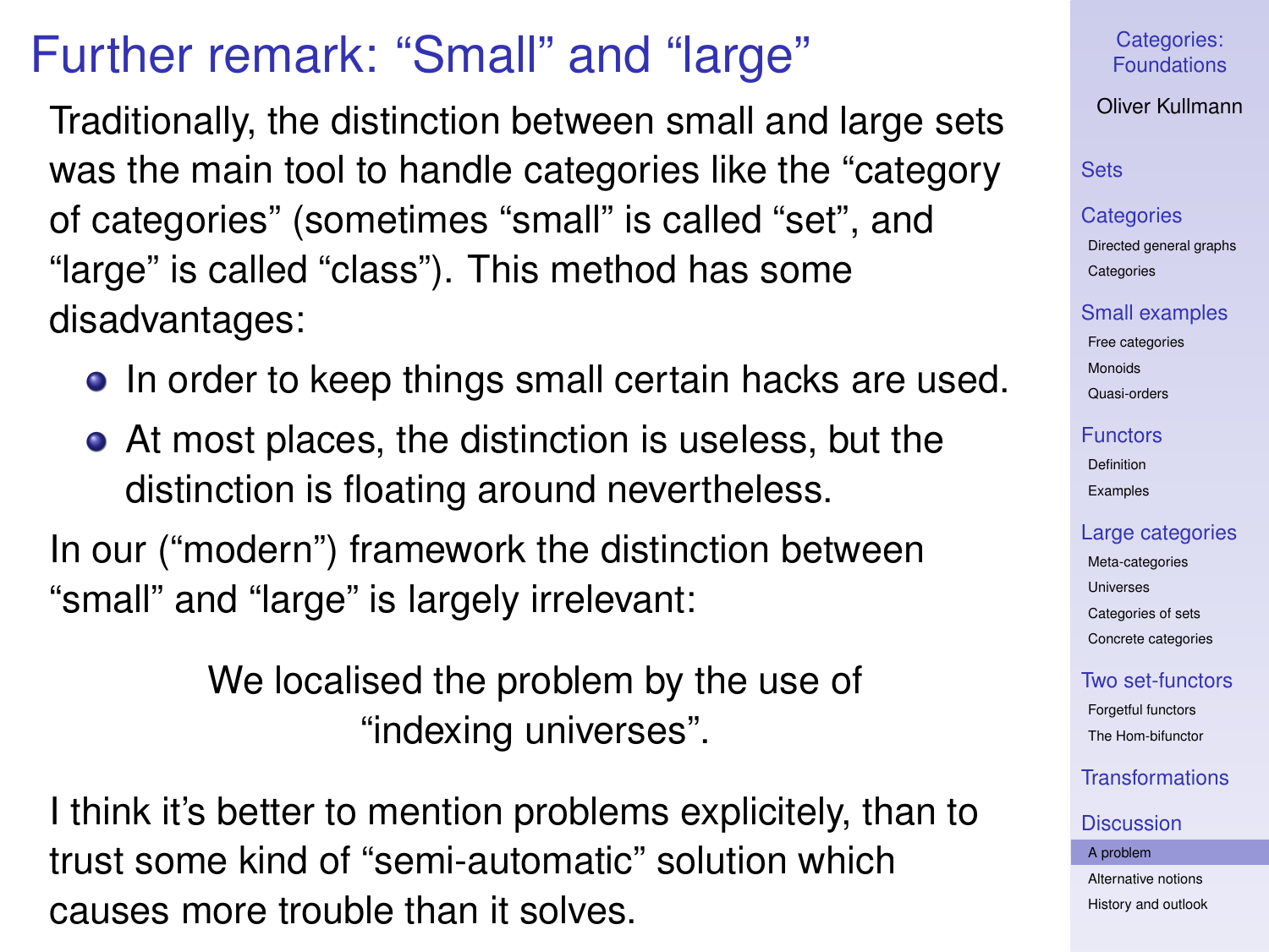# Further remark: “Small” and “large”

Traditionally, the distinction between small and large sets was the main tool to handle categories like the “category of categories” (sometimes “small” is called “set”, and “large” is called “class”). This method has some disadvantages:

- In order to keep things small certain hacks are used.
- At most places, the distinction is useless, but the distinction is floating around nevertheless.

In our (“modern”) framework the distinction between “small” and “large” is largely irrelevant:

> We localised the problem by the use of “indexing universes”.

I think it’s better to mention problems explicitely, than to trust some kind of “semi-automatic” solution which causes more trouble than it solves.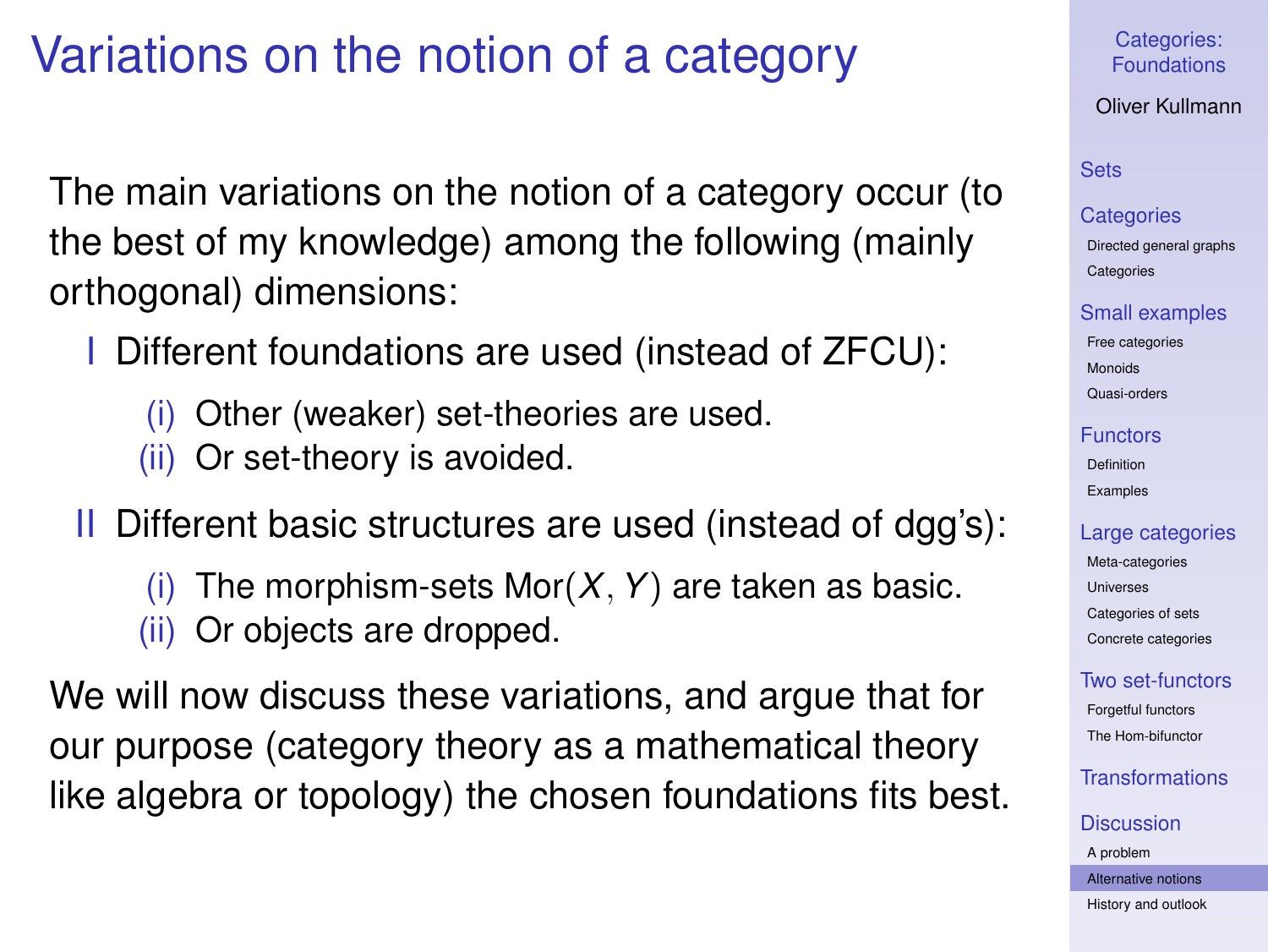# Variations on the notion of a category

The main variations on the notion of a category occur (to the best of my knowledge) among the following (mainly orthogonal) dimensions:

I Different foundations are used (instead of ZFCU):

(i) Other (weaker) set-theories are used.
(ii) Or set-theory is avoided.

II Different basic structures are used (instead of dgg's):

(i) The morphism-sets $\mathrm{Mor}(X, Y)$ are taken as basic.
(ii) Or objects are dropped.

We will now discuss these variations, and argue that for our purpose (category theory as a mathematical theory like algebra or topology) the chosen foundations fits best.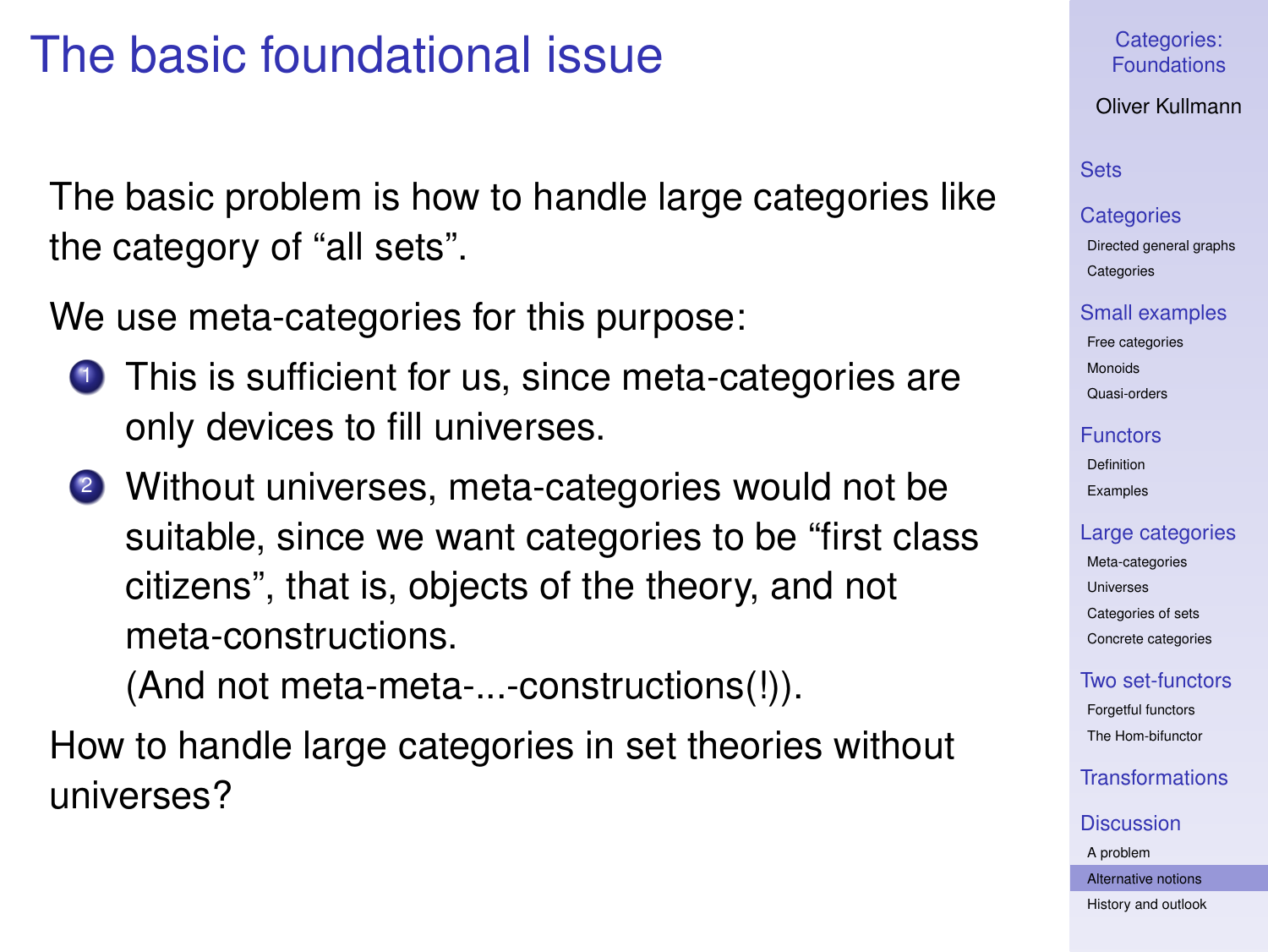# The basic foundational issue

The basic problem is how to handle large categories like the category of “all sets”.

We use meta-categories for this purpose:

1. This is sufficient for us, since meta-categories are only devices to fill universes.
2. Without universes, meta-categories would not be suitable, since we want categories to be “first class citizens”, that is, objects of the theory, and not meta-constructions.
   (And not meta-meta-...-constructions(!)).

How to handle large categories in set theories without universes?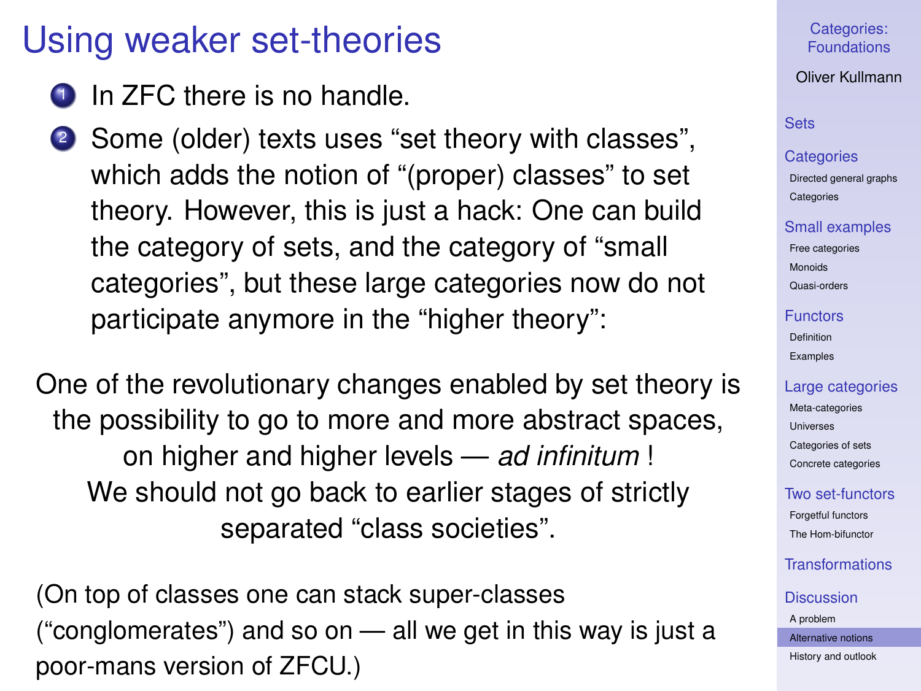# Using weaker set-theories

1. In ZFC there is no handle.
2. Some (older) texts uses “set theory with classes”, which adds the notion of “(proper) classes” to set theory. However, this is just a hack: One can build the category of sets, and the category of “small categories”, but these large categories now do not participate anymore in the “higher theory”:

One of the revolutionary changes enabled by set theory is the possibility to go to more and more abstract spaces, on higher and higher levels — *ad infinitum* ! We should not go back to earlier stages of strictly separated “class societies”.

(On top of classes one can stack super-classes (“conglomerates”) and so on — all we get in this way is just a poor-mans version of ZFCU.)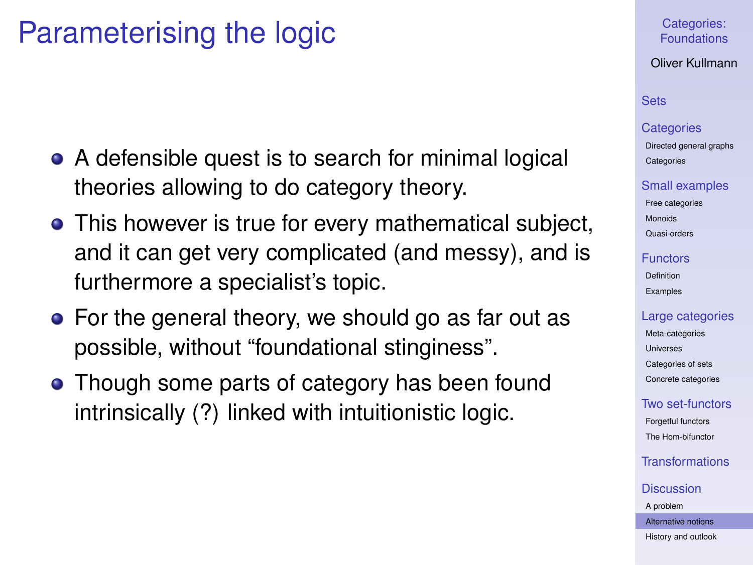# Parameterising the logic

- A defensible quest is to search for minimal logical theories allowing to do category theory.
- This however is true for every mathematical subject, and it can get very complicated (and messy), and is furthermore a specialist's topic.
- For the general theory, we should go as far out as possible, without "foundational stinginess".
- Though some parts of category has been found intrinsically (?) linked with intuitionistic logic.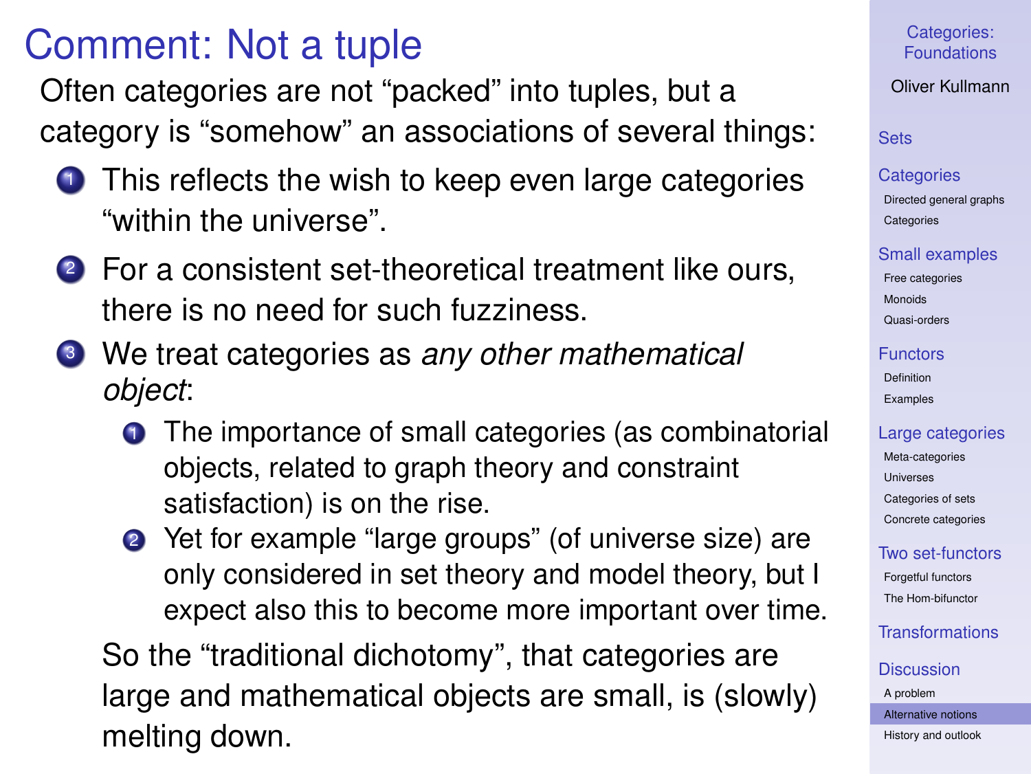# Comment: Not a tuple

Often categories are not "packed" into tuples, but a category is "somehow" an associations of several things:

1. This reflects the wish to keep even large categories "within the universe".
2. For a consistent set-theoretical treatment like ours, there is no need for such fuzziness.
3. We treat categories as *any other mathematical object*:
    1. The importance of small categories (as combinatorial objects, related to graph theory and constraint satisfaction) is on the rise.
    2. Yet for example "large groups" (of universe size) are only considered in set theory and model theory, but I expect also this to become more important over time.

    So the "traditional dichotomy", that categories are large and mathematical objects are small, is (slowly) melting down.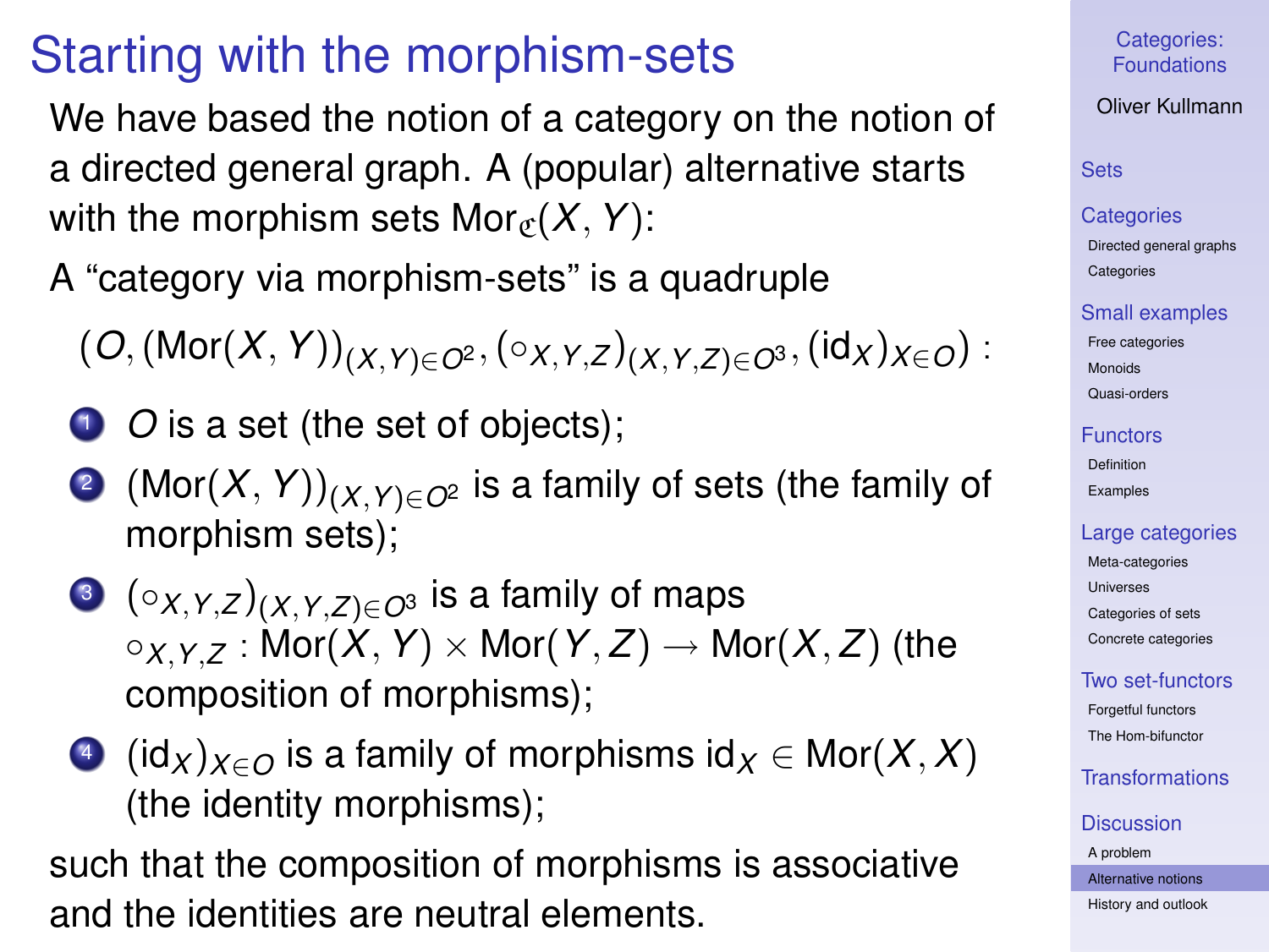# Starting with the morphism-sets

We have based the notion of a category on the notion of a directed general graph. A (popular) alternative starts with the morphism sets $\mathrm{Mor}_{\mathfrak{C}}(X, Y)$:

A "category via morphism-sets" is a quadruple

$$(O, (\mathrm{Mor}(X, Y))_{(X,Y)\in O^2}, (\circ_{X,Y,Z})_{(X,Y,Z)\in O^3}, (\mathrm{id}_X)_{X\in O}) :$$

1. $O$ is a set (the set of objects);
2. $(\mathrm{Mor}(X, Y))_{(X,Y)\in O^2}$ is a family of sets (the family of morphism sets);
3. $(\circ_{X,Y,Z})_{(X,Y,Z)\in O^3}$ is a family of maps $\circ_{X,Y,Z} : \mathrm{Mor}(X, Y) \times \mathrm{Mor}(Y, Z) \to \mathrm{Mor}(X, Z)$ (the composition of morphisms);
4. $(\mathrm{id}_X)_{X\in O}$ is a family of morphisms $\mathrm{id}_X \in \mathrm{Mor}(X, X)$ (the identity morphisms);

such that the composition of morphisms is associative and the identities are neutral elements.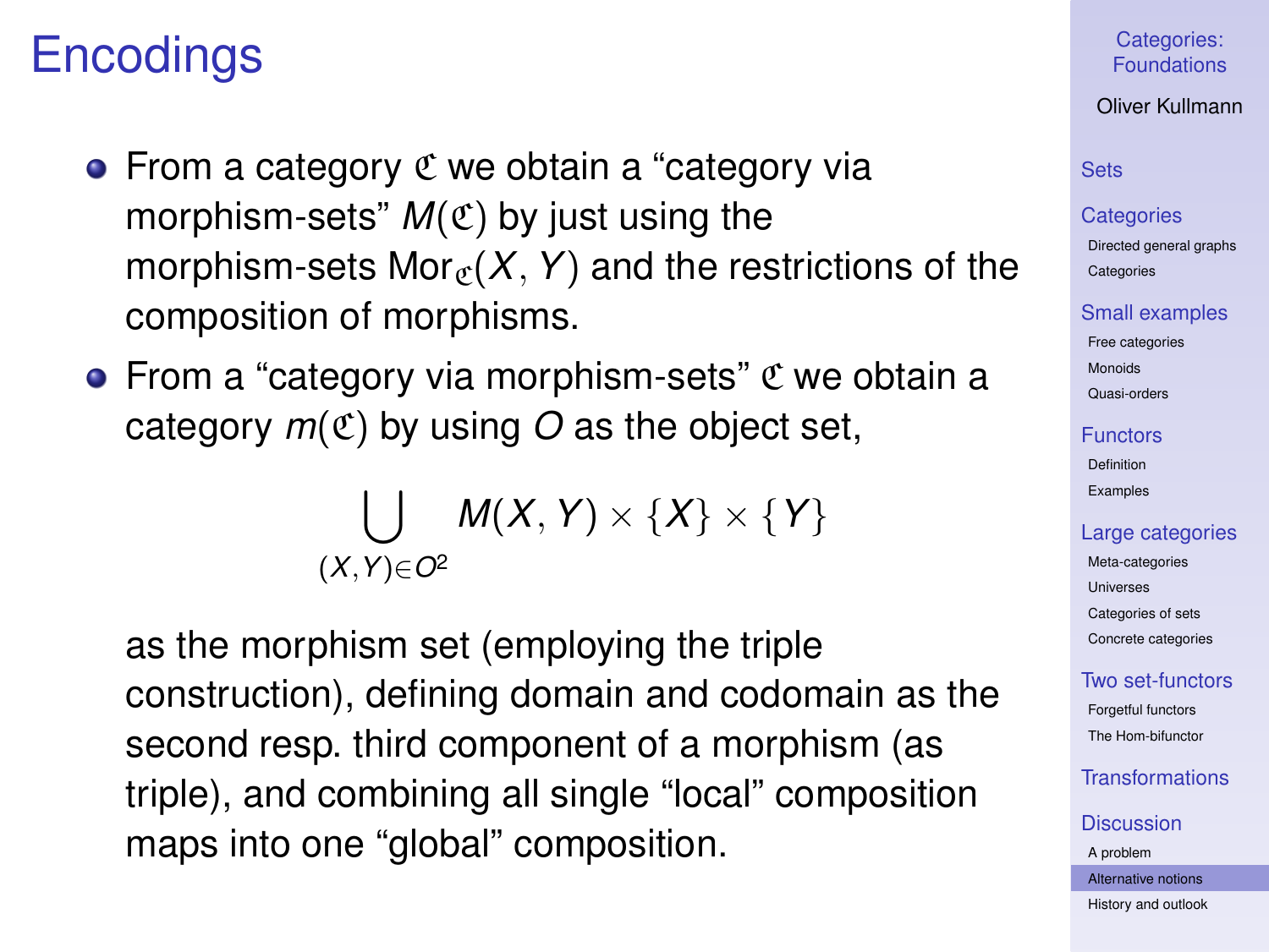# Encodings

- From a category $\mathfrak{C}$ we obtain a "category via morphism-sets" $M(\mathfrak{C})$ by just using the morphism-sets $\mathrm{Mor}_{\mathfrak{C}}(X, Y)$ and the restrictions of the composition of morphisms.
- From a "category via morphism-sets" $\mathfrak{C}$ we obtain a category $m(\mathfrak{C})$ by using $O$ as the object set,

$$\bigcup_{(X,Y) \in O^2} M(X, Y) \times \{X\} \times \{Y\}$$

  as the morphism set (employing the triple construction), defining domain and codomain as the second resp. third component of a morphism (as triple), and combining all single "local" composition maps into one "global" composition.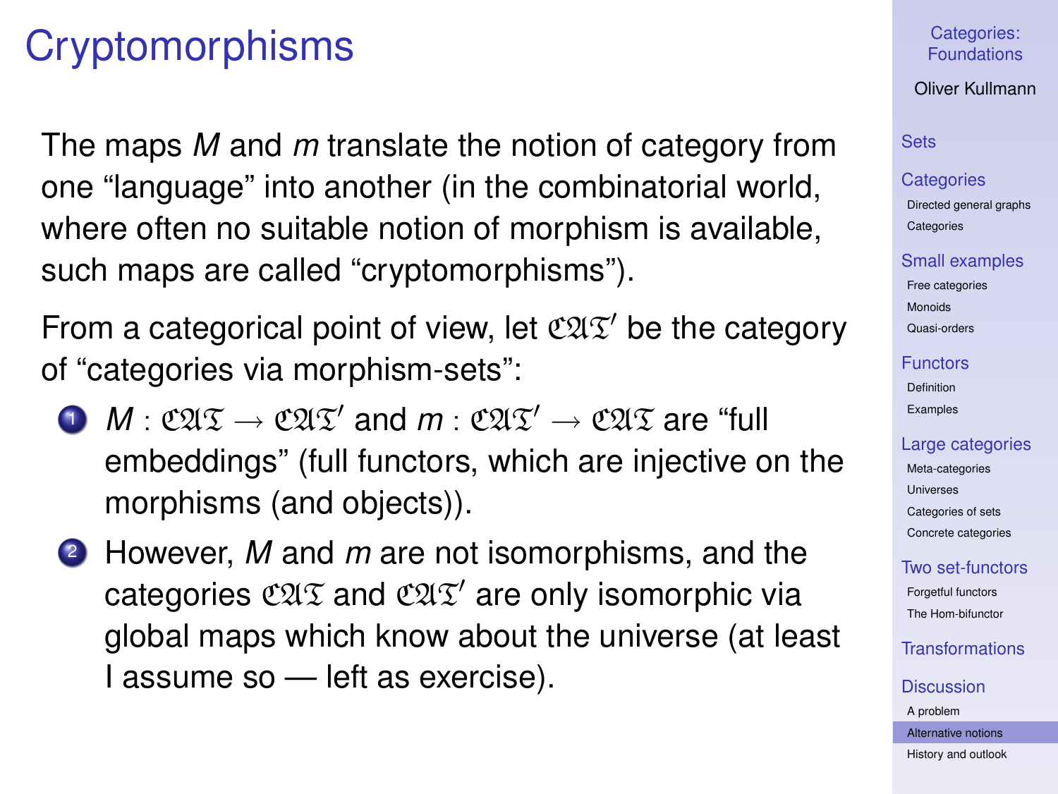# Cryptomorphisms

The maps $M$ and $m$ translate the notion of category from one “language” into another (in the combinatorial world, where often no suitable notion of morphism is available, such maps are called “cryptomorphisms”).

From a categorical point of view, let $\mathfrak{CAT}'$ be the category of “categories via morphism-sets”:

1. $M : \mathfrak{CAT} \to \mathfrak{CAT}'$ and $m : \mathfrak{CAT}' \to \mathfrak{CAT}$ are “full embeddings” (full functors, which are injective on the morphisms (and objects)).
2. However, $M$ and $m$ are not isomorphisms, and the categories $\mathfrak{CAT}$ and $\mathfrak{CAT}'$ are only isomorphic via global maps which know about the universe (at least I assume so — left as exercise).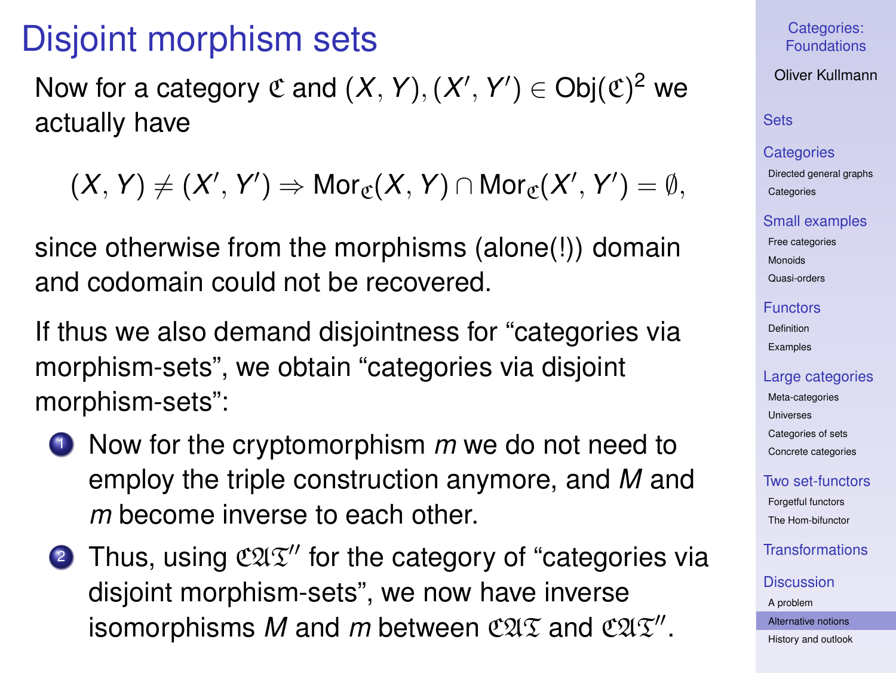# Disjoint morphism sets

Now for a category $\mathfrak{C}$ and $(X, Y), (X', Y') \in \mathrm{Obj}(\mathfrak{C})^2$ we actually have

$$(X, Y) \neq (X', Y') \Rightarrow \mathrm{Mor}_{\mathfrak{C}}(X, Y) \cap \mathrm{Mor}_{\mathfrak{C}}(X', Y') = \emptyset,$$

since otherwise from the morphisms (alone(!)) domain and codomain could not be recovered.

If thus we also demand disjointness for "categories via morphism-sets", we obtain "categories via disjoint morphism-sets":

1. Now for the cryptomorphism $m$ we do not need to employ the triple construction anymore, and $M$ and $m$ become inverse to each other.
2. Thus, using $\mathfrak{CAT}''$ for the category of "categories via disjoint morphism-sets", we now have inverse isomorphisms $M$ and $m$ between $\mathfrak{CAT}$ and $\mathfrak{CAT}''$.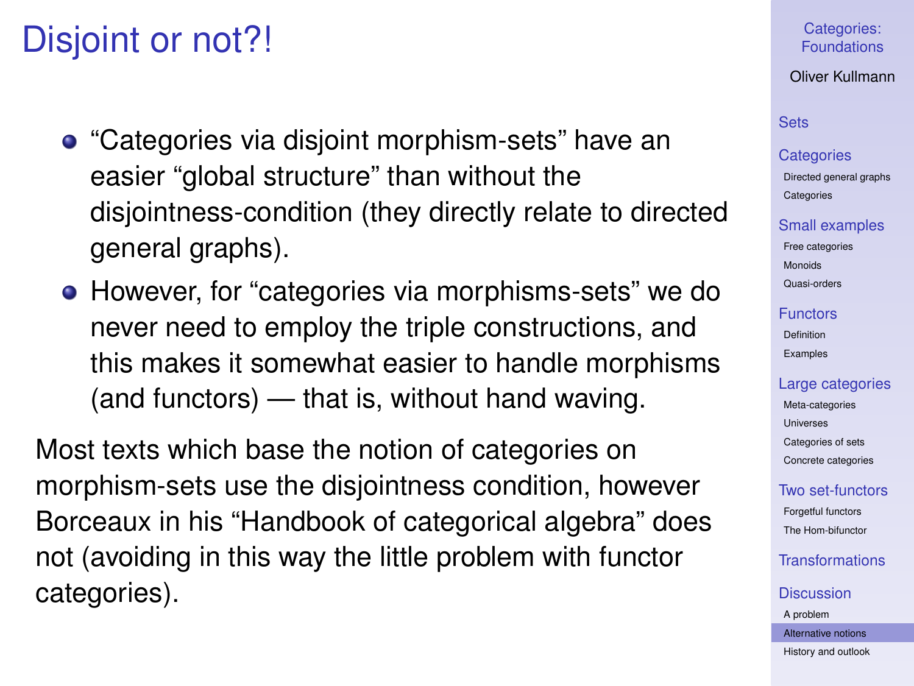# Disjoint or not?!

- "Categories via disjoint morphism-sets" have an easier "global structure" than without the disjointness-condition (they directly relate to directed general graphs).
- However, for "categories via morphisms-sets" we do never need to employ the triple constructions, and this makes it somewhat easier to handle morphisms (and functors) — that is, without hand waving.

Most texts which base the notion of categories on morphism-sets use the disjointness condition, however Borceaux in his "Handbook of categorical algebra" does not (avoiding in this way the little problem with functor categories).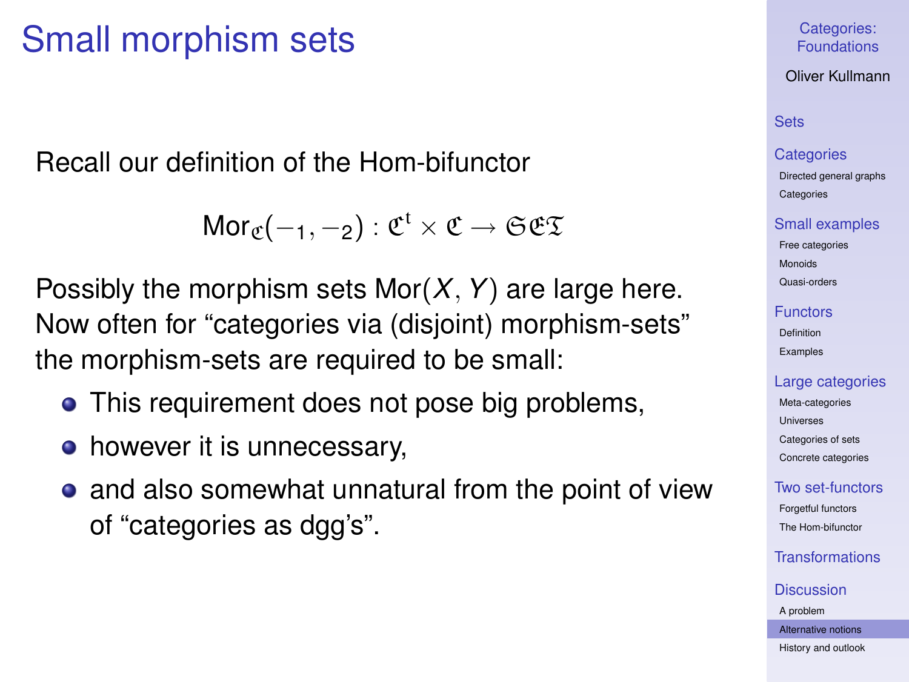# Small morphism sets

Recall our definition of the Hom-bifunctor

$$\mathrm{Mor}_{\mathfrak{C}}(-_1, -_2) : \mathfrak{C}^{\mathrm{t}} \times \mathfrak{C} \to \mathfrak{SET}$$

Possibly the morphism sets $\mathrm{Mor}(X, Y)$ are large here. Now often for "categories via (disjoint) morphism-sets" the morphism-sets are required to be small:

- This requirement does not pose big problems,
- however it is unnecessary,
- and also somewhat unnatural from the point of view of "categories as dgg's".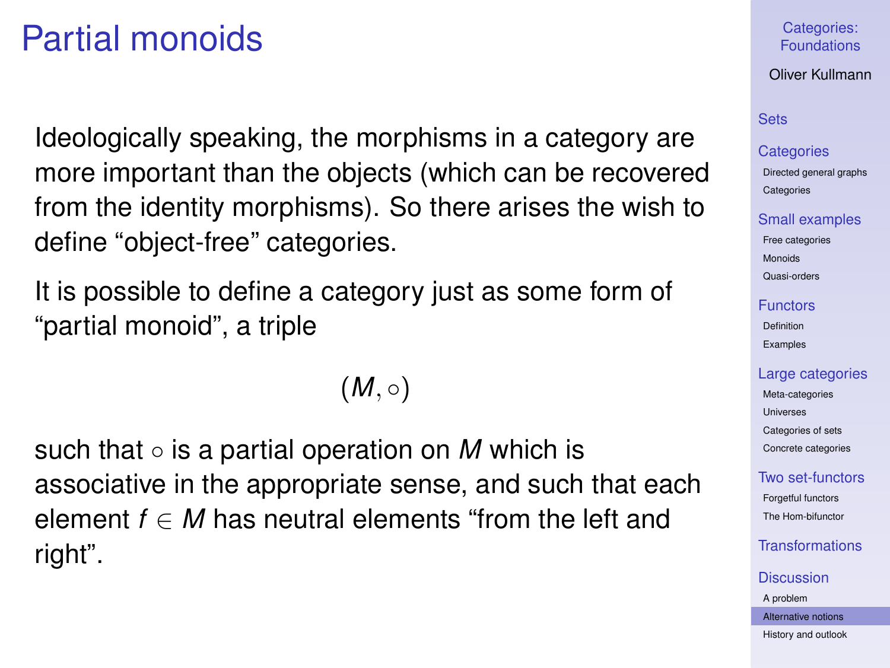# Partial monoids

Ideologically speaking, the morphisms in a category are more important than the objects (which can be recovered from the identity morphisms). So there arises the wish to define "object-free" categories.

It is possible to define a category just as some form of "partial monoid", a triple

$$(M, \circ)$$

such that $\circ$ is a partial operation on $M$ which is associative in the appropriate sense, and such that each element $f \in M$ has neutral elements "from the left and right".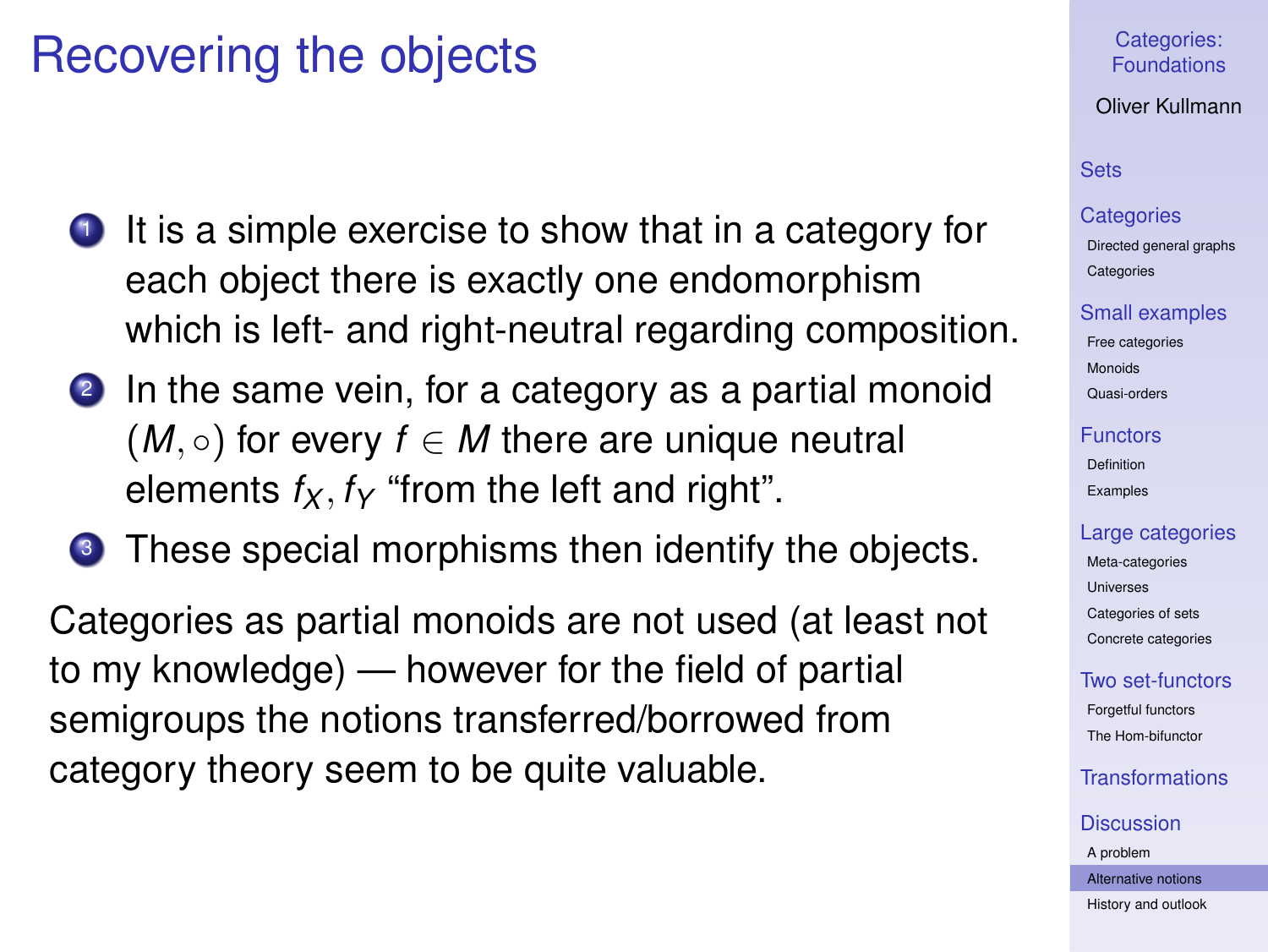# Recovering the objects

1. It is a simple exercise to show that in a category for each object there is exactly one endomorphism which is left- and right-neutral regarding composition.
2. In the same vein, for a category as a partial monoid $(M, \circ)$ for every $f \in M$ there are unique neutral elements $f_X, f_Y$ "from the left and right".
3. These special morphisms then identify the objects.

Categories as partial monoids are not used (at least not to my knowledge) — however for the field of partial semigroups the notions transferred/borrowed from category theory seem to be quite valuable.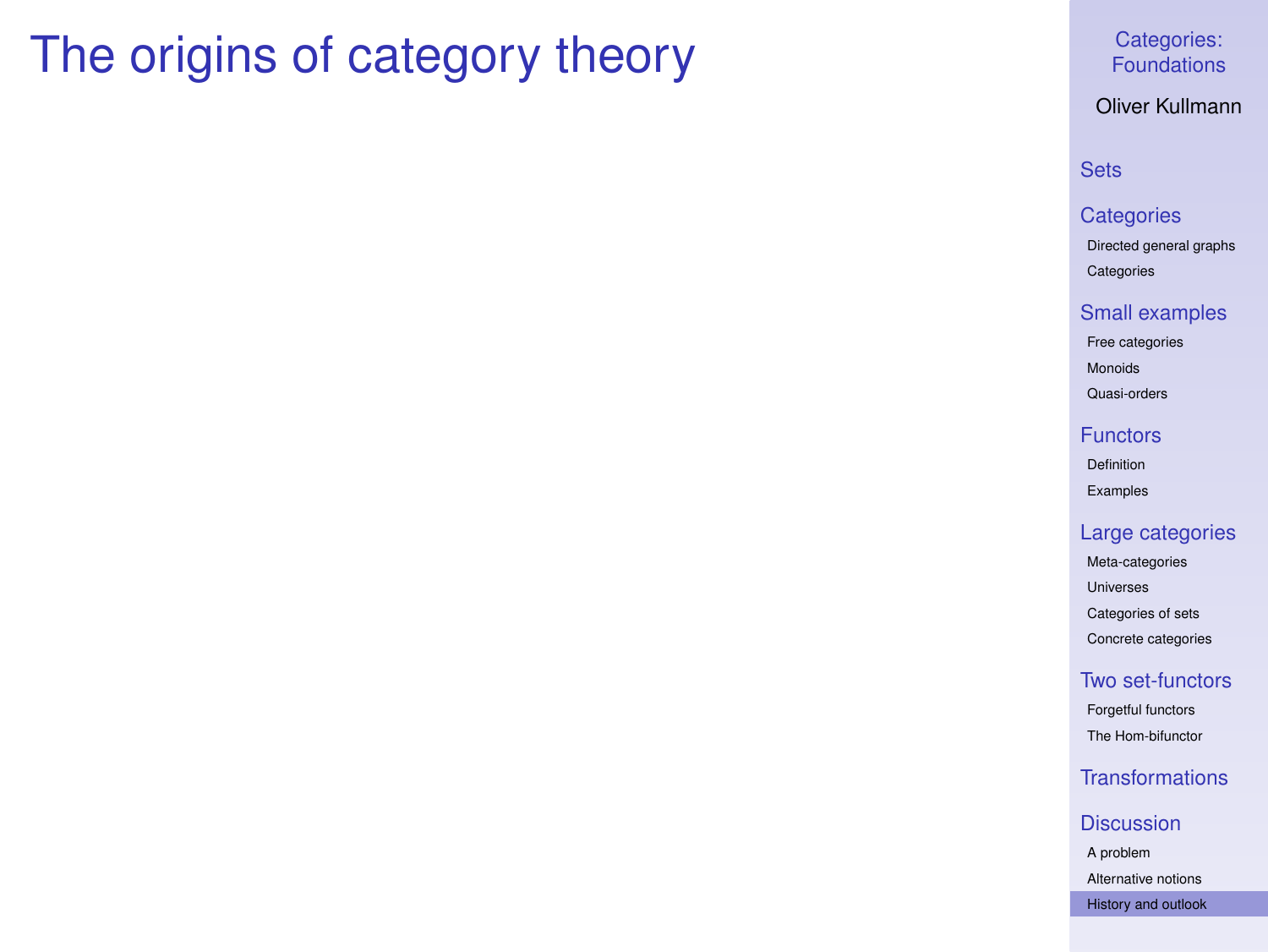# The origins of category theory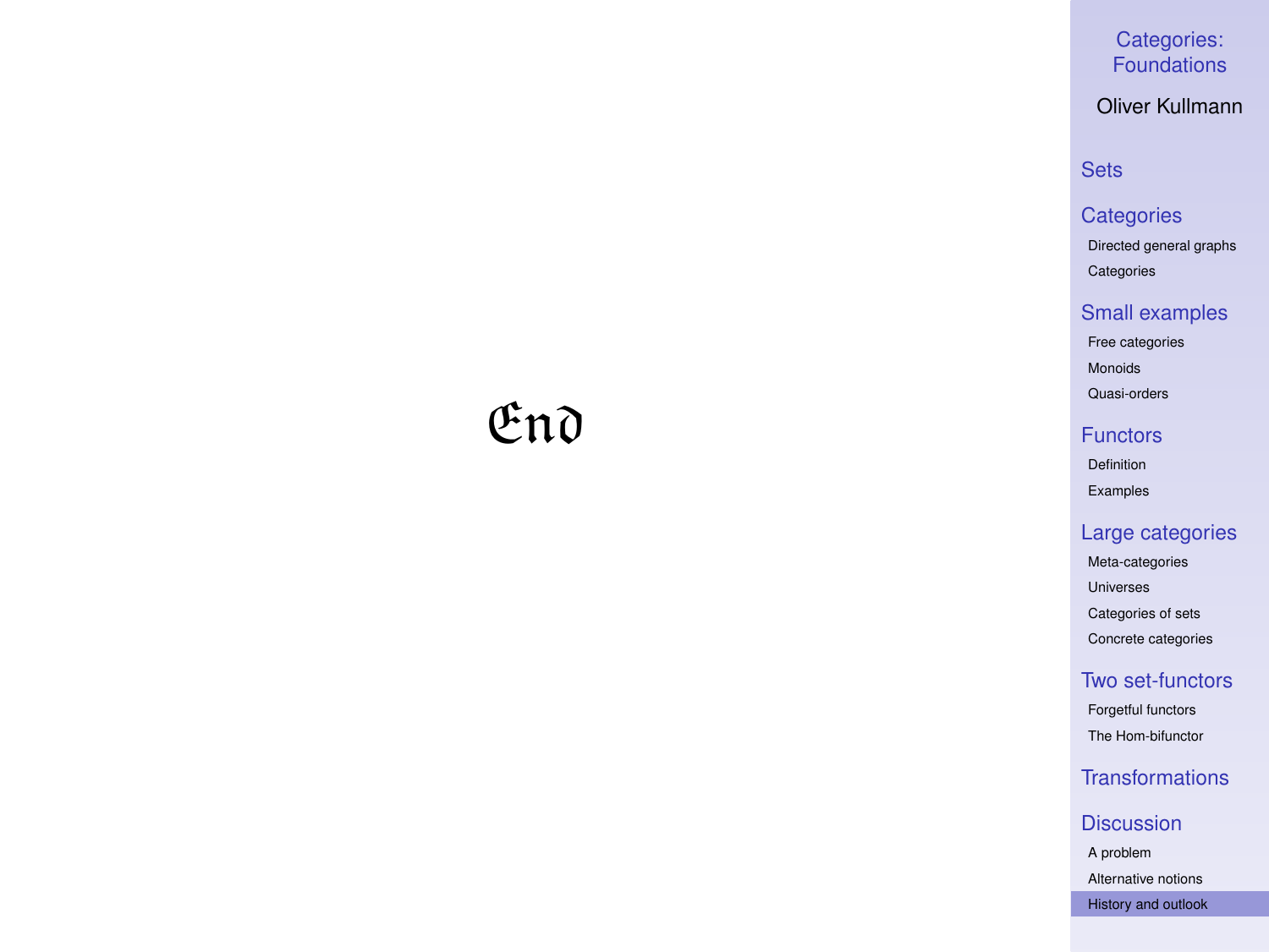End